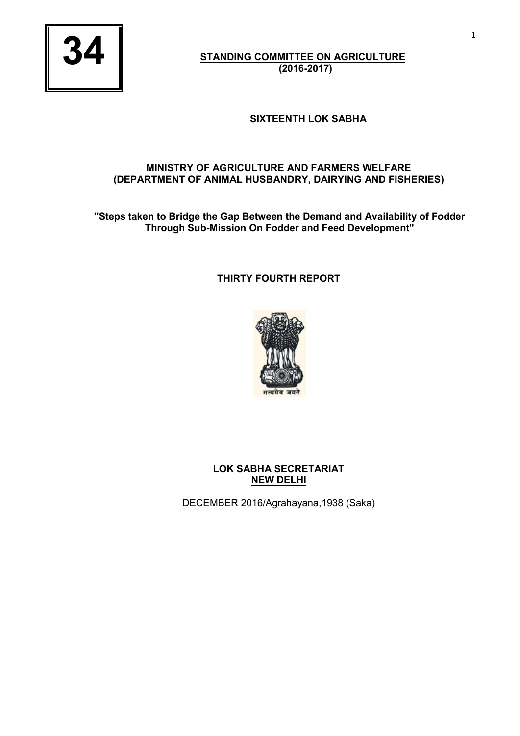**34**

## STANDING COMMITTEE ON AGRICULTURE
**(2016-2017)**

### SIXTEENTH LOK SABHA

### MINISTRY OF AGRICULTURE AND FARMERS WELFARE
### (DEPARTMENT OF ANIMAL HUSBANDRY, DAIRYING AND FISHERIES)

**"Steps taken to Bridge the Gap Between the Demand and Availability of Fodder Through Sub-Mission On Fodder and Feed Development"**

### THIRTY FOURTH REPORT

सत्यमेव जयते

**LOK SABHA SECRETARIAT**
**NEW DELHI**

DECEMBER 2016/Agrahayana,1938 (Saka)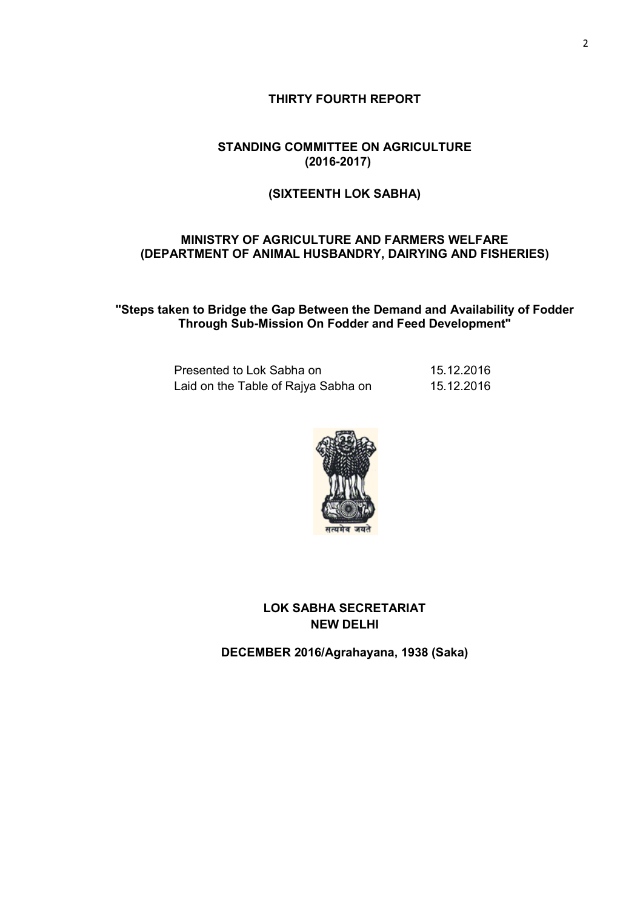**THIRTY FOURTH REPORT**

**STANDING COMMITTEE ON AGRICULTURE (2016-2017)**

**(SIXTEENTH LOK SABHA)**

**MINISTRY OF AGRICULTURE AND FARMERS WELFARE (DEPARTMENT OF ANIMAL HUSBANDRY, DAIRYING AND FISHERIES)**

**"Steps taken to Bridge the Gap Between the Demand and Availability of Fodder Through Sub-Mission On Fodder and Feed Development"**

| | |
|---|---|
| Presented to Lok Sabha on | 15.12.2016 |
| Laid on the Table of Rajya Sabha on | 15.12.2016 |

सत्यमेव जयते

**LOK SABHA SECRETARIAT NEW DELHI**

**DECEMBER 2016/Agrahayana, 1938 (Saka)**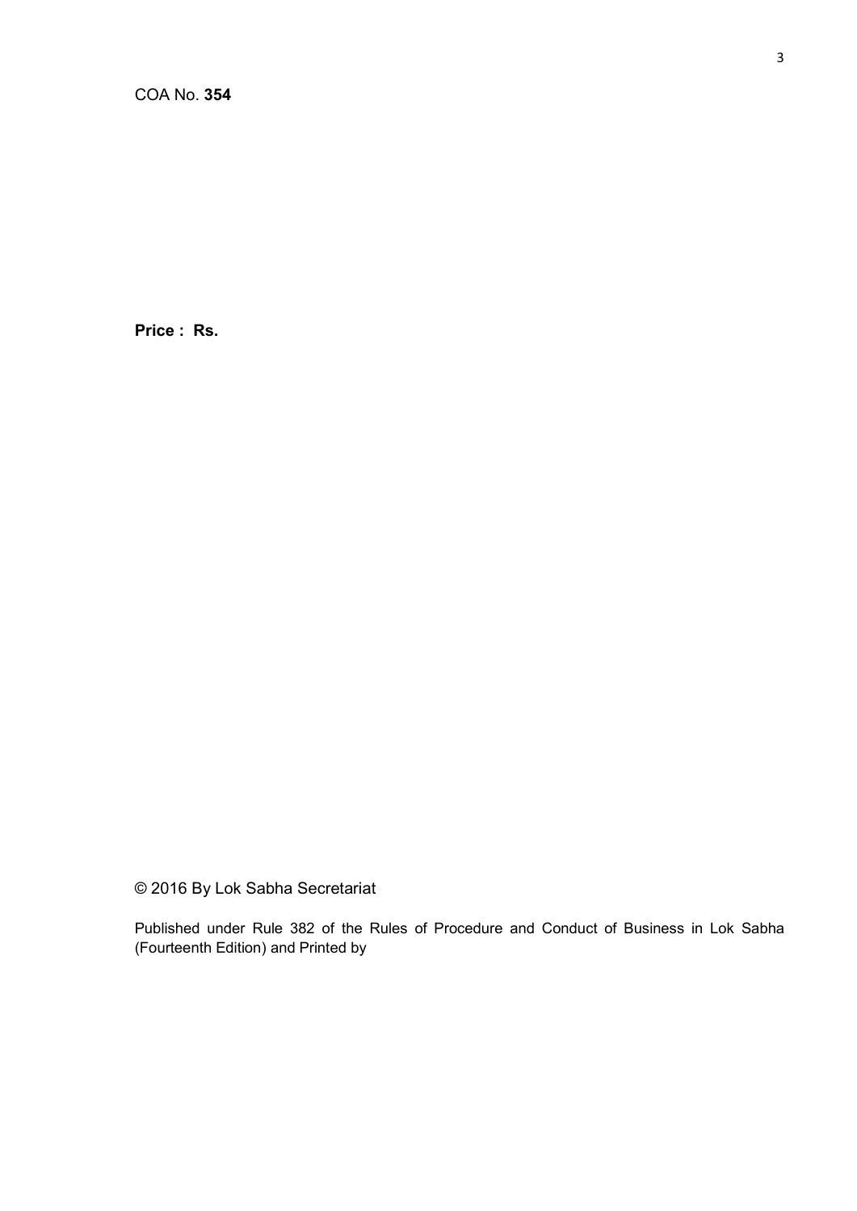COA No. **354**

**Price : Rs.**

© 2016 By Lok Sabha Secretariat

Published under Rule 382 of the Rules of Procedure and Conduct of Business in Lok Sabha (Fourteenth Edition) and Printed by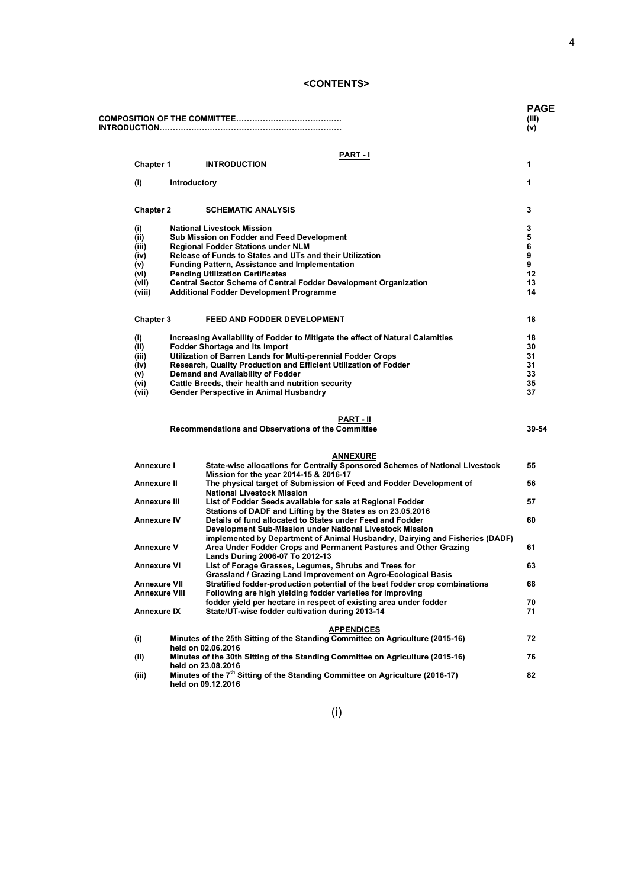# <CONTENTS>

| | | PAGE |
|---|---|---|
| COMPOSITION OF THE COMMITTEE………………………………… | | (iii) |
| INTRODUCTION…………………………………………………………… | | (v) |

## PART - I

| | | |
|---|---|---|
| **Chapter 1** | **INTRODUCTION** | 1 |
| (i) | Introductory | 1 |
| **Chapter 2** | **SCHEMATIC ANALYSIS** | 3 |
| (i) | National Livestock Mission | 3 |
| (ii) | Sub Mission on Fodder and Feed Development | 5 |
| (iii) | Regional Fodder Stations under NLM | 6 |
| (iv) | Release of Funds to States and UTs and their Utilization | 9 |
| (v) | Funding Pattern, Assistance and Implementation | 9 |
| (vi) | Pending Utilization Certificates | 12 |
| (vii) | Central Sector Scheme of Central Fodder Development Organization | 13 |
| (viii) | Additional Fodder Development Programme | 14 |
| **Chapter 3** | **FEED AND FODDER DEVELOPMENT** | 18 |
| (i) | Increasing Availability of Fodder to Mitigate the effect of Natural Calamities | 18 |
| (ii) | Fodder Shortage and its Import | 30 |
| (iii) | Utilization of Barren Lands for Multi-perennial Fodder Crops | 31 |
| (iv) | Research, Quality Production and Efficient Utilization of Fodder | 31 |
| (v) | Demand and Availability of Fodder | 33 |
| (vi) | Cattle Breeds, their health and nutrition security | 35 |
| (vii) | Gender Perspective in Animal Husbandry | 37 |

## PART - II

| | |
|---|---|
| Recommendations and Observations of the Committee | 39-54 |

## ANNEXURE

| | | |
|---|---|---|
| Annexure I | State-wise allocations for Centrally Sponsored Schemes of National Livestock Mission for the year 2014-15 & 2016-17 | 55 |
| Annexure II | The physical target of Submission of Feed and Fodder Development of National Livestock Mission | 56 |
| Annexure III | List of Fodder Seeds available for sale at Regional Fodder Stations of DADF and Lifting by the States as on 23.05.2016 | 57 |
| Annexure IV | Details of fund allocated to States under Feed and Fodder Development Sub-Mission under National Livestock Mission implemented by Department of Animal Husbandry, Dairying and Fisheries (DADF) | 60 |
| Annexure V | Area Under Fodder Crops and Permanent Pastures and Other Grazing Lands During 2006-07 To 2012-13 | 61 |
| Annexure VI | List of Forage Grasses, Legumes, Shrubs and Trees for Grassland / Grazing Land Improvement on Agro-Ecological Basis | 63 |
| Annexure VII | Stratified fodder-production potential of the best fodder crop combinations | 68 |
| Annexure VIII | Following are high yielding fodder varieties for improving fodder yield per hectare in respect of existing area under fodder | 70 |
| Annexure IX | State/UT-wise fodder cultivation during 2013-14 | 71 |

## APPENDICES

| | | |
|---|---|---|
| (i) | Minutes of the 25th Sitting of the Standing Committee on Agriculture (2015-16) held on 02.06.2016 | 72 |
| (ii) | Minutes of the 30th Sitting of the Standing Committee on Agriculture (2015-16) held on 23.08.2016 | 76 |
| (iii) | Minutes of the 7th Sitting of the Standing Committee on Agriculture (2016-17) held on 09.12.2016 | 82 |

(i)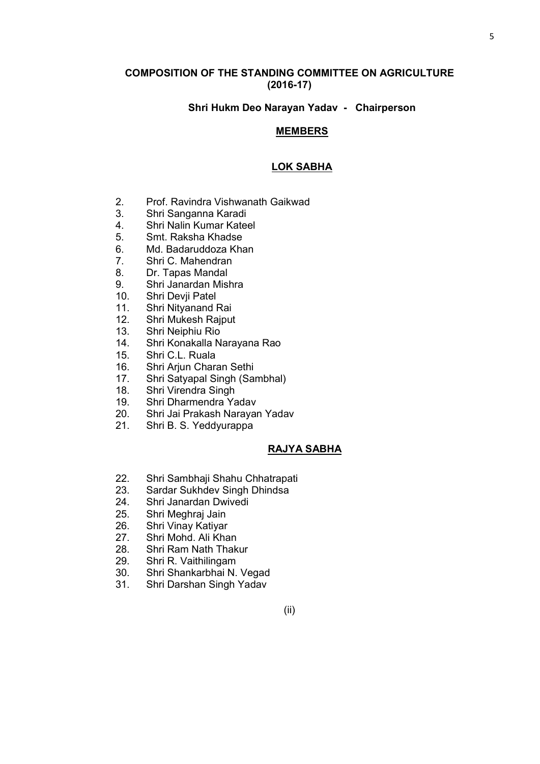## COMPOSITION OF THE STANDING COMMITTEE ON AGRICULTURE (2016-17)

**Shri Hukm Deo Narayan Yadav - Chairperson**

**MEMBERS**

**LOK SABHA**

2. Prof. Ravindra Vishwanath Gaikwad
3. Shri Sanganna Karadi
4. Shri Nalin Kumar Kateel
5. Smt. Raksha Khadse
6. Md. Badaruddoza Khan
7. Shri C. Mahendran
8. Dr. Tapas Mandal
9. Shri Janardan Mishra
10. Shri Devji Patel
11. Shri Nityanand Rai
12. Shri Mukesh Rajput
13. Shri Neiphiu Rio
14. Shri Konakalla Narayana Rao
15. Shri C.L. Ruala
16. Shri Arjun Charan Sethi
17. Shri Satyapal Singh (Sambhal)
18. Shri Virendra Singh
19. Shri Dharmendra Yadav
20. Shri Jai Prakash Narayan Yadav
21. Shri B. S. Yeddyurappa

**RAJYA SABHA**

22. Shri Sambhaji Shahu Chhatrapati
23. Sardar Sukhdev Singh Dhindsa
24. Shri Janardan Dwivedi
25. Shri Meghraj Jain
26. Shri Vinay Katiyar
27. Shri Mohd. Ali Khan
28. Shri Ram Nath Thakur
29. Shri R. Vaithilingam
30. Shri Shankarbhai N. Vegad
31. Shri Darshan Singh Yadav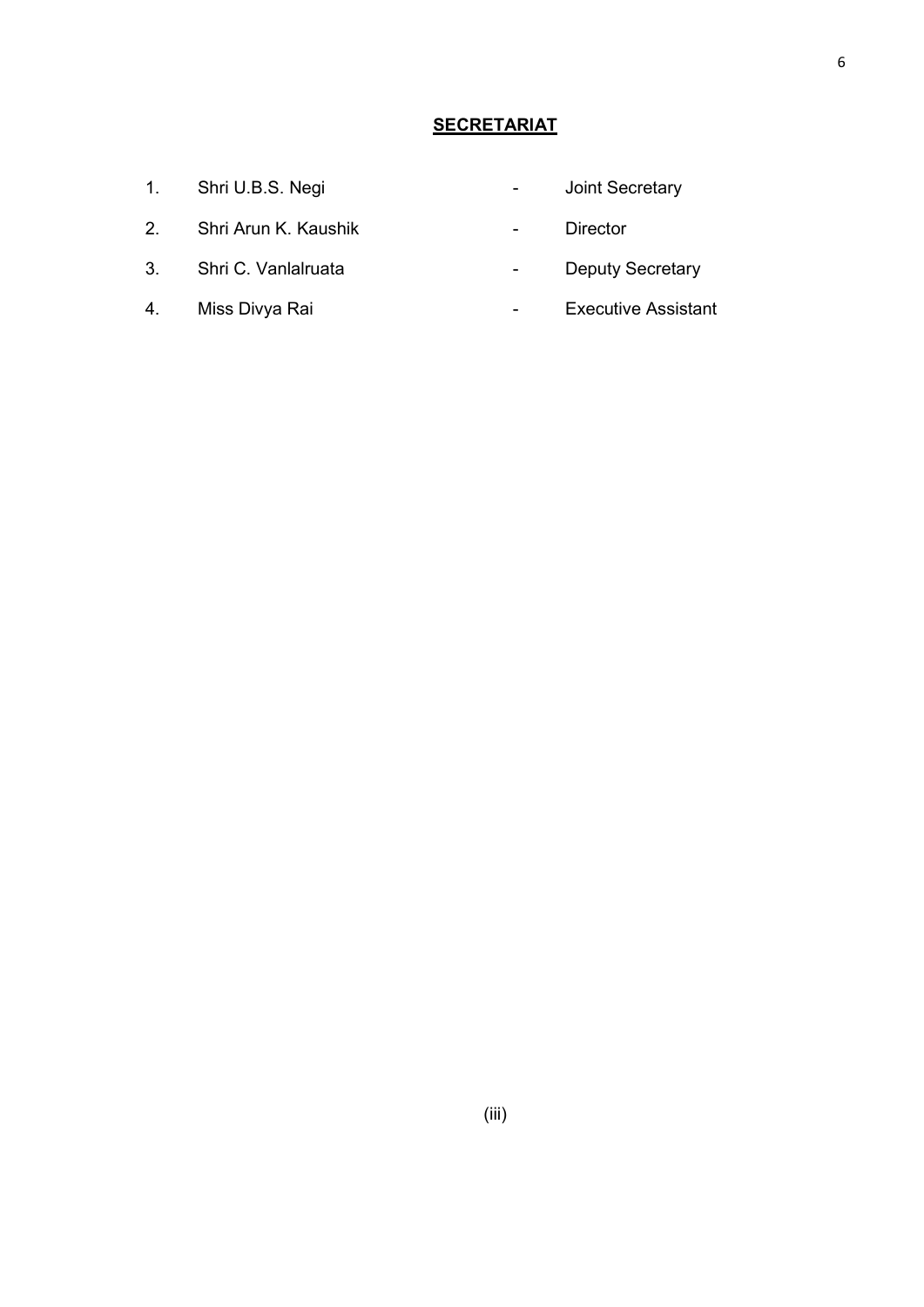## SECRETARIAT

1. Shri U.B.S. Negi - Joint Secretary
2. Shri Arun K. Kaushik - Director
3. Shri C. Vanlalruata - Deputy Secretary
4. Miss Divya Rai - Executive Assistant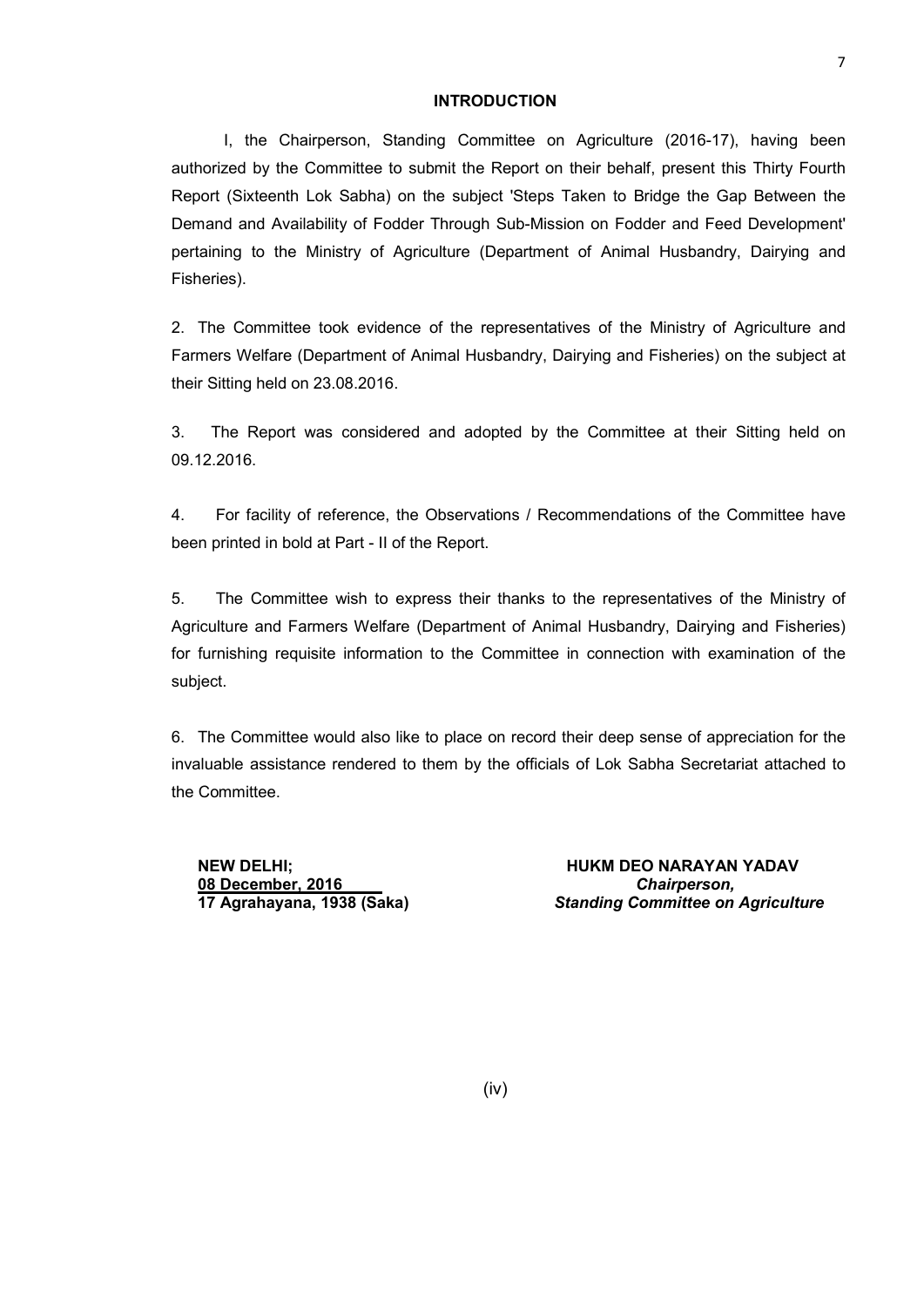## INTRODUCTION

I, the Chairperson, Standing Committee on Agriculture (2016-17), having been authorized by the Committee to submit the Report on their behalf, present this Thirty Fourth Report (Sixteenth Lok Sabha) on the subject 'Steps Taken to Bridge the Gap Between the Demand and Availability of Fodder Through Sub-Mission on Fodder and Feed Development' pertaining to the Ministry of Agriculture (Department of Animal Husbandry, Dairying and Fisheries).

2. The Committee took evidence of the representatives of the Ministry of Agriculture and Farmers Welfare (Department of Animal Husbandry, Dairying and Fisheries) on the subject at their Sitting held on 23.08.2016.

3. The Report was considered and adopted by the Committee at their Sitting held on 09.12.2016.

4. For facility of reference, the Observations / Recommendations of the Committee have been printed in bold at Part - II of the Report.

5. The Committee wish to express their thanks to the representatives of the Ministry of Agriculture and Farmers Welfare (Department of Animal Husbandry, Dairying and Fisheries) for furnishing requisite information to the Committee in connection with examination of the subject.

6. The Committee would also like to place on record their deep sense of appreciation for the invaluable assistance rendered to them by the officials of Lok Sabha Secretariat attached to the Committee.

**NEW DELHI;**
**08 December, 2016**
**17 Agrahayana, 1938 (Saka)**

**HUKM DEO NARAYAN YADAV**
***Chairperson,***
***Standing Committee on Agriculture***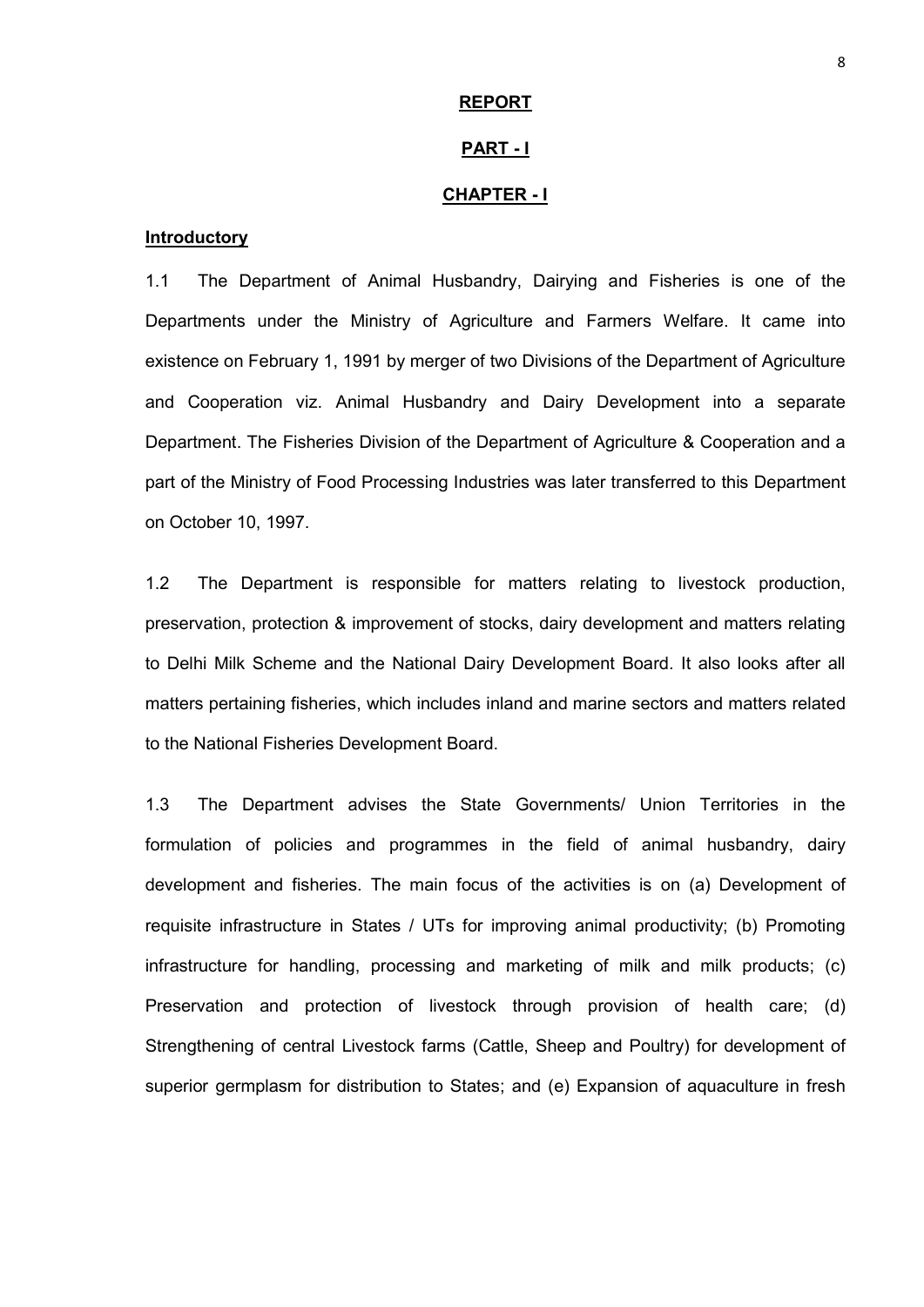# REPORT

## PART - I

## CHAPTER - I

**Introductory**

1.1 The Department of Animal Husbandry, Dairying and Fisheries is one of the Departments under the Ministry of Agriculture and Farmers Welfare. It came into existence on February 1, 1991 by merger of two Divisions of the Department of Agriculture and Cooperation viz. Animal Husbandry and Dairy Development into a separate Department. The Fisheries Division of the Department of Agriculture & Cooperation and a part of the Ministry of Food Processing Industries was later transferred to this Department on October 10, 1997.

1.2 The Department is responsible for matters relating to livestock production, preservation, protection & improvement of stocks, dairy development and matters relating to Delhi Milk Scheme and the National Dairy Development Board. It also looks after all matters pertaining fisheries, which includes inland and marine sectors and matters related to the National Fisheries Development Board.

1.3 The Department advises the State Governments/ Union Territories in the formulation of policies and programmes in the field of animal husbandry, dairy development and fisheries. The main focus of the activities is on (a) Development of requisite infrastructure in States / UTs for improving animal productivity; (b) Promoting infrastructure for handling, processing and marketing of milk and milk products; (c) Preservation and protection of livestock through provision of health care; (d) Strengthening of central Livestock farms (Cattle, Sheep and Poultry) for development of superior germplasm for distribution to States; and (e) Expansion of aquaculture in fresh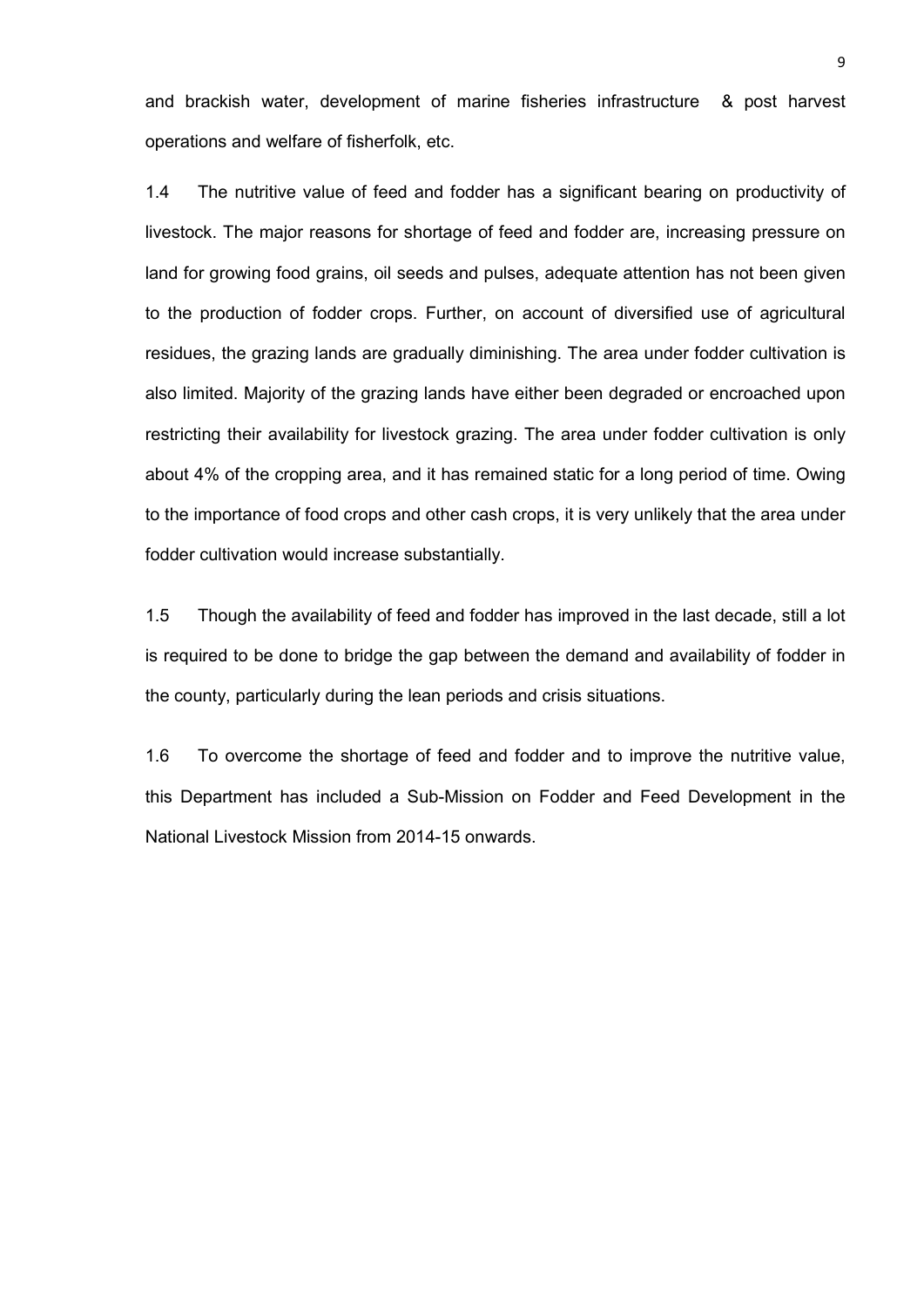and brackish water, development of marine fisheries infrastructure & post harvest operations and welfare of fisherfolk, etc.

1.4 The nutritive value of feed and fodder has a significant bearing on productivity of livestock. The major reasons for shortage of feed and fodder are, increasing pressure on land for growing food grains, oil seeds and pulses, adequate attention has not been given to the production of fodder crops. Further, on account of diversified use of agricultural residues, the grazing lands are gradually diminishing. The area under fodder cultivation is also limited. Majority of the grazing lands have either been degraded or encroached upon restricting their availability for livestock grazing. The area under fodder cultivation is only about 4% of the cropping area, and it has remained static for a long period of time. Owing to the importance of food crops and other cash crops, it is very unlikely that the area under fodder cultivation would increase substantially.

1.5 Though the availability of feed and fodder has improved in the last decade, still a lot is required to be done to bridge the gap between the demand and availability of fodder in the county, particularly during the lean periods and crisis situations.

1.6 To overcome the shortage of feed and fodder and to improve the nutritive value, this Department has included a Sub-Mission on Fodder and Feed Development in the National Livestock Mission from 2014-15 onwards.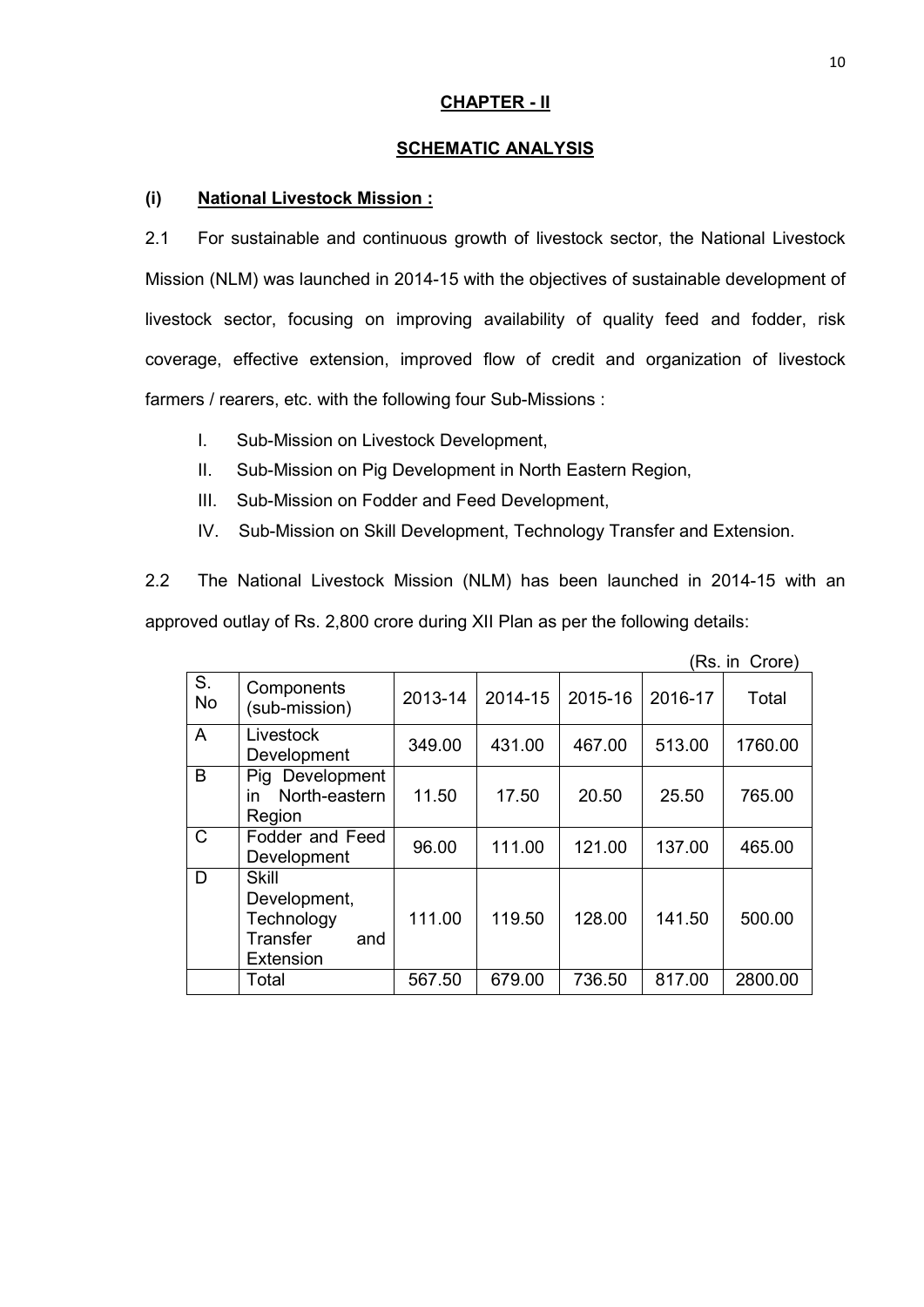## CHAPTER - II

## SCHEMATIC ANALYSIS

### (i) National Livestock Mission :

2.1 For sustainable and continuous growth of livestock sector, the National Livestock Mission (NLM) was launched in 2014-15 with the objectives of sustainable development of livestock sector, focusing on improving availability of quality feed and fodder, risk coverage, effective extension, improved flow of credit and organization of livestock farmers / rearers, etc. with the following four Sub-Missions :

I. Sub-Mission on Livestock Development,

II. Sub-Mission on Pig Development in North Eastern Region,

III. Sub-Mission on Fodder and Feed Development,

IV. Sub-Mission on Skill Development, Technology Transfer and Extension.

2.2 The National Livestock Mission (NLM) has been launched in 2014-15 with an approved outlay of Rs. 2,800 crore during XII Plan as per the following details:

(Rs. in Crore)

| S. No | Components (sub-mission) | 2013-14 | 2014-15 | 2015-16 | 2016-17 | Total |
|---|---|---|---|---|---|---|
| A | Livestock Development | 349.00 | 431.00 | 467.00 | 513.00 | 1760.00 |
| B | Pig Development in North-eastern Region | 11.50 | 17.50 | 20.50 | 25.50 | 765.00 |
| C | Fodder and Feed Development | 96.00 | 111.00 | 121.00 | 137.00 | 465.00 |
| D | Skill Development, Technology Transfer and Extension | 111.00 | 119.50 | 128.00 | 141.50 | 500.00 |
| | Total | 567.50 | 679.00 | 736.50 | 817.00 | 2800.00 |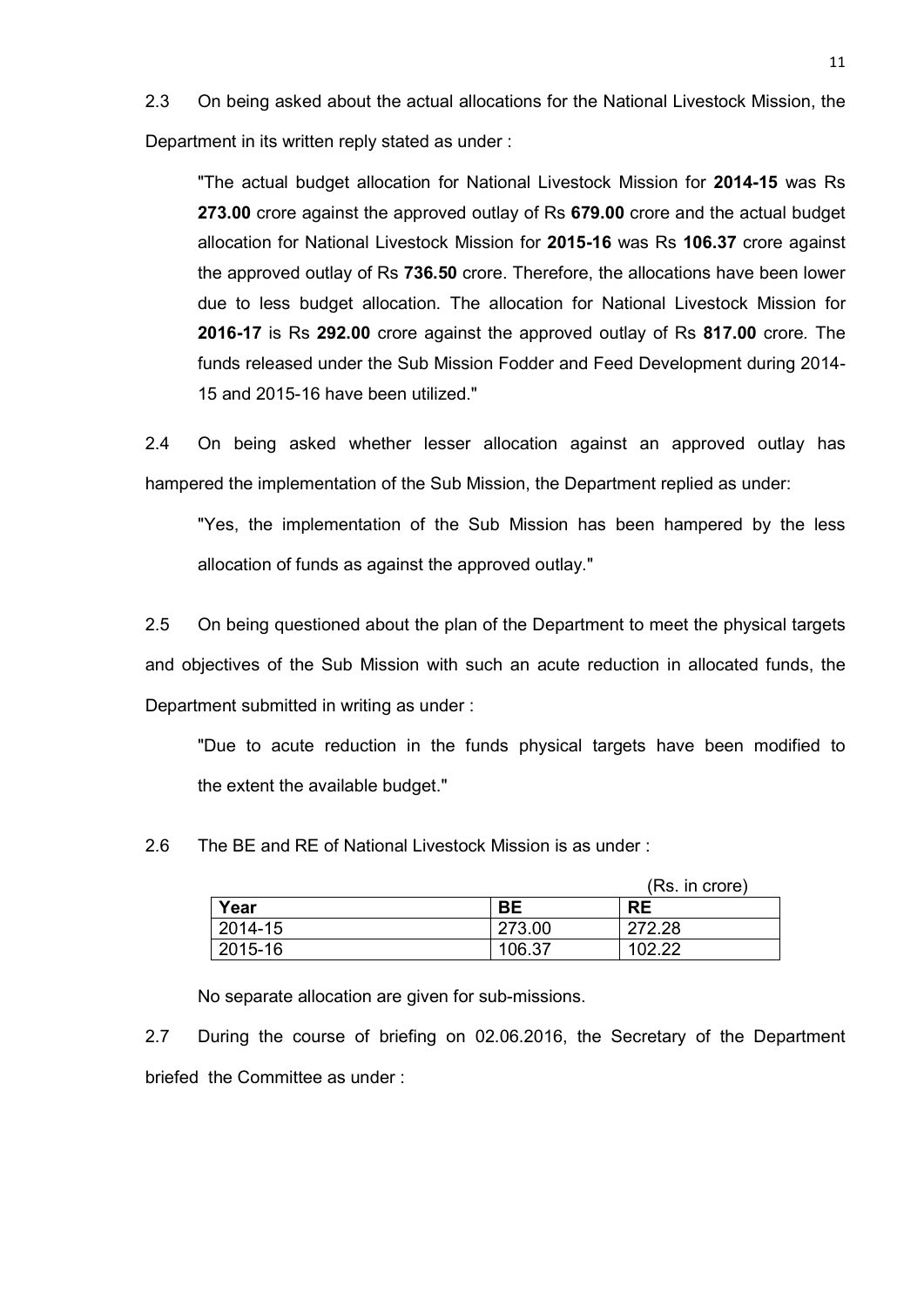2.3 On being asked about the actual allocations for the National Livestock Mission, the Department in its written reply stated as under :

> "The actual budget allocation for National Livestock Mission for **2014-15** was Rs **273.00** crore against the approved outlay of Rs **679.00** crore and the actual budget allocation for National Livestock Mission for **2015-16** was Rs **106.37** crore against the approved outlay of Rs **736.50** crore. Therefore, the allocations have been lower due to less budget allocation. The allocation for National Livestock Mission for **2016-17** is Rs **292.00** crore against the approved outlay of Rs **817.00** crore. The funds released under the Sub Mission Fodder and Feed Development during 2014-15 and 2015-16 have been utilized."

2.4 On being asked whether lesser allocation against an approved outlay has hampered the implementation of the Sub Mission, the Department replied as under:

> "Yes, the implementation of the Sub Mission has been hampered by the less allocation of funds as against the approved outlay."

2.5 On being questioned about the plan of the Department to meet the physical targets and objectives of the Sub Mission with such an acute reduction in allocated funds, the Department submitted in writing as under :

> "Due to acute reduction in the funds physical targets have been modified to the extent the available budget."

2.6 The BE and RE of National Livestock Mission is as under :

(Rs. in crore)

| Year | BE | RE |
|---|---|---|
| 2014-15 | 273.00 | 272.28 |
| 2015-16 | 106.37 | 102.22 |

No separate allocation are given for sub-missions.

2.7 During the course of briefing on 02.06.2016, the Secretary of the Department briefed the Committee as under :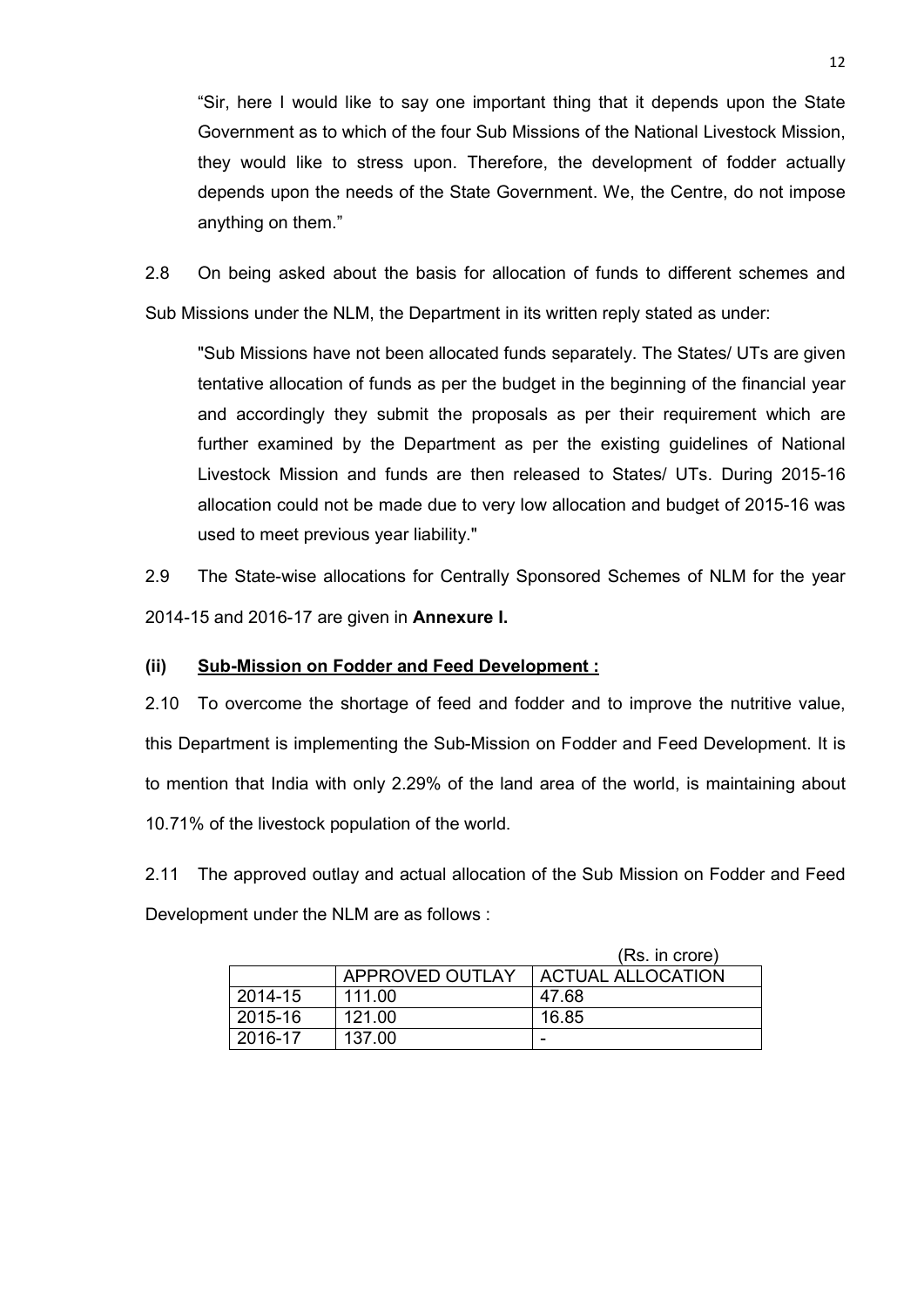"Sir, here I would like to say one important thing that it depends upon the State Government as to which of the four Sub Missions of the National Livestock Mission, they would like to stress upon. Therefore, the development of fodder actually depends upon the needs of the State Government. We, the Centre, do not impose anything on them."

2.8 On being asked about the basis for allocation of funds to different schemes and Sub Missions under the NLM, the Department in its written reply stated as under:

"Sub Missions have not been allocated funds separately. The States/ UTs are given tentative allocation of funds as per the budget in the beginning of the financial year and accordingly they submit the proposals as per their requirement which are further examined by the Department as per the existing guidelines of National Livestock Mission and funds are then released to States/ UTs. During 2015-16 allocation could not be made due to very low allocation and budget of 2015-16 was used to meet previous year liability."

2.9 The State-wise allocations for Centrally Sponsored Schemes of NLM for the year 2014-15 and 2016-17 are given in **Annexure I.**

**(ii) <u>Sub-Mission on Fodder and Feed Development :</u>**

2.10 To overcome the shortage of feed and fodder and to improve the nutritive value, this Department is implementing the Sub-Mission on Fodder and Feed Development. It is to mention that India with only 2.29% of the land area of the world, is maintaining about 10.71% of the livestock population of the world.

2.11 The approved outlay and actual allocation of the Sub Mission on Fodder and Feed Development under the NLM are as follows :

(Rs. in crore)

| | APPROVED OUTLAY | ACTUAL ALLOCATION |
|---|---|---|
| 2014-15 | 111.00 | 47.68 |
| 2015-16 | 121.00 | 16.85 |
| 2016-17 | 137.00 | - |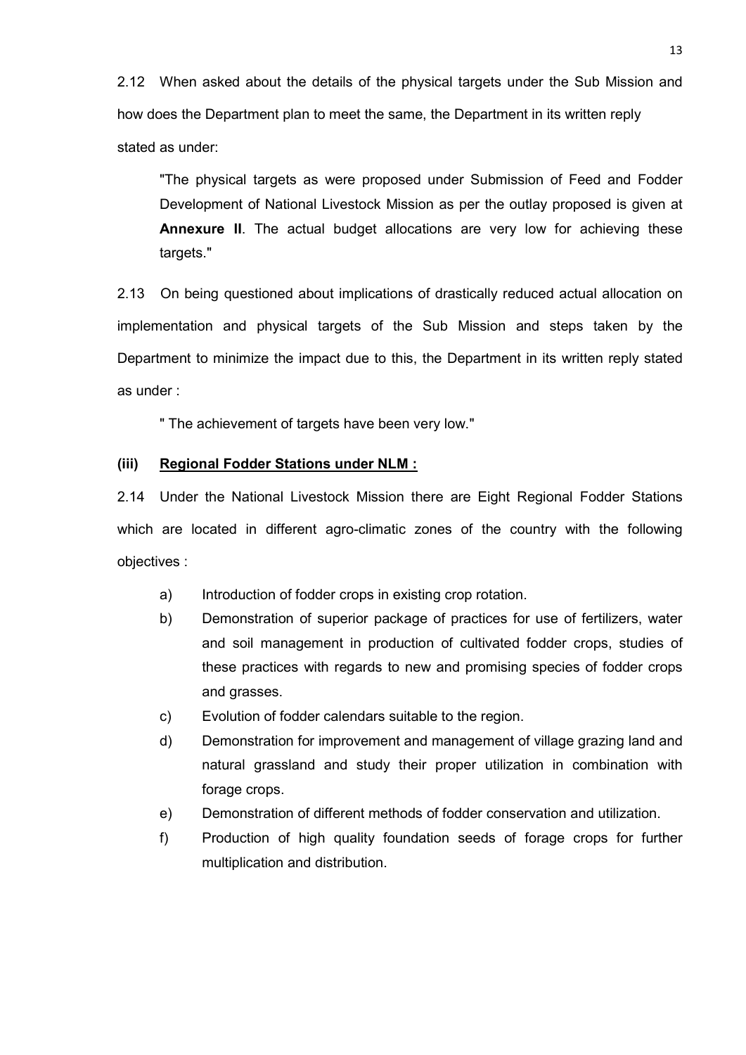2.12 When asked about the details of the physical targets under the Sub Mission and how does the Department plan to meet the same, the Department in its written reply stated as under:

> "The physical targets as were proposed under Submission of Feed and Fodder Development of National Livestock Mission as per the outlay proposed is given at **Annexure II**. The actual budget allocations are very low for achieving these targets."

2.13 On being questioned about implications of drastically reduced actual allocation on implementation and physical targets of the Sub Mission and steps taken by the Department to minimize the impact due to this, the Department in its written reply stated as under :

> " The achievement of targets have been very low."

**(iii) <u>Regional Fodder Stations under NLM :</u>**

2.14 Under the National Livestock Mission there are Eight Regional Fodder Stations which are located in different agro-climatic zones of the country with the following objectives :

a) Introduction of fodder crops in existing crop rotation.

b) Demonstration of superior package of practices for use of fertilizers, water and soil management in production of cultivated fodder crops, studies of these practices with regards to new and promising species of fodder crops and grasses.

c) Evolution of fodder calendars suitable to the region.

d) Demonstration for improvement and management of village grazing land and natural grassland and study their proper utilization in combination with forage crops.

e) Demonstration of different methods of fodder conservation and utilization.

f) Production of high quality foundation seeds of forage crops for further multiplication and distribution.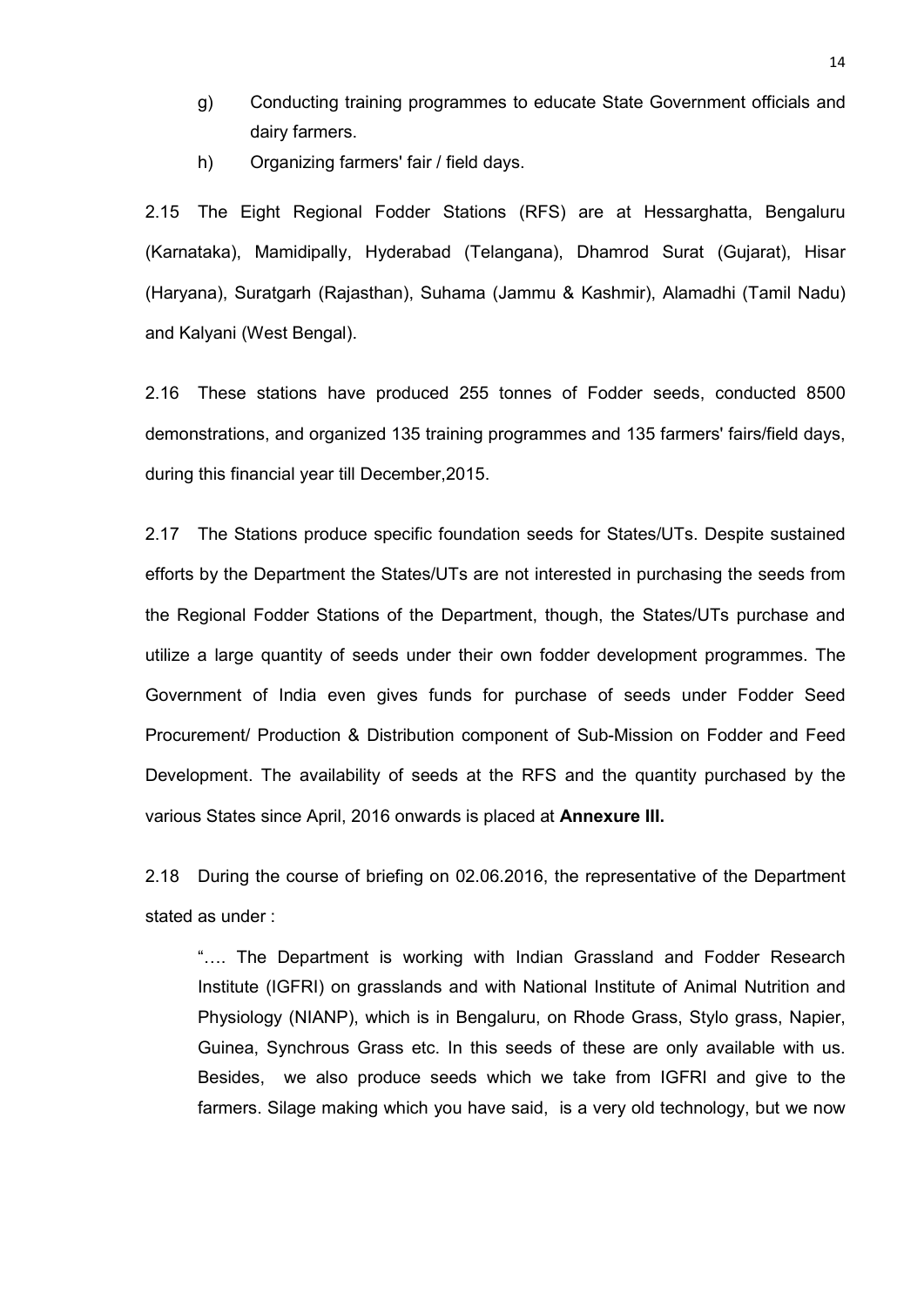g) Conducting training programmes to educate State Government officials and dairy farmers.

h) Organizing farmers' fair / field days.

2.15 The Eight Regional Fodder Stations (RFS) are at Hessarghatta, Bengaluru (Karnataka), Mamidipally, Hyderabad (Telangana), Dhamrod Surat (Gujarat), Hisar (Haryana), Suratgarh (Rajasthan), Suhama (Jammu & Kashmir), Alamadhi (Tamil Nadu) and Kalyani (West Bengal).

2.16 These stations have produced 255 tonnes of Fodder seeds, conducted 8500 demonstrations, and organized 135 training programmes and 135 farmers' fairs/field days, during this financial year till December,2015.

2.17 The Stations produce specific foundation seeds for States/UTs. Despite sustained efforts by the Department the States/UTs are not interested in purchasing the seeds from the Regional Fodder Stations of the Department, though, the States/UTs purchase and utilize a large quantity of seeds under their own fodder development programmes. The Government of India even gives funds for purchase of seeds under Fodder Seed Procurement/ Production & Distribution component of Sub-Mission on Fodder and Feed Development. The availability of seeds at the RFS and the quantity purchased by the various States since April, 2016 onwards is placed at **Annexure III.**

2.18 During the course of briefing on 02.06.2016, the representative of the Department stated as under :

> "…. The Department is working with Indian Grassland and Fodder Research Institute (IGFRI) on grasslands and with National Institute of Animal Nutrition and Physiology (NIANP), which is in Bengaluru, on Rhode Grass, Stylo grass, Napier, Guinea, Synchrous Grass etc. In this seeds of these are only available with us. Besides, we also produce seeds which we take from IGFRI and give to the farmers. Silage making which you have said, is a very old technology, but we now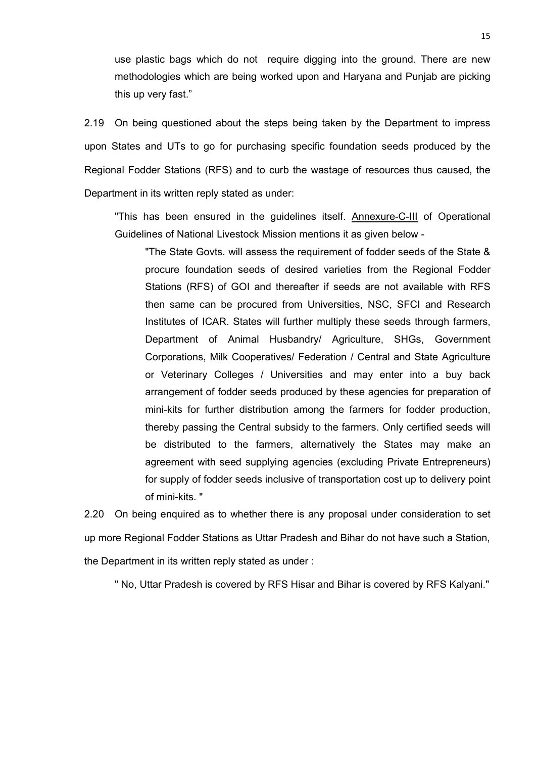use plastic bags which do not require digging into the ground. There are new methodologies which are being worked upon and Haryana and Punjab are picking this up very fast."

2.19 On being questioned about the steps being taken by the Department to impress upon States and UTs to go for purchasing specific foundation seeds produced by the Regional Fodder Stations (RFS) and to curb the wastage of resources thus caused, the Department in its written reply stated as under:

> "This has been ensured in the guidelines itself. Annexure-C-III of Operational Guidelines of National Livestock Mission mentions it as given below -
>
> > "The State Govts. will assess the requirement of fodder seeds of the State & procure foundation seeds of desired varieties from the Regional Fodder Stations (RFS) of GOI and thereafter if seeds are not available with RFS then same can be procured from Universities, NSC, SFCI and Research Institutes of ICAR. States will further multiply these seeds through farmers, Department of Animal Husbandry/ Agriculture, SHGs, Government Corporations, Milk Cooperatives/ Federation / Central and State Agriculture or Veterinary Colleges / Universities and may enter into a buy back arrangement of fodder seeds produced by these agencies for preparation of mini-kits for further distribution among the farmers for fodder production, thereby passing the Central subsidy to the farmers. Only certified seeds will be distributed to the farmers, alternatively the States may make an agreement with seed supplying agencies (excluding Private Entrepreneurs) for supply of fodder seeds inclusive of transportation cost up to delivery point of mini-kits. "

2.20 On being enquired as to whether there is any proposal under consideration to set up more Regional Fodder Stations as Uttar Pradesh and Bihar do not have such a Station, the Department in its written reply stated as under :

> " No, Uttar Pradesh is covered by RFS Hisar and Bihar is covered by RFS Kalyani."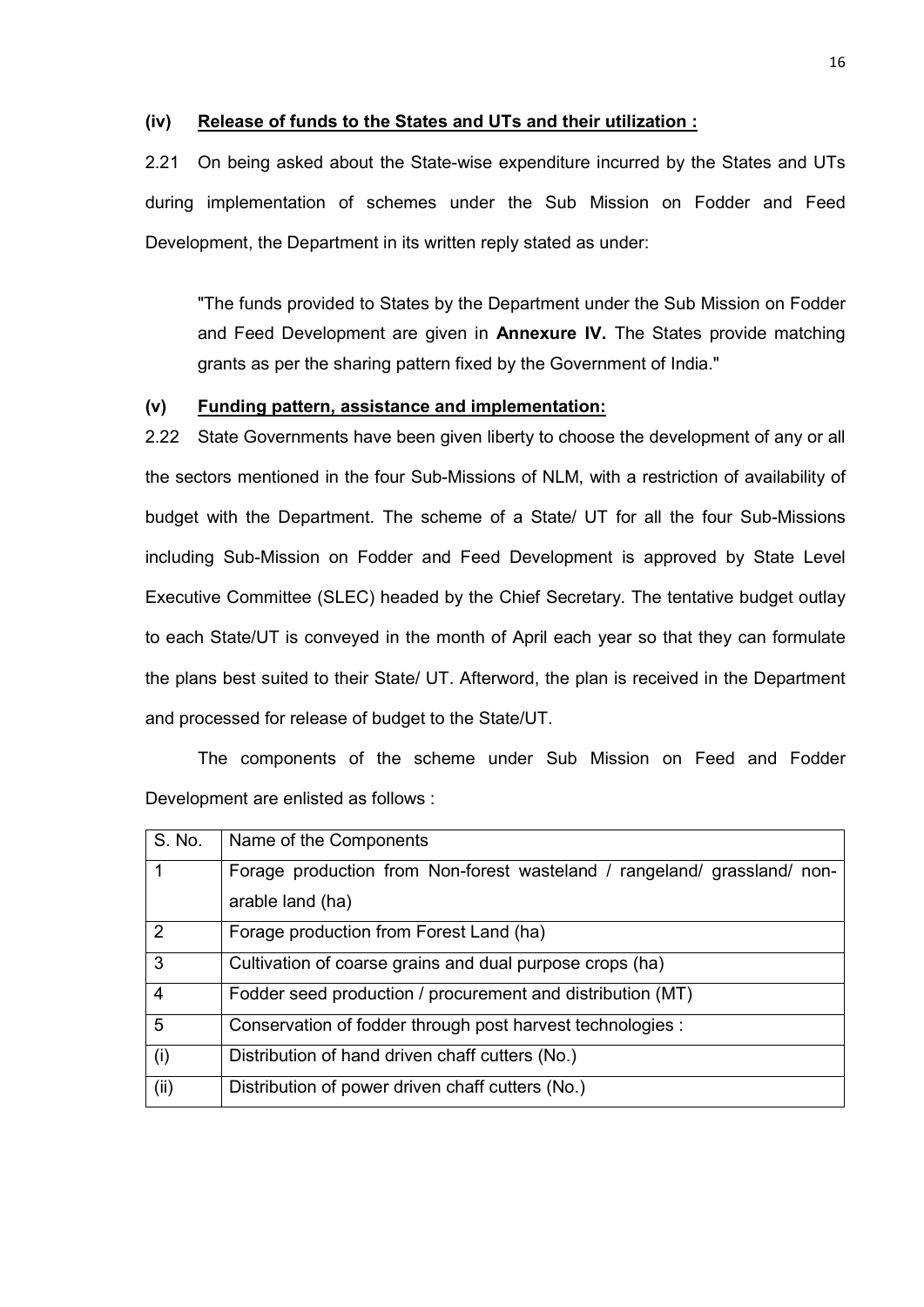### (iv) Release of funds to the States and UTs and their utilization :

2.21 On being asked about the State-wise expenditure incurred by the States and UTs during implementation of schemes under the Sub Mission on Fodder and Feed Development, the Department in its written reply stated as under:

> "The funds provided to States by the Department under the Sub Mission on Fodder and Feed Development are given in **Annexure IV.** The States provide matching grants as per the sharing pattern fixed by the Government of India."

### (v) Funding pattern, assistance and implementation:

2.22 State Governments have been given liberty to choose the development of any or all the sectors mentioned in the four Sub-Missions of NLM, with a restriction of availability of budget with the Department. The scheme of a State/ UT for all the four Sub-Missions including Sub-Mission on Fodder and Feed Development is approved by State Level Executive Committee (SLEC) headed by the Chief Secretary. The tentative budget outlay to each State/UT is conveyed in the month of April each year so that they can formulate the plans best suited to their State/ UT. Afterword, the plan is received in the Department and processed for release of budget to the State/UT.

The components of the scheme under Sub Mission on Feed and Fodder Development are enlisted as follows :

| S. No. | Name of the Components |
|---|---|
| 1 | Forage production from Non-forest wasteland / rangeland/ grassland/ non-arable land (ha) |
| 2 | Forage production from Forest Land (ha) |
| 3 | Cultivation of coarse grains and dual purpose crops (ha) |
| 4 | Fodder seed production / procurement and distribution (MT) |
| 5 | Conservation of fodder through post harvest technologies : |
| (i) | Distribution of hand driven chaff cutters (No.) |
| (ii) | Distribution of power driven chaff cutters (No.) |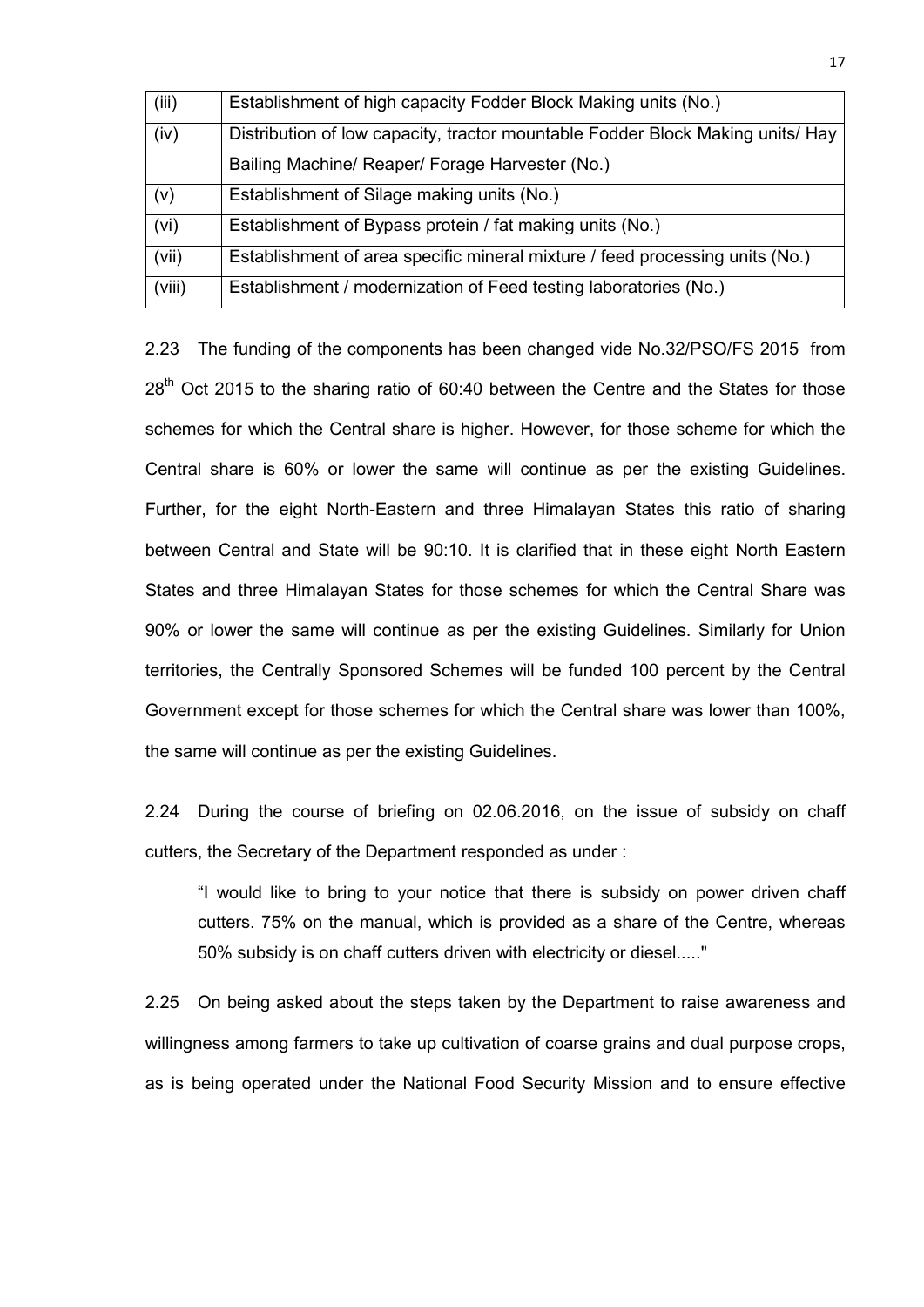| | |
|---|---|
| (iii) | Establishment of high capacity Fodder Block Making units (No.) |
| (iv) | Distribution of low capacity, tractor mountable Fodder Block Making units/ Hay Bailing Machine/ Reaper/ Forage Harvester (No.) |
| (v) | Establishment of Silage making units (No.) |
| (vi) | Establishment of Bypass protein / fat making units (No.) |
| (vii) | Establishment of area specific mineral mixture / feed processing units (No.) |
| (viii) | Establishment / modernization of Feed testing laboratories (No.) |

2.23 The funding of the components has been changed vide No.32/PSO/FS 2015 from 28th Oct 2015 to the sharing ratio of 60:40 between the Centre and the States for those schemes for which the Central share is higher. However, for those scheme for which the Central share is 60% or lower the same will continue as per the existing Guidelines. Further, for the eight North-Eastern and three Himalayan States this ratio of sharing between Central and State will be 90:10. It is clarified that in these eight North Eastern States and three Himalayan States for those schemes for which the Central Share was 90% or lower the same will continue as per the existing Guidelines. Similarly for Union territories, the Centrally Sponsored Schemes will be funded 100 percent by the Central Government except for those schemes for which the Central share was lower than 100%, the same will continue as per the existing Guidelines.

2.24 During the course of briefing on 02.06.2016, on the issue of subsidy on chaff cutters, the Secretary of the Department responded as under :

> "I would like to bring to your notice that there is subsidy on power driven chaff cutters. 75% on the manual, which is provided as a share of the Centre, whereas 50% subsidy is on chaff cutters driven with electricity or diesel....."

2.25 On being asked about the steps taken by the Department to raise awareness and willingness among farmers to take up cultivation of coarse grains and dual purpose crops, as is being operated under the National Food Security Mission and to ensure effective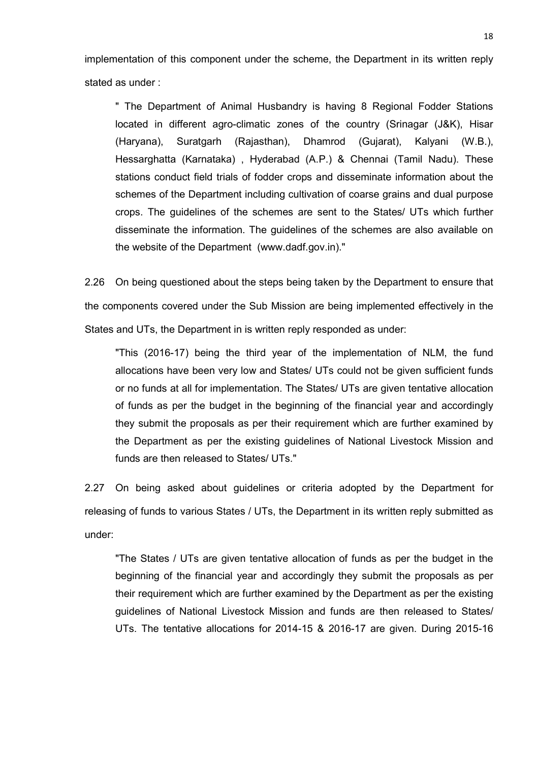implementation of this component under the scheme, the Department in its written reply stated as under :

> " The Department of Animal Husbandry is having 8 Regional Fodder Stations located in different agro-climatic zones of the country (Srinagar (J&K), Hisar (Haryana), Suratgarh (Rajasthan), Dhamrod (Gujarat), Kalyani (W.B.), Hessarghatta (Karnataka) , Hyderabad (A.P.) & Chennai (Tamil Nadu). These stations conduct field trials of fodder crops and disseminate information about the schemes of the Department including cultivation of coarse grains and dual purpose crops. The guidelines of the schemes are sent to the States/ UTs which further disseminate the information. The guidelines of the schemes are also available on the website of the Department (www.dadf.gov.in)."

2.26 On being questioned about the steps being taken by the Department to ensure that the components covered under the Sub Mission are being implemented effectively in the States and UTs, the Department in is written reply responded as under:

> "This (2016-17) being the third year of the implementation of NLM, the fund allocations have been very low and States/ UTs could not be given sufficient funds or no funds at all for implementation. The States/ UTs are given tentative allocation of funds as per the budget in the beginning of the financial year and accordingly they submit the proposals as per their requirement which are further examined by the Department as per the existing guidelines of National Livestock Mission and funds are then released to States/ UTs."

2.27 On being asked about guidelines or criteria adopted by the Department for releasing of funds to various States / UTs, the Department in its written reply submitted as under:

> "The States / UTs are given tentative allocation of funds as per the budget in the beginning of the financial year and accordingly they submit the proposals as per their requirement which are further examined by the Department as per the existing guidelines of National Livestock Mission and funds are then released to States/ UTs. The tentative allocations for 2014-15 & 2016-17 are given. During 2015-16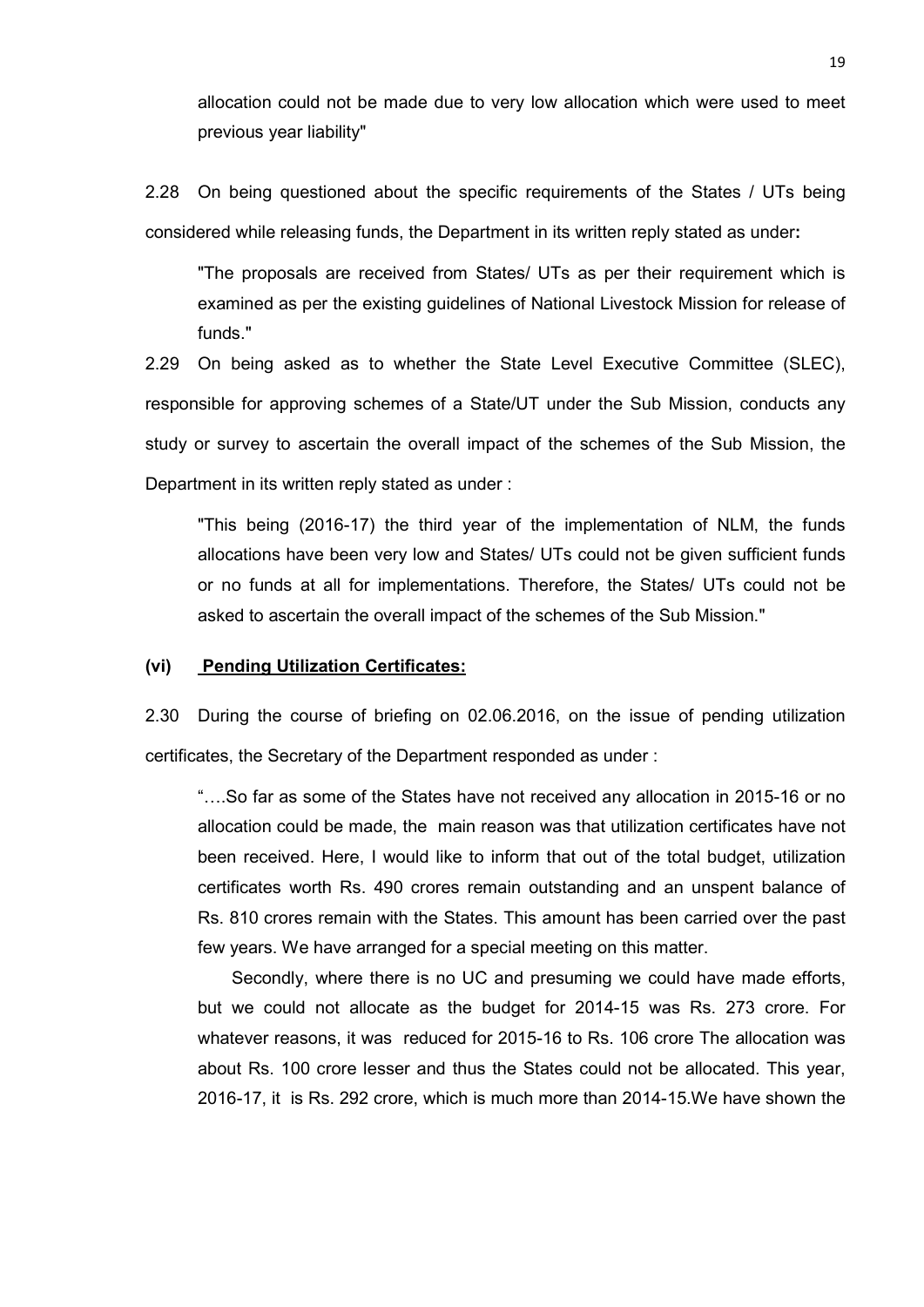allocation could not be made due to very low allocation which were used to meet previous year liability"

2.28 On being questioned about the specific requirements of the States / UTs being considered while releasing funds, the Department in its written reply stated as under**:**

> "The proposals are received from States/ UTs as per their requirement which is examined as per the existing guidelines of National Livestock Mission for release of funds."

2.29 On being asked as to whether the State Level Executive Committee (SLEC), responsible for approving schemes of a State/UT under the Sub Mission, conducts any study or survey to ascertain the overall impact of the schemes of the Sub Mission, the Department in its written reply stated as under :

> "This being (2016-17) the third year of the implementation of NLM, the funds allocations have been very low and States/ UTs could not be given sufficient funds or no funds at all for implementations. Therefore, the States/ UTs could not be asked to ascertain the overall impact of the schemes of the Sub Mission."

**(vi) <u>Pending Utilization Certificates:</u>**

2.30 During the course of briefing on 02.06.2016, on the issue of pending utilization certificates, the Secretary of the Department responded as under :

> "….So far as some of the States have not received any allocation in 2015-16 or no allocation could be made, the main reason was that utilization certificates have not been received. Here, I would like to inform that out of the total budget, utilization certificates worth Rs. 490 crores remain outstanding and an unspent balance of Rs. 810 crores remain with the States. This amount has been carried over the past few years. We have arranged for a special meeting on this matter.
>
> Secondly, where there is no UC and presuming we could have made efforts, but we could not allocate as the budget for 2014-15 was Rs. 273 crore. For whatever reasons, it was reduced for 2015-16 to Rs. 106 crore The allocation was about Rs. 100 crore lesser and thus the States could not be allocated. This year, 2016-17, it is Rs. 292 crore, which is much more than 2014-15.We have shown the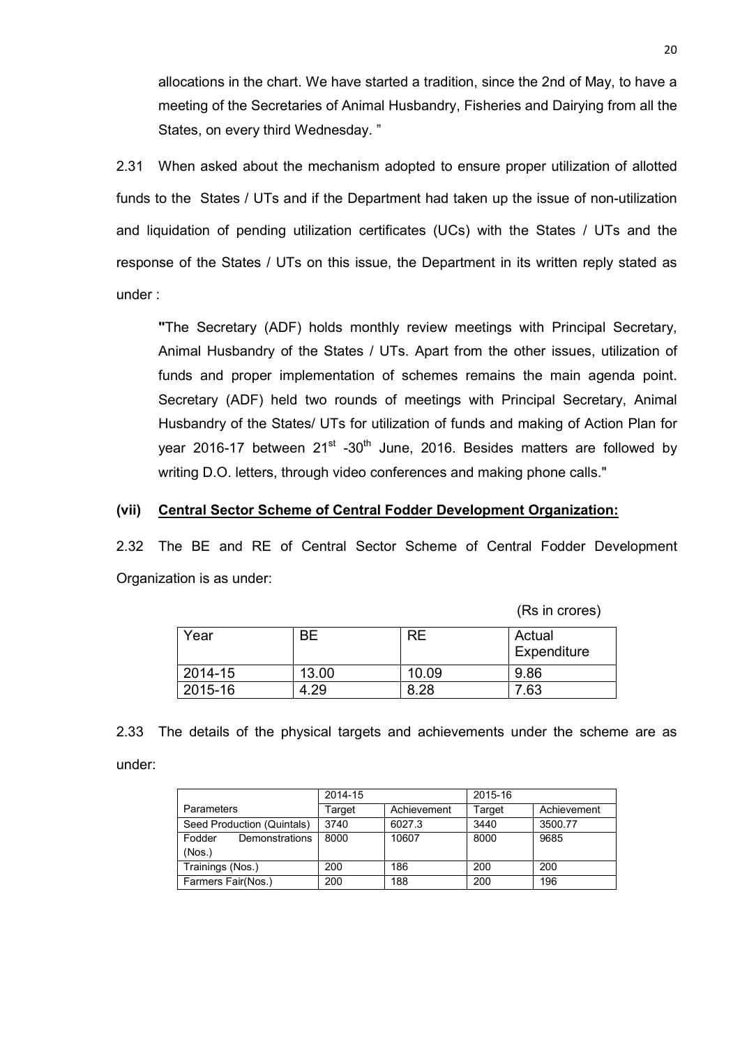allocations in the chart. We have started a tradition, since the 2nd of May, to have a meeting of the Secretaries of Animal Husbandry, Fisheries and Dairying from all the States, on every third Wednesday. "

2.31 When asked about the mechanism adopted to ensure proper utilization of allotted funds to the States / UTs and if the Department had taken up the issue of non-utilization and liquidation of pending utilization certificates (UCs) with the States / UTs and the response of the States / UTs on this issue, the Department in its written reply stated as under :

**"**The Secretary (ADF) holds monthly review meetings with Principal Secretary, Animal Husbandry of the States / UTs. Apart from the other issues, utilization of funds and proper implementation of schemes remains the main agenda point. Secretary (ADF) held two rounds of meetings with Principal Secretary, Animal Husbandry of the States/ UTs for utilization of funds and making of Action Plan for year 2016-17 between 21st -30th June, 2016. Besides matters are followed by writing D.O. letters, through video conferences and making phone calls."

**(vii) Central Sector Scheme of Central Fodder Development Organization:**

2.32 The BE and RE of Central Sector Scheme of Central Fodder Development Organization is as under:

(Rs in crores)

| Year | BE | RE | Actual Expenditure |
|---|---|---|---|
| 2014-15 | 13.00 | 10.09 | 9.86 |
| 2015-16 | 4.29 | 8.28 | 7.63 |

2.33 The details of the physical targets and achievements under the scheme are as under:

| | 2014-15 | | 2015-16 | |
|---|---|---|---|---|
| Parameters | Target | Achievement | Target | Achievement |
| Seed Production (Quintals) | 3740 | 6027.3 | 3440 | 3500.77 |
| Fodder Demonstrations (Nos.) | 8000 | 10607 | 8000 | 9685 |
| Trainings (Nos.) | 200 | 186 | 200 | 200 |
| Farmers Fair(Nos.) | 200 | 188 | 200 | 196 |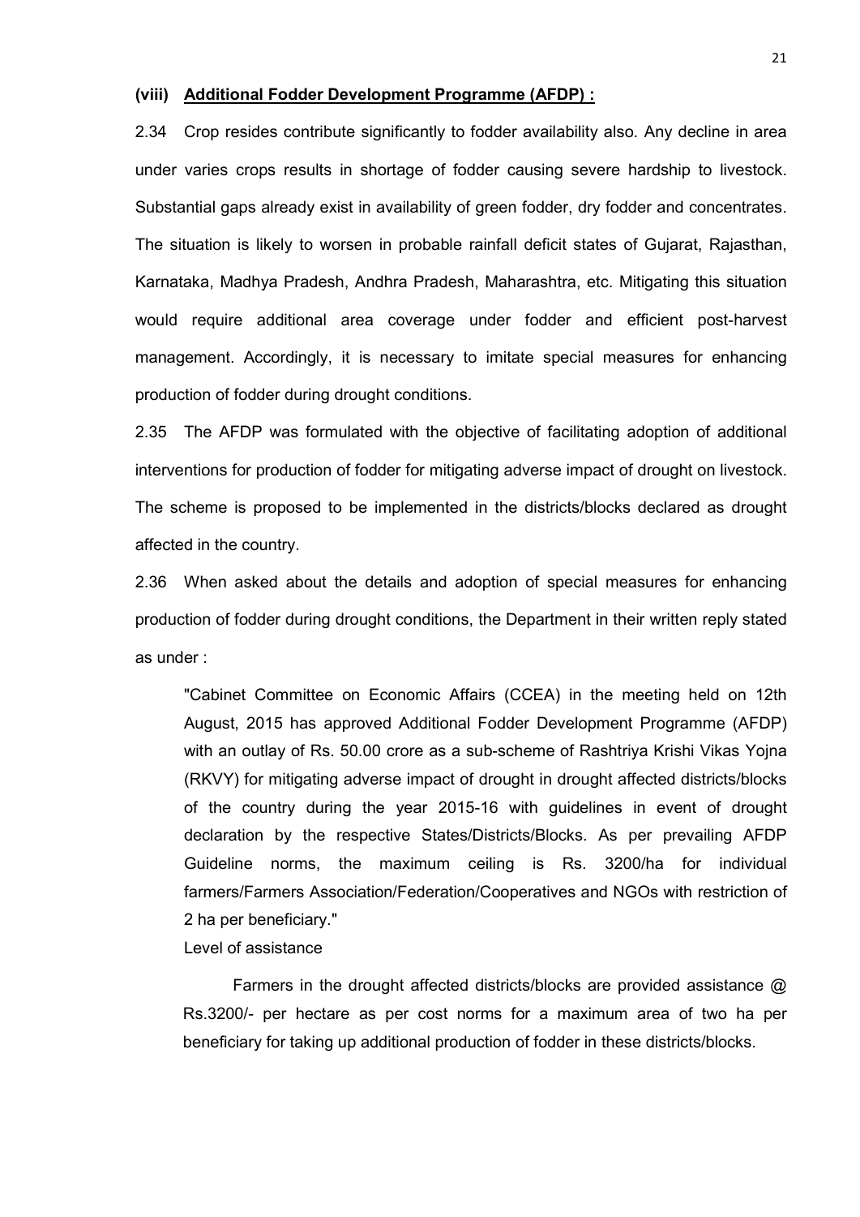### (viii) Additional Fodder Development Programme (AFDP) :

2.34 Crop resides contribute significantly to fodder availability also. Any decline in area under varies crops results in shortage of fodder causing severe hardship to livestock. Substantial gaps already exist in availability of green fodder, dry fodder and concentrates. The situation is likely to worsen in probable rainfall deficit states of Gujarat, Rajasthan, Karnataka, Madhya Pradesh, Andhra Pradesh, Maharashtra, etc. Mitigating this situation would require additional area coverage under fodder and efficient post-harvest management. Accordingly, it is necessary to imitate special measures for enhancing production of fodder during drought conditions.

2.35 The AFDP was formulated with the objective of facilitating adoption of additional interventions for production of fodder for mitigating adverse impact of drought on livestock. The scheme is proposed to be implemented in the districts/blocks declared as drought affected in the country.

2.36 When asked about the details and adoption of special measures for enhancing production of fodder during drought conditions, the Department in their written reply stated as under :

> "Cabinet Committee on Economic Affairs (CCEA) in the meeting held on 12th August, 2015 has approved Additional Fodder Development Programme (AFDP) with an outlay of Rs. 50.00 crore as a sub-scheme of Rashtriya Krishi Vikas Yojna (RKVY) for mitigating adverse impact of drought in drought affected districts/blocks of the country during the year 2015-16 with guidelines in event of drought declaration by the respective States/Districts/Blocks. As per prevailing AFDP Guideline norms, the maximum ceiling is Rs. 3200/ha for individual farmers/Farmers Association/Federation/Cooperatives and NGOs with restriction of 2 ha per beneficiary."
>
> Level of assistance
>
> Farmers in the drought affected districts/blocks are provided assistance @ Rs.3200/- per hectare as per cost norms for a maximum area of two ha per beneficiary for taking up additional production of fodder in these districts/blocks.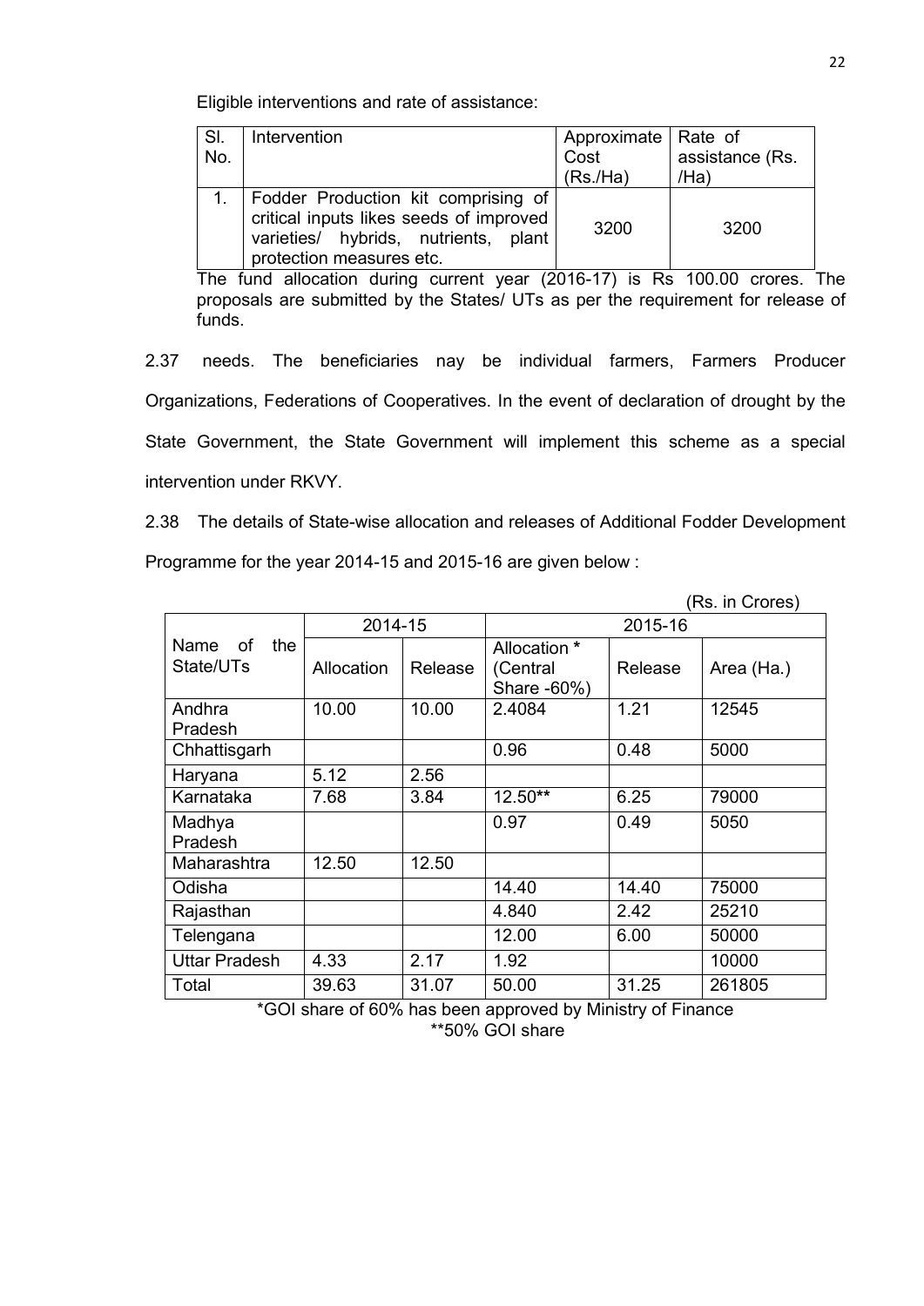Eligible interventions and rate of assistance:

| Sl. No. | Intervention | Approximate Cost (Rs./Ha) | Rate of assistance (Rs. /Ha) |
|---|---|---|---|
| 1. | Fodder Production kit comprising of critical inputs likes seeds of improved varieties/ hybrids, nutrients, plant protection measures etc. | 3200 | 3200 |

The fund allocation during current year (2016-17) is Rs 100.00 crores. The proposals are submitted by the States/ UTs as per the requirement for release of funds.

2.37 needs. The beneficiaries nay be individual farmers, Farmers Producer Organizations, Federations of Cooperatives. In the event of declaration of drought by the State Government, the State Government will implement this scheme as a special intervention under RKVY.

2.38 The details of State-wise allocation and releases of Additional Fodder Development Programme for the year 2014-15 and 2015-16 are given below :

(Rs. in Crores)

| Name of the State/UTs | 2014-15 | | 2015-16 | | |
|---|---|---|---|---|---|
| | Allocation | Release | Allocation * (Central Share -60%) | Release | Area (Ha.) |
| Andhra Pradesh | 10.00 | 10.00 | 2.4084 | 1.21 | 12545 |
| Chhattisgarh | | | 0.96 | 0.48 | 5000 |
| Haryana | 5.12 | 2.56 | | | |
| Karnataka | 7.68 | 3.84 | 12.50** | 6.25 | 79000 |
| Madhya Pradesh | | | 0.97 | 0.49 | 5050 |
| Maharashtra | 12.50 | 12.50 | | | |
| Odisha | | | 14.40 | 14.40 | 75000 |
| Rajasthan | | | 4.840 | 2.42 | 25210 |
| Telengana | | | 12.00 | 6.00 | 50000 |
| Uttar Pradesh | 4.33 | 2.17 | 1.92 | | 10000 |
| Total | 39.63 | 31.07 | 50.00 | 31.25 | 261805 |

*GOI share of 60% has been approved by Ministry of Finance

**50% GOI share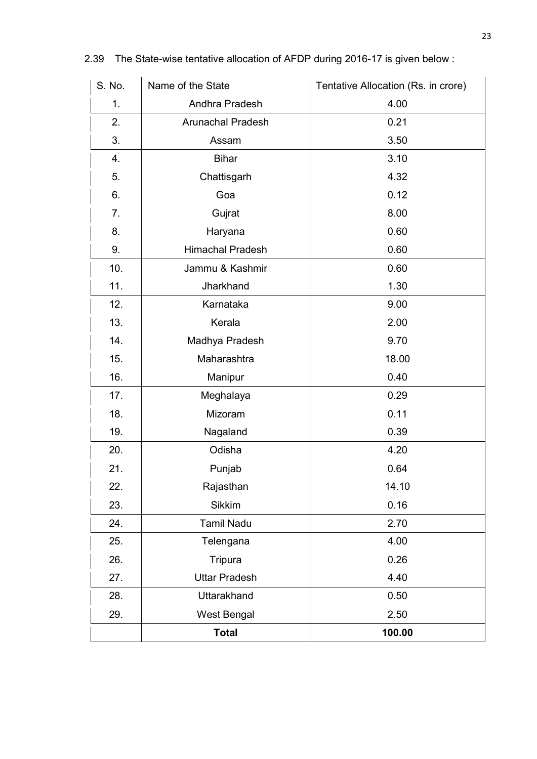2.39 The State-wise tentative allocation of AFDP during 2016-17 is given below :

| S. No. | Name of the State | Tentative Allocation (Rs. in crore) |
|---|---|---|
| 1. | Andhra Pradesh | 4.00 |
| 2. | Arunachal Pradesh | 0.21 |
| 3. | Assam | 3.50 |
| 4. | Bihar | 3.10 |
| 5. | Chattisgarh | 4.32 |
| 6. | Goa | 0.12 |
| 7. | Gujrat | 8.00 |
| 8. | Haryana | 0.60 |
| 9. | Himachal Pradesh | 0.60 |
| 10. | Jammu & Kashmir | 0.60 |
| 11. | Jharkhand | 1.30 |
| 12. | Karnataka | 9.00 |
| 13. | Kerala | 2.00 |
| 14. | Madhya Pradesh | 9.70 |
| 15. | Maharashtra | 18.00 |
| 16. | Manipur | 0.40 |
| 17. | Meghalaya | 0.29 |
| 18. | Mizoram | 0.11 |
| 19. | Nagaland | 0.39 |
| 20. | Odisha | 4.20 |
| 21. | Punjab | 0.64 |
| 22. | Rajasthan | 14.10 |
| 23. | Sikkim | 0.16 |
| 24. | Tamil Nadu | 2.70 |
| 25. | Telengana | 4.00 |
| 26. | Tripura | 0.26 |
| 27. | Uttar Pradesh | 4.40 |
| 28. | Uttarakhand | 0.50 |
| 29. | West Bengal | 2.50 |
| | **Total** | **100.00** |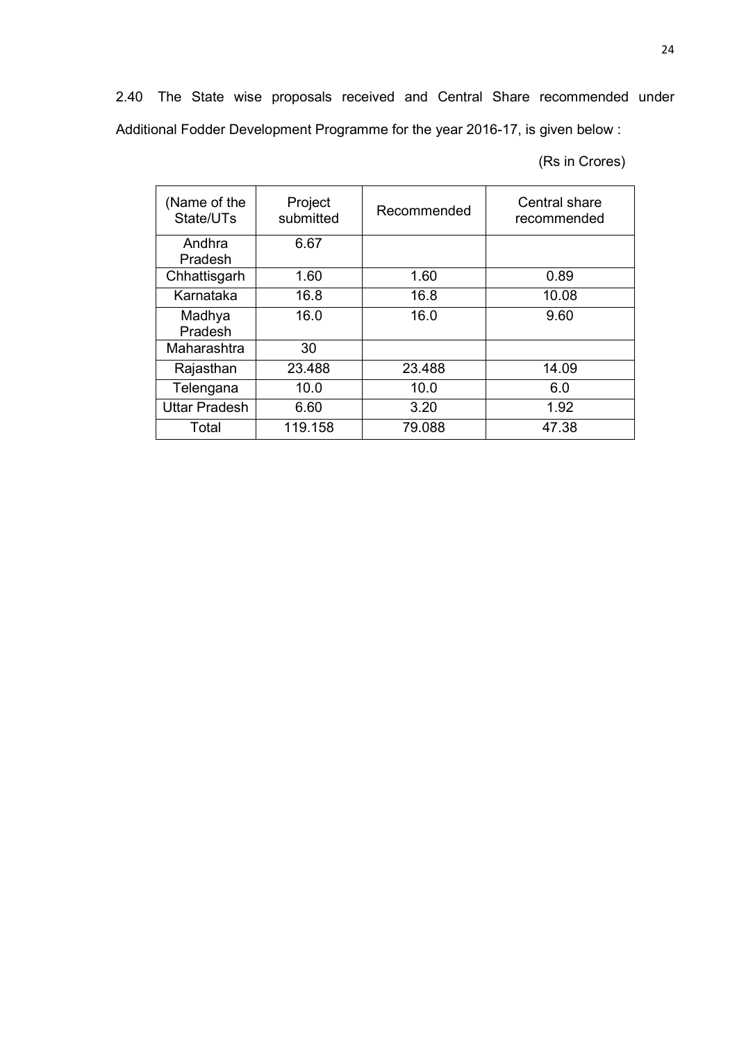2.40 The State wise proposals received and Central Share recommended under Additional Fodder Development Programme for the year 2016-17, is given below :

(Rs in Crores)

| (Name of the State/UTs | Project submitted | Recommended | Central share recommended |
|---|---|---|---|
| Andhra Pradesh | 6.67 | | |
| Chhattisgarh | 1.60 | 1.60 | 0.89 |
| Karnataka | 16.8 | 16.8 | 10.08 |
| Madhya Pradesh | 16.0 | 16.0 | 9.60 |
| Maharashtra | 30 | | |
| Rajasthan | 23.488 | 23.488 | 14.09 |
| Telengana | 10.0 | 10.0 | 6.0 |
| Uttar Pradesh | 6.60 | 3.20 | 1.92 |
| Total | 119.158 | 79.088 | 47.38 |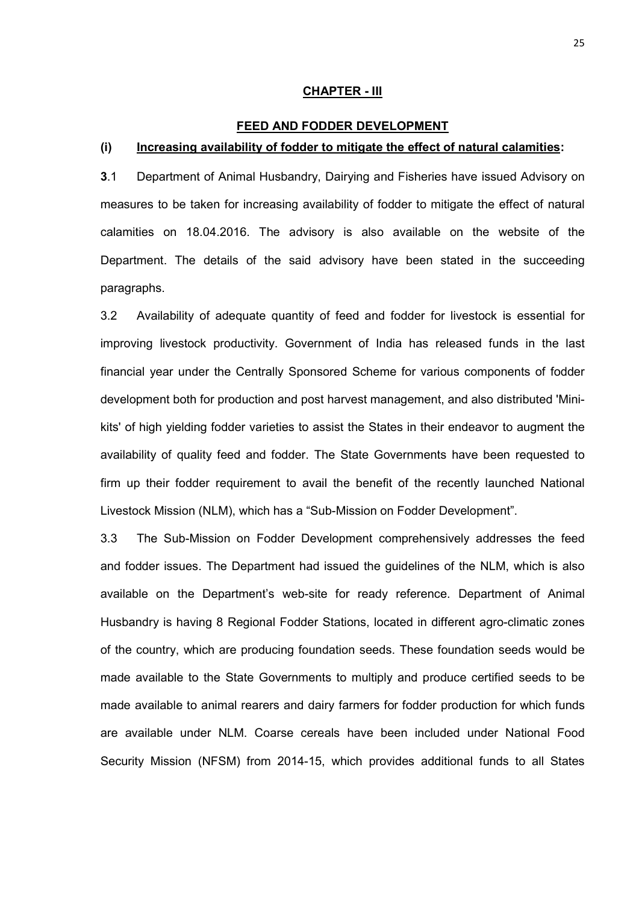## CHAPTER - III

## FEED AND FODDER DEVELOPMENT

### (i) Increasing availability of fodder to mitigate the effect of natural calamities:

**3**.1 Department of Animal Husbandry, Dairying and Fisheries have issued Advisory on measures to be taken for increasing availability of fodder to mitigate the effect of natural calamities on 18.04.2016. The advisory is also available on the website of the Department. The details of the said advisory have been stated in the succeeding paragraphs.

3.2 Availability of adequate quantity of feed and fodder for livestock is essential for improving livestock productivity. Government of India has released funds in the last financial year under the Centrally Sponsored Scheme for various components of fodder development both for production and post harvest management, and also distributed 'Mini-kits' of high yielding fodder varieties to assist the States in their endeavor to augment the availability of quality feed and fodder. The State Governments have been requested to firm up their fodder requirement to avail the benefit of the recently launched National Livestock Mission (NLM), which has a "Sub-Mission on Fodder Development".

3.3 The Sub-Mission on Fodder Development comprehensively addresses the feed and fodder issues. The Department had issued the guidelines of the NLM, which is also available on the Department's web-site for ready reference. Department of Animal Husbandry is having 8 Regional Fodder Stations, located in different agro-climatic zones of the country, which are producing foundation seeds. These foundation seeds would be made available to the State Governments to multiply and produce certified seeds to be made available to animal rearers and dairy farmers for fodder production for which funds are available under NLM. Coarse cereals have been included under National Food Security Mission (NFSM) from 2014-15, which provides additional funds to all States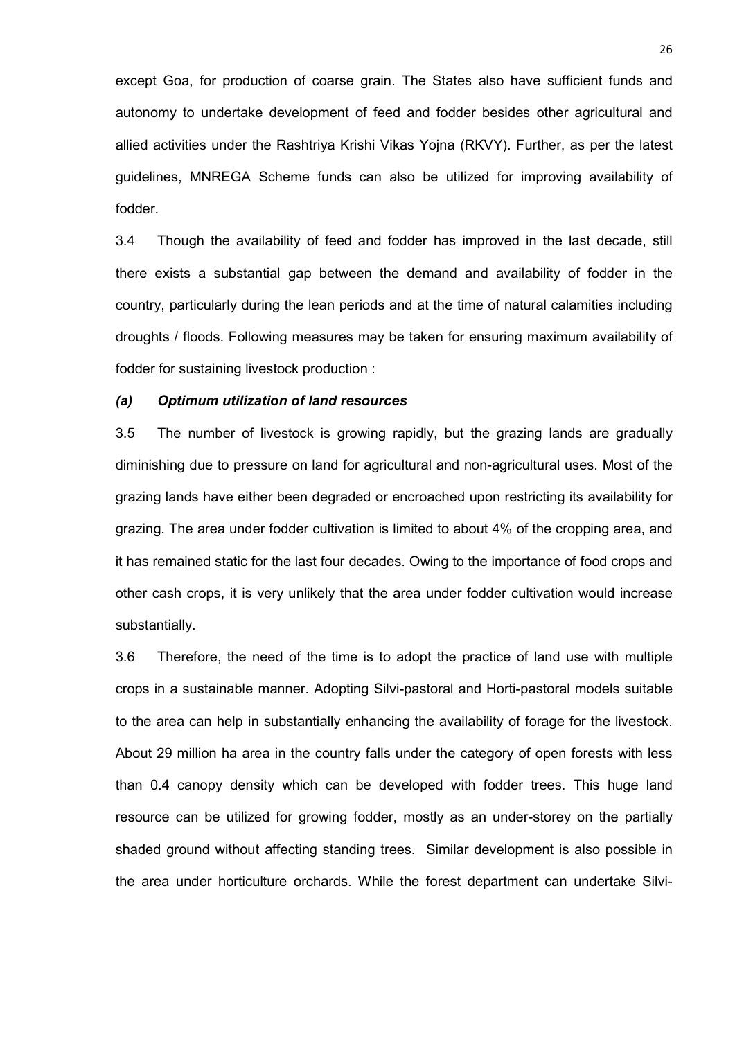except Goa, for production of coarse grain. The States also have sufficient funds and autonomy to undertake development of feed and fodder besides other agricultural and allied activities under the Rashtriya Krishi Vikas Yojna (RKVY). Further, as per the latest guidelines, MNREGA Scheme funds can also be utilized for improving availability of fodder.

3.4 Though the availability of feed and fodder has improved in the last decade, still there exists a substantial gap between the demand and availability of fodder in the country, particularly during the lean periods and at the time of natural calamities including droughts / floods. Following measures may be taken for ensuring maximum availability of fodder for sustaining livestock production :

***(a) Optimum utilization of land resources***

3.5 The number of livestock is growing rapidly, but the grazing lands are gradually diminishing due to pressure on land for agricultural and non-agricultural uses. Most of the grazing lands have either been degraded or encroached upon restricting its availability for grazing. The area under fodder cultivation is limited to about 4% of the cropping area, and it has remained static for the last four decades. Owing to the importance of food crops and other cash crops, it is very unlikely that the area under fodder cultivation would increase substantially.

3.6 Therefore, the need of the time is to adopt the practice of land use with multiple crops in a sustainable manner. Adopting Silvi-pastoral and Horti-pastoral models suitable to the area can help in substantially enhancing the availability of forage for the livestock. About 29 million ha area in the country falls under the category of open forests with less than 0.4 canopy density which can be developed with fodder trees. This huge land resource can be utilized for growing fodder, mostly as an under-storey on the partially shaded ground without affecting standing trees. Similar development is also possible in the area under horticulture orchards. While the forest department can undertake Silvi-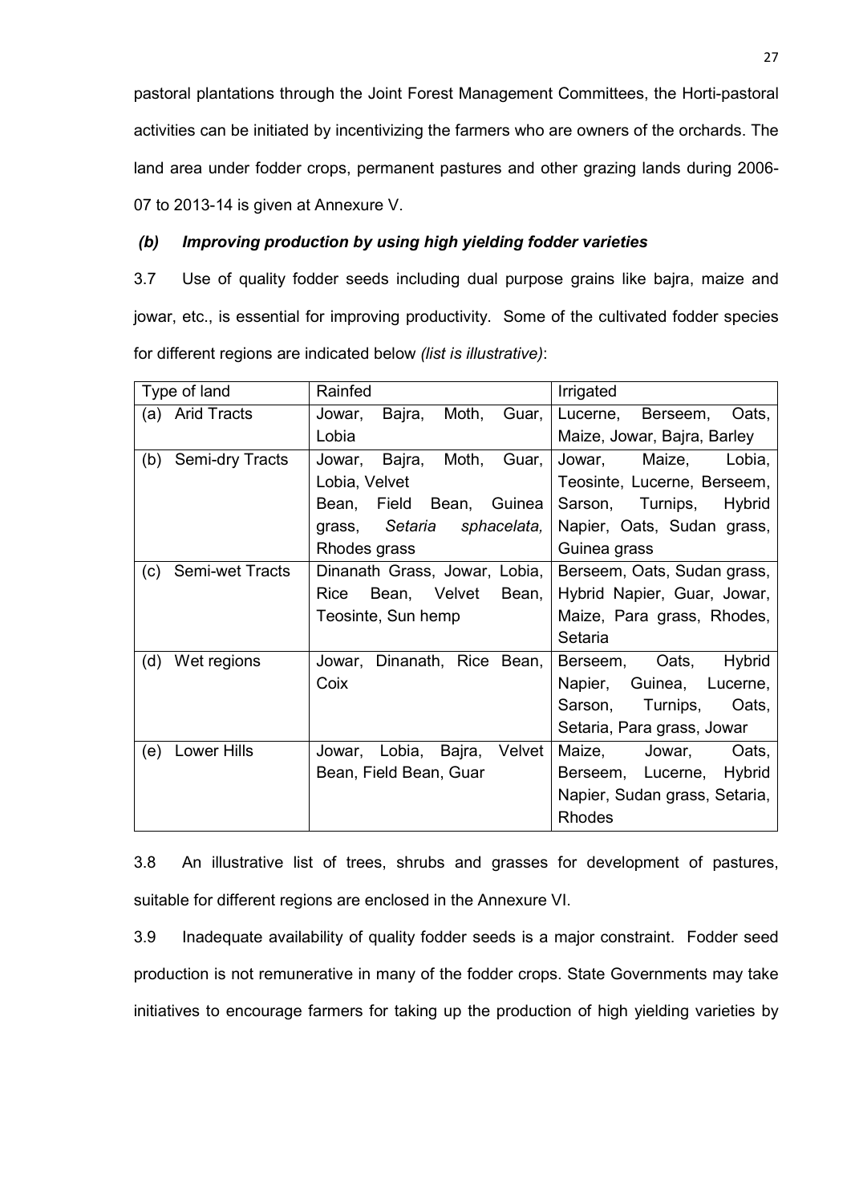pastoral plantations through the Joint Forest Management Committees, the Horti-pastoral activities can be initiated by incentivizing the farmers who are owners of the orchards. The land area under fodder crops, permanent pastures and other grazing lands during 2006-07 to 2013-14 is given at Annexure V.

### *(b) Improving production by using high yielding fodder varieties*

3.7 Use of quality fodder seeds including dual purpose grains like bajra, maize and jowar, etc., is essential for improving productivity. Some of the cultivated fodder species for different regions are indicated below *(list is illustrative)*:

| Type of land | Rainfed | Irrigated |
|---|---|---|
| (a) Arid Tracts | Jowar, Bajra, Moth, Guar, Lobia | Lucerne, Berseem, Oats, Maize, Jowar, Bajra, Barley |
| (b) Semi-dry Tracts | Jowar, Bajra, Moth, Guar, Lobia, Velvet Bean, Field Bean, Guinea grass, *Setaria sphacelata,* Rhodes grass | Jowar, Maize, Lobia, Teosinte, Lucerne, Berseem, Sarson, Turnips, Hybrid Napier, Oats, Sudan grass, Guinea grass |
| (c) Semi-wet Tracts | Dinanath Grass, Jowar, Lobia, Rice Bean, Velvet Bean, Teosinte, Sun hemp | Berseem, Oats, Sudan grass, Hybrid Napier, Guar, Jowar, Maize, Para grass, Rhodes, Setaria |
| (d) Wet regions | Jowar, Dinanath, Rice Bean, Coix | Berseem, Oats, Hybrid Napier, Guinea, Lucerne, Sarson, Turnips, Oats, Setaria, Para grass, Jowar |
| (e) Lower Hills | Jowar, Lobia, Bajra, Velvet Bean, Field Bean, Guar | Maize, Jowar, Oats, Berseem, Lucerne, Hybrid Napier, Sudan grass, Setaria, Rhodes |

3.8 An illustrative list of trees, shrubs and grasses for development of pastures, suitable for different regions are enclosed in the Annexure VI.

3.9 Inadequate availability of quality fodder seeds is a major constraint. Fodder seed production is not remunerative in many of the fodder crops. State Governments may take initiatives to encourage farmers for taking up the production of high yielding varieties by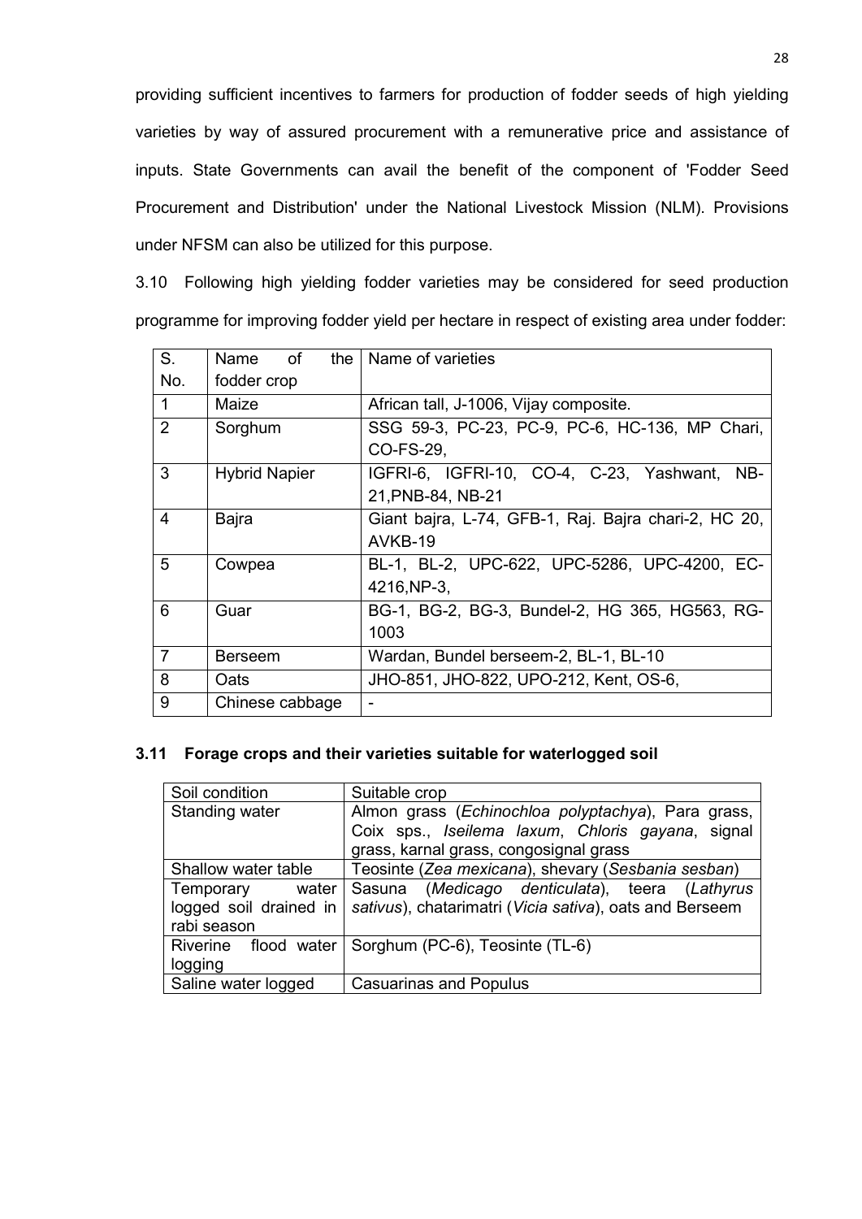providing sufficient incentives to farmers for production of fodder seeds of high yielding varieties by way of assured procurement with a remunerative price and assistance of inputs. State Governments can avail the benefit of the component of 'Fodder Seed Procurement and Distribution' under the National Livestock Mission (NLM). Provisions under NFSM can also be utilized for this purpose.

3.10 Following high yielding fodder varieties may be considered for seed production programme for improving fodder yield per hectare in respect of existing area under fodder:

| S. No. | Name of the fodder crop | Name of varieties |
|---|---|---|
| 1 | Maize | African tall, J-1006, Vijay composite. |
| 2 | Sorghum | SSG 59-3, PC-23, PC-9, PC-6, HC-136, MP Chari, CO-FS-29, |
| 3 | Hybrid Napier | IGFRI-6, IGFRI-10, CO-4, C-23, Yashwant, NB-21,PNB-84, NB-21 |
| 4 | Bajra | Giant bajra, L-74, GFB-1, Raj. Bajra chari-2, HC 20, AVKB-19 |
| 5 | Cowpea | BL-1, BL-2, UPC-622, UPC-5286, UPC-4200, EC-4216,NP-3, |
| 6 | Guar | BG-1, BG-2, BG-3, Bundel-2, HG 365, HG563, RG-1003 |
| 7 | Berseem | Wardan, Bundel berseem-2, BL-1, BL-10 |
| 8 | Oats | JHO-851, JHO-822, UPO-212, Kent, OS-6, |
| 9 | Chinese cabbage | - |

### 3.11 Forage crops and their varieties suitable for waterlogged soil

| Soil condition | Suitable crop |
|---|---|
| Standing water | Almon grass (*Echinochloa polyptachya*), Para grass, Coix sps., *Iseilema laxum*, *Chloris gayana*, signal grass, karnal grass, congosignal grass |
| Shallow water table | Teosinte (*Zea mexicana*), shevary (*Sesbania sesban*) |
| Temporary water logged soil drained in rabi season | Sasuna (*Medicago denticulata*), teera (*Lathyrus sativus*), chatarimatri (*Vicia sativa*), oats and Berseem |
| Riverine flood water logging | Sorghum (PC-6), Teosinte (TL-6) |
| Saline water logged | Casuarinas and Populus |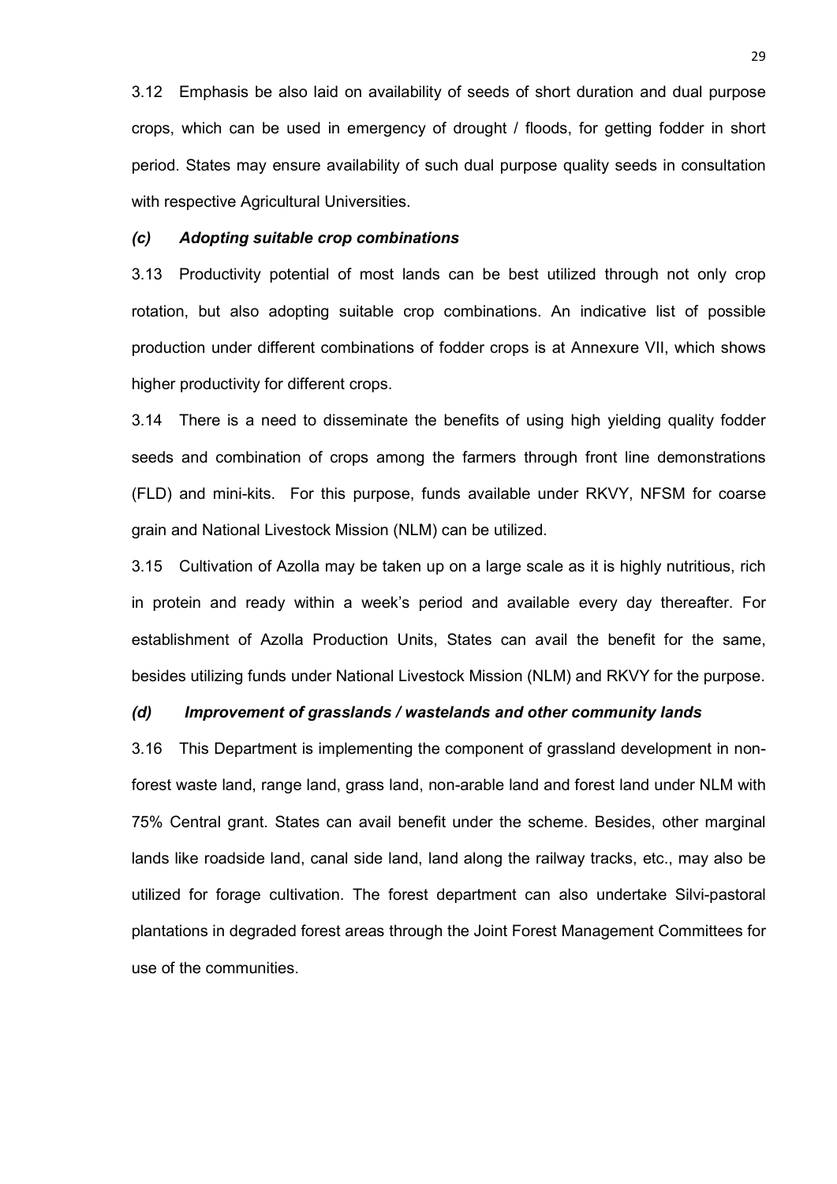3.12 Emphasis be also laid on availability of seeds of short duration and dual purpose crops, which can be used in emergency of drought / floods, for getting fodder in short period. States may ensure availability of such dual purpose quality seeds in consultation with respective Agricultural Universities.

***(c) Adopting suitable crop combinations***

3.13 Productivity potential of most lands can be best utilized through not only crop rotation, but also adopting suitable crop combinations. An indicative list of possible production under different combinations of fodder crops is at Annexure VII, which shows higher productivity for different crops.

3.14 There is a need to disseminate the benefits of using high yielding quality fodder seeds and combination of crops among the farmers through front line demonstrations (FLD) and mini-kits. For this purpose, funds available under RKVY, NFSM for coarse grain and National Livestock Mission (NLM) can be utilized.

3.15 Cultivation of Azolla may be taken up on a large scale as it is highly nutritious, rich in protein and ready within a week's period and available every day thereafter. For establishment of Azolla Production Units, States can avail the benefit for the same, besides utilizing funds under National Livestock Mission (NLM) and RKVY for the purpose.

***(d) Improvement of grasslands / wastelands and other community lands***

3.16 This Department is implementing the component of grassland development in non-forest waste land, range land, grass land, non-arable land and forest land under NLM with 75% Central grant. States can avail benefit under the scheme. Besides, other marginal lands like roadside land, canal side land, land along the railway tracks, etc., may also be utilized for forage cultivation. The forest department can also undertake Silvi-pastoral plantations in degraded forest areas through the Joint Forest Management Committees for use of the communities.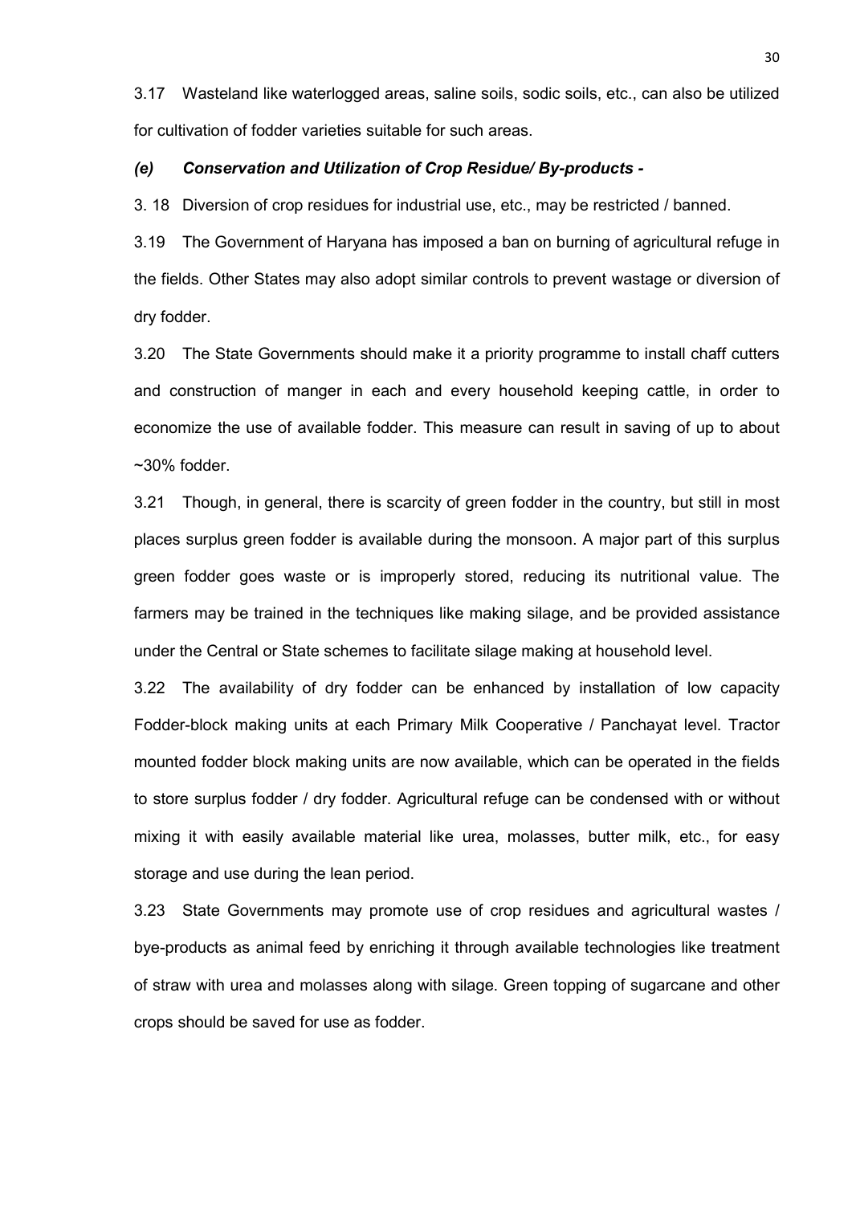3.17 Wasteland like waterlogged areas, saline soils, sodic soils, etc., can also be utilized for cultivation of fodder varieties suitable for such areas.

### *(e) Conservation and Utilization of Crop Residue/ By-products -*

3. 18 Diversion of crop residues for industrial use, etc., may be restricted / banned.

3.19 The Government of Haryana has imposed a ban on burning of agricultural refuge in the fields. Other States may also adopt similar controls to prevent wastage or diversion of dry fodder.

3.20 The State Governments should make it a priority programme to install chaff cutters and construction of manger in each and every household keeping cattle, in order to economize the use of available fodder. This measure can result in saving of up to about ~30% fodder.

3.21 Though, in general, there is scarcity of green fodder in the country, but still in most places surplus green fodder is available during the monsoon. A major part of this surplus green fodder goes waste or is improperly stored, reducing its nutritional value. The farmers may be trained in the techniques like making silage, and be provided assistance under the Central or State schemes to facilitate silage making at household level.

3.22 The availability of dry fodder can be enhanced by installation of low capacity Fodder-block making units at each Primary Milk Cooperative / Panchayat level. Tractor mounted fodder block making units are now available, which can be operated in the fields to store surplus fodder / dry fodder. Agricultural refuge can be condensed with or without mixing it with easily available material like urea, molasses, butter milk, etc., for easy storage and use during the lean period.

3.23 State Governments may promote use of crop residues and agricultural wastes / bye-products as animal feed by enriching it through available technologies like treatment of straw with urea and molasses along with silage. Green topping of sugarcane and other crops should be saved for use as fodder.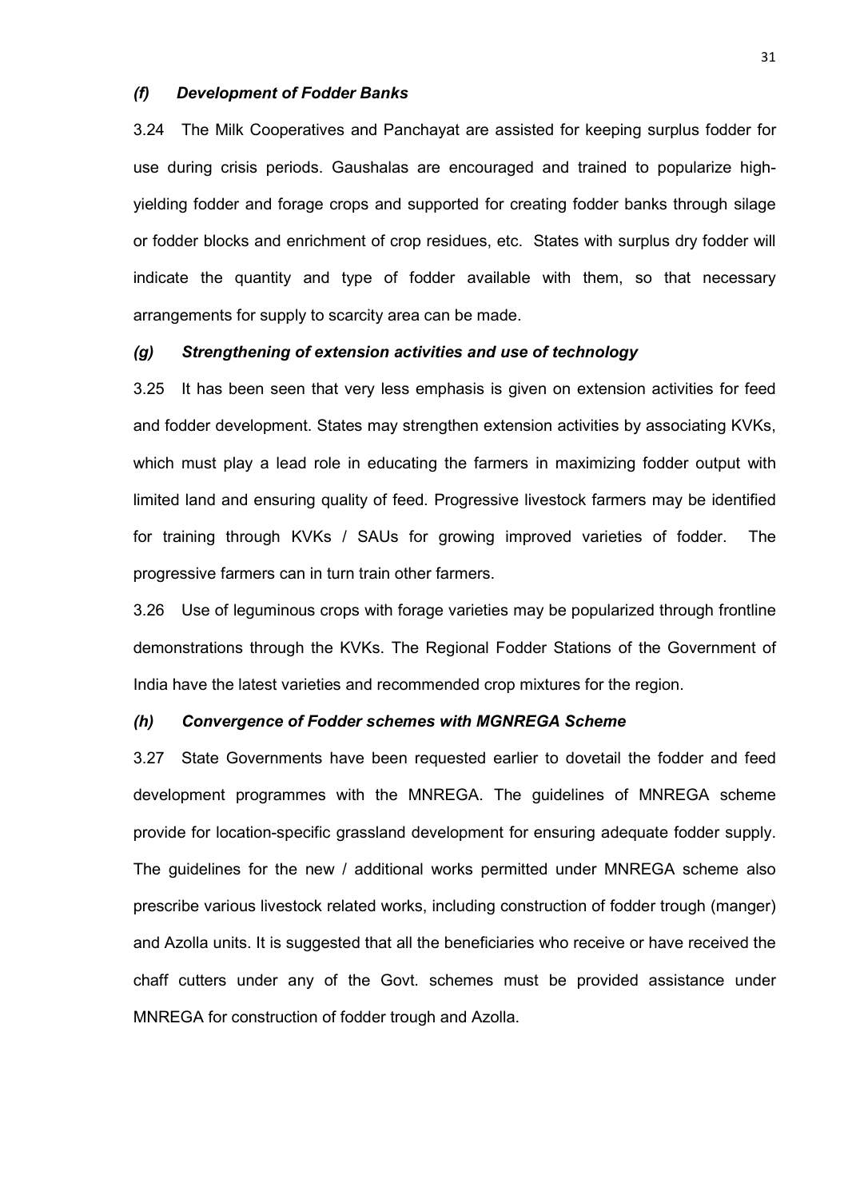#### *(f) Development of Fodder Banks*

3.24 The Milk Cooperatives and Panchayat are assisted for keeping surplus fodder for use during crisis periods. Gaushalas are encouraged and trained to popularize high-yielding fodder and forage crops and supported for creating fodder banks through silage or fodder blocks and enrichment of crop residues, etc. States with surplus dry fodder will indicate the quantity and type of fodder available with them, so that necessary arrangements for supply to scarcity area can be made.

#### *(g) Strengthening of extension activities and use of technology*

3.25 It has been seen that very less emphasis is given on extension activities for feed and fodder development. States may strengthen extension activities by associating KVKs, which must play a lead role in educating the farmers in maximizing fodder output with limited land and ensuring quality of feed. Progressive livestock farmers may be identified for training through KVKs / SAUs for growing improved varieties of fodder. The progressive farmers can in turn train other farmers.

3.26 Use of leguminous crops with forage varieties may be popularized through frontline demonstrations through the KVKs. The Regional Fodder Stations of the Government of India have the latest varieties and recommended crop mixtures for the region.

#### *(h) Convergence of Fodder schemes with MGNREGA Scheme*

3.27 State Governments have been requested earlier to dovetail the fodder and feed development programmes with the MNREGA. The guidelines of MNREGA scheme provide for location-specific grassland development for ensuring adequate fodder supply. The guidelines for the new / additional works permitted under MNREGA scheme also prescribe various livestock related works, including construction of fodder trough (manger) and Azolla units. It is suggested that all the beneficiaries who receive or have received the chaff cutters under any of the Govt. schemes must be provided assistance under MNREGA for construction of fodder trough and Azolla.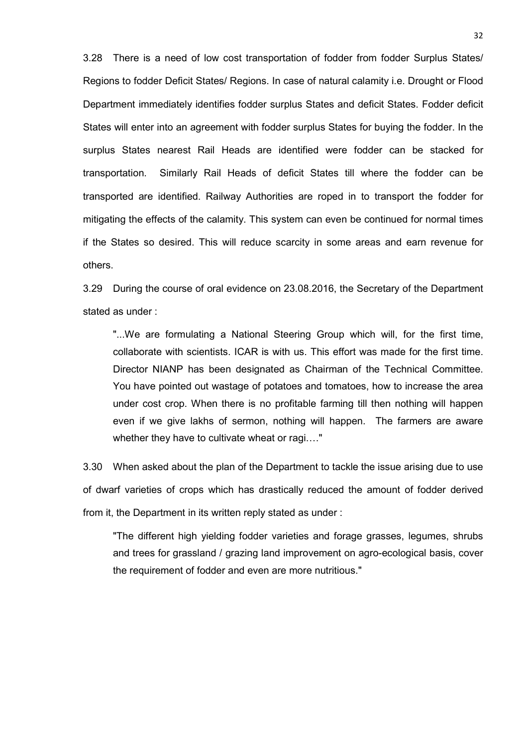3.28 There is a need of low cost transportation of fodder from fodder Surplus States/ Regions to fodder Deficit States/ Regions. In case of natural calamity i.e. Drought or Flood Department immediately identifies fodder surplus States and deficit States. Fodder deficit States will enter into an agreement with fodder surplus States for buying the fodder. In the surplus States nearest Rail Heads are identified were fodder can be stacked for transportation. Similarly Rail Heads of deficit States till where the fodder can be transported are identified. Railway Authorities are roped in to transport the fodder for mitigating the effects of the calamity. This system can even be continued for normal times if the States so desired. This will reduce scarcity in some areas and earn revenue for others.

3.29 During the course of oral evidence on 23.08.2016, the Secretary of the Department stated as under :

> "...We are formulating a National Steering Group which will, for the first time, collaborate with scientists. ICAR is with us. This effort was made for the first time. Director NIANP has been designated as Chairman of the Technical Committee. You have pointed out wastage of potatoes and tomatoes, how to increase the area under cost crop. When there is no profitable farming till then nothing will happen even if we give lakhs of sermon, nothing will happen. The farmers are aware whether they have to cultivate wheat or ragi…."

3.30 When asked about the plan of the Department to tackle the issue arising due to use of dwarf varieties of crops which has drastically reduced the amount of fodder derived from it, the Department in its written reply stated as under :

> "The different high yielding fodder varieties and forage grasses, legumes, shrubs and trees for grassland / grazing land improvement on agro-ecological basis, cover the requirement of fodder and even are more nutritious."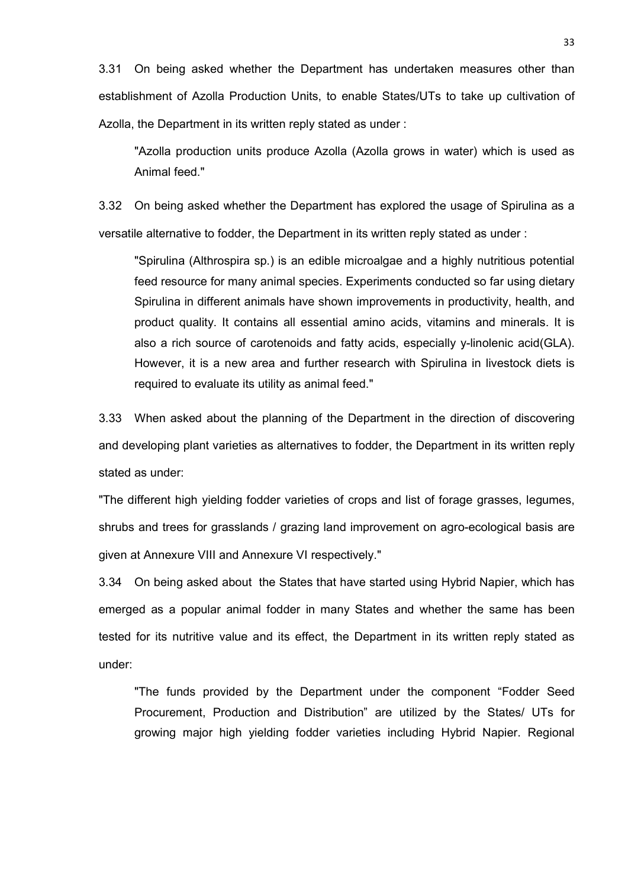3.31 On being asked whether the Department has undertaken measures other than establishment of Azolla Production Units, to enable States/UTs to take up cultivation of Azolla, the Department in its written reply stated as under :

> "Azolla production units produce Azolla (Azolla grows in water) which is used as Animal feed."

3.32 On being asked whether the Department has explored the usage of Spirulina as a versatile alternative to fodder, the Department in its written reply stated as under :

> "Spirulina (Althrospira sp.) is an edible microalgae and a highly nutritious potential feed resource for many animal species. Experiments conducted so far using dietary Spirulina in different animals have shown improvements in productivity, health, and product quality. It contains all essential amino acids, vitamins and minerals. It is also a rich source of carotenoids and fatty acids, especially y-linolenic acid(GLA). However, it is a new area and further research with Spirulina in livestock diets is required to evaluate its utility as animal feed."

3.33 When asked about the planning of the Department in the direction of discovering and developing plant varieties as alternatives to fodder, the Department in its written reply stated as under:

"The different high yielding fodder varieties of crops and list of forage grasses, legumes, shrubs and trees for grasslands / grazing land improvement on agro-ecological basis are given at Annexure VIII and Annexure VI respectively."

3.34 On being asked about the States that have started using Hybrid Napier, which has emerged as a popular animal fodder in many States and whether the same has been tested for its nutritive value and its effect, the Department in its written reply stated as under:

> "The funds provided by the Department under the component "Fodder Seed Procurement, Production and Distribution" are utilized by the States/ UTs for growing major high yielding fodder varieties including Hybrid Napier. Regional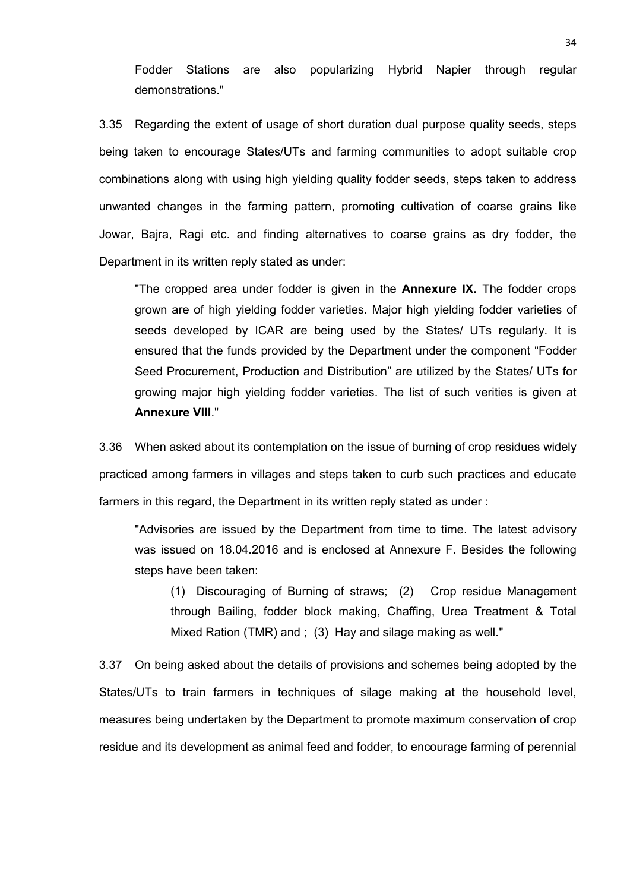Fodder Stations are also popularizing Hybrid Napier through regular demonstrations."

3.35 Regarding the extent of usage of short duration dual purpose quality seeds, steps being taken to encourage States/UTs and farming communities to adopt suitable crop combinations along with using high yielding quality fodder seeds, steps taken to address unwanted changes in the farming pattern, promoting cultivation of coarse grains like Jowar, Bajra, Ragi etc. and finding alternatives to coarse grains as dry fodder, the Department in its written reply stated as under:

> "The cropped area under fodder is given in the **Annexure IX.** The fodder crops grown are of high yielding fodder varieties. Major high yielding fodder varieties of seeds developed by ICAR are being used by the States/ UTs regularly. It is ensured that the funds provided by the Department under the component "Fodder Seed Procurement, Production and Distribution" are utilized by the States/ UTs for growing major high yielding fodder varieties. The list of such verities is given at **Annexure VIII**."

3.36 When asked about its contemplation on the issue of burning of crop residues widely practiced among farmers in villages and steps taken to curb such practices and educate farmers in this regard, the Department in its written reply stated as under :

> "Advisories are issued by the Department from time to time. The latest advisory was issued on 18.04.2016 and is enclosed at Annexure F. Besides the following steps have been taken:
>
> (1) Discouraging of Burning of straws; (2) Crop residue Management through Bailing, fodder block making, Chaffing, Urea Treatment & Total Mixed Ration (TMR) and ; (3) Hay and silage making as well."

3.37 On being asked about the details of provisions and schemes being adopted by the States/UTs to train farmers in techniques of silage making at the household level, measures being undertaken by the Department to promote maximum conservation of crop residue and its development as animal feed and fodder, to encourage farming of perennial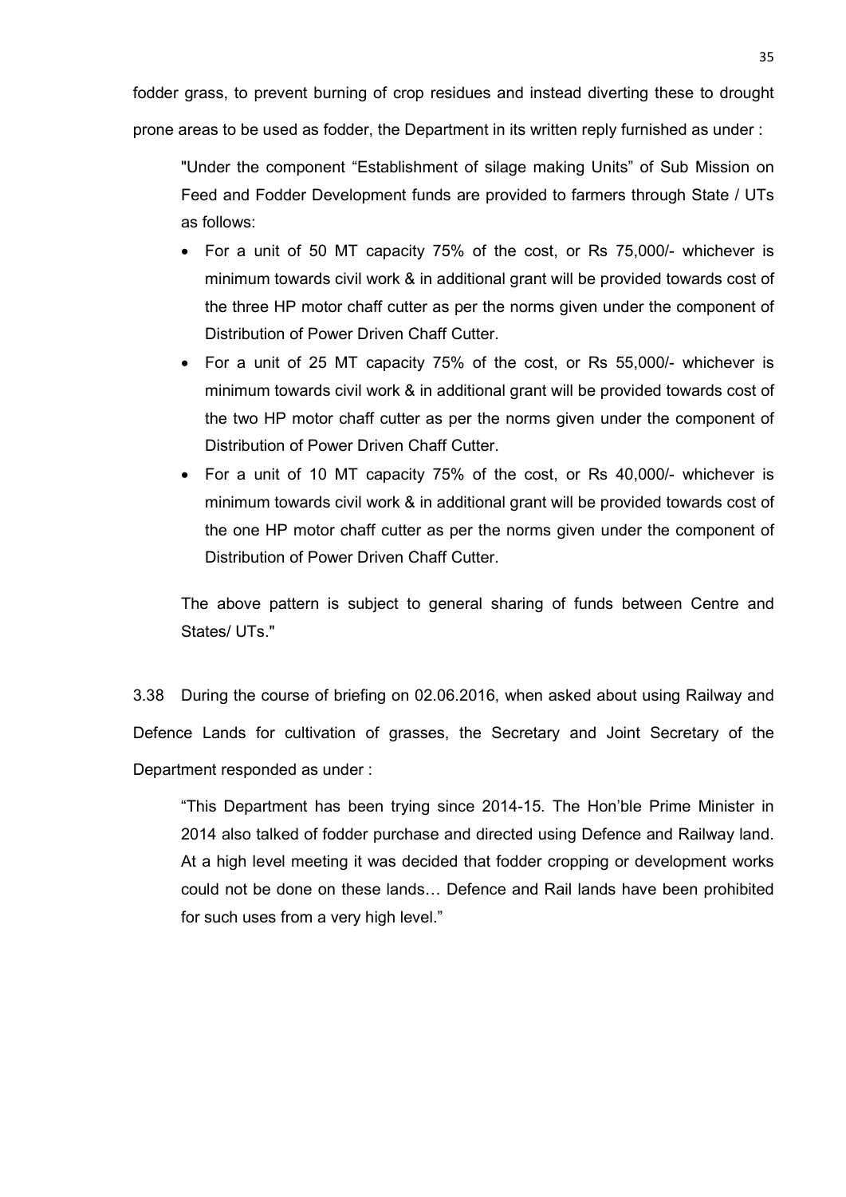fodder grass, to prevent burning of crop residues and instead diverting these to drought prone areas to be used as fodder, the Department in its written reply furnished as under :

> "Under the component "Establishment of silage making Units" of Sub Mission on Feed and Fodder Development funds are provided to farmers through State / UTs as follows:
>
> - For a unit of 50 MT capacity 75% of the cost, or Rs 75,000/- whichever is minimum towards civil work & in additional grant will be provided towards cost of the three HP motor chaff cutter as per the norms given under the component of Distribution of Power Driven Chaff Cutter.
> - For a unit of 25 MT capacity 75% of the cost, or Rs 55,000/- whichever is minimum towards civil work & in additional grant will be provided towards cost of the two HP motor chaff cutter as per the norms given under the component of Distribution of Power Driven Chaff Cutter.
> - For a unit of 10 MT capacity 75% of the cost, or Rs 40,000/- whichever is minimum towards civil work & in additional grant will be provided towards cost of the one HP motor chaff cutter as per the norms given under the component of Distribution of Power Driven Chaff Cutter.
>
> The above pattern is subject to general sharing of funds between Centre and States/ UTs."

3.38 During the course of briefing on 02.06.2016, when asked about using Railway and Defence Lands for cultivation of grasses, the Secretary and Joint Secretary of the Department responded as under :

> "This Department has been trying since 2014-15. The Hon'ble Prime Minister in 2014 also talked of fodder purchase and directed using Defence and Railway land. At a high level meeting it was decided that fodder cropping or development works could not be done on these lands… Defence and Rail lands have been prohibited for such uses from a very high level."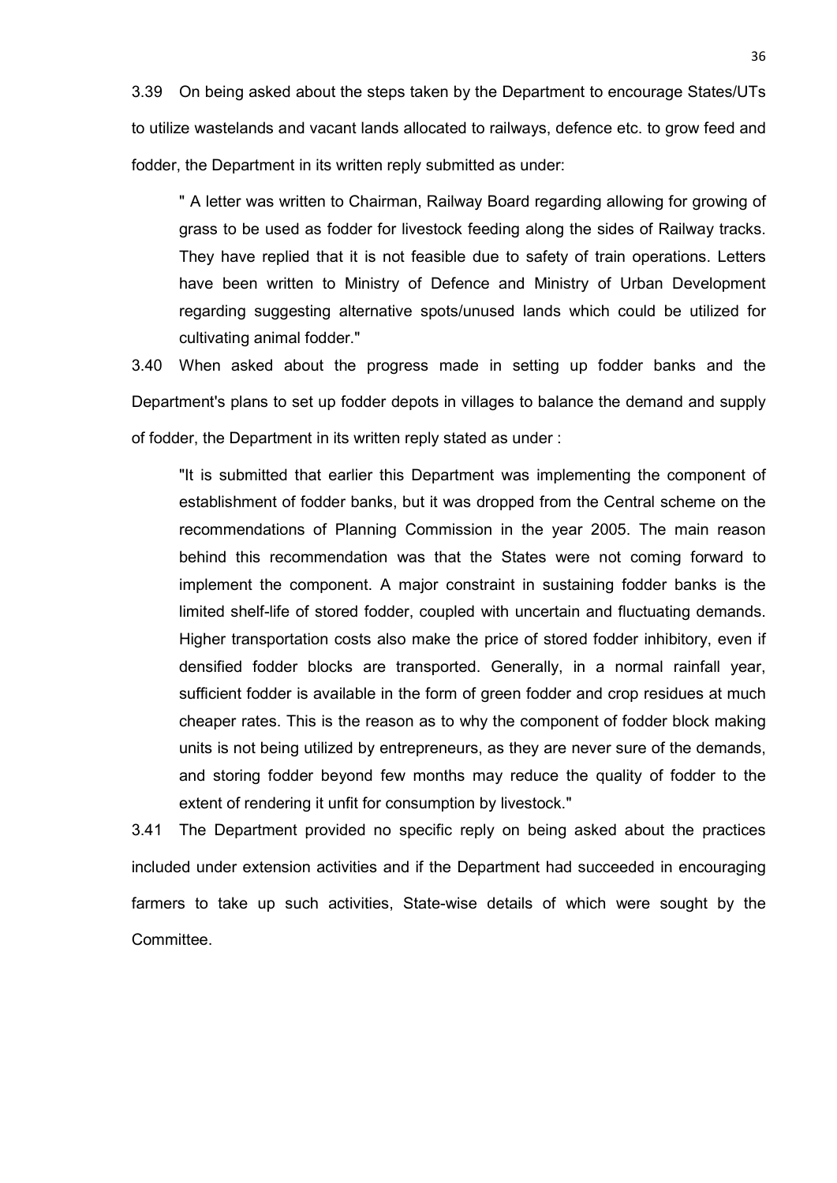3.39 On being asked about the steps taken by the Department to encourage States/UTs to utilize wastelands and vacant lands allocated to railways, defence etc. to grow feed and fodder, the Department in its written reply submitted as under:

> " A letter was written to Chairman, Railway Board regarding allowing for growing of grass to be used as fodder for livestock feeding along the sides of Railway tracks. They have replied that it is not feasible due to safety of train operations. Letters have been written to Ministry of Defence and Ministry of Urban Development regarding suggesting alternative spots/unused lands which could be utilized for cultivating animal fodder."

3.40 When asked about the progress made in setting up fodder banks and the Department's plans to set up fodder depots in villages to balance the demand and supply of fodder, the Department in its written reply stated as under :

> "It is submitted that earlier this Department was implementing the component of establishment of fodder banks, but it was dropped from the Central scheme on the recommendations of Planning Commission in the year 2005. The main reason behind this recommendation was that the States were not coming forward to implement the component. A major constraint in sustaining fodder banks is the limited shelf-life of stored fodder, coupled with uncertain and fluctuating demands. Higher transportation costs also make the price of stored fodder inhibitory, even if densified fodder blocks are transported. Generally, in a normal rainfall year, sufficient fodder is available in the form of green fodder and crop residues at much cheaper rates. This is the reason as to why the component of fodder block making units is not being utilized by entrepreneurs, as they are never sure of the demands, and storing fodder beyond few months may reduce the quality of fodder to the extent of rendering it unfit for consumption by livestock."

3.41 The Department provided no specific reply on being asked about the practices included under extension activities and if the Department had succeeded in encouraging farmers to take up such activities, State-wise details of which were sought by the Committee.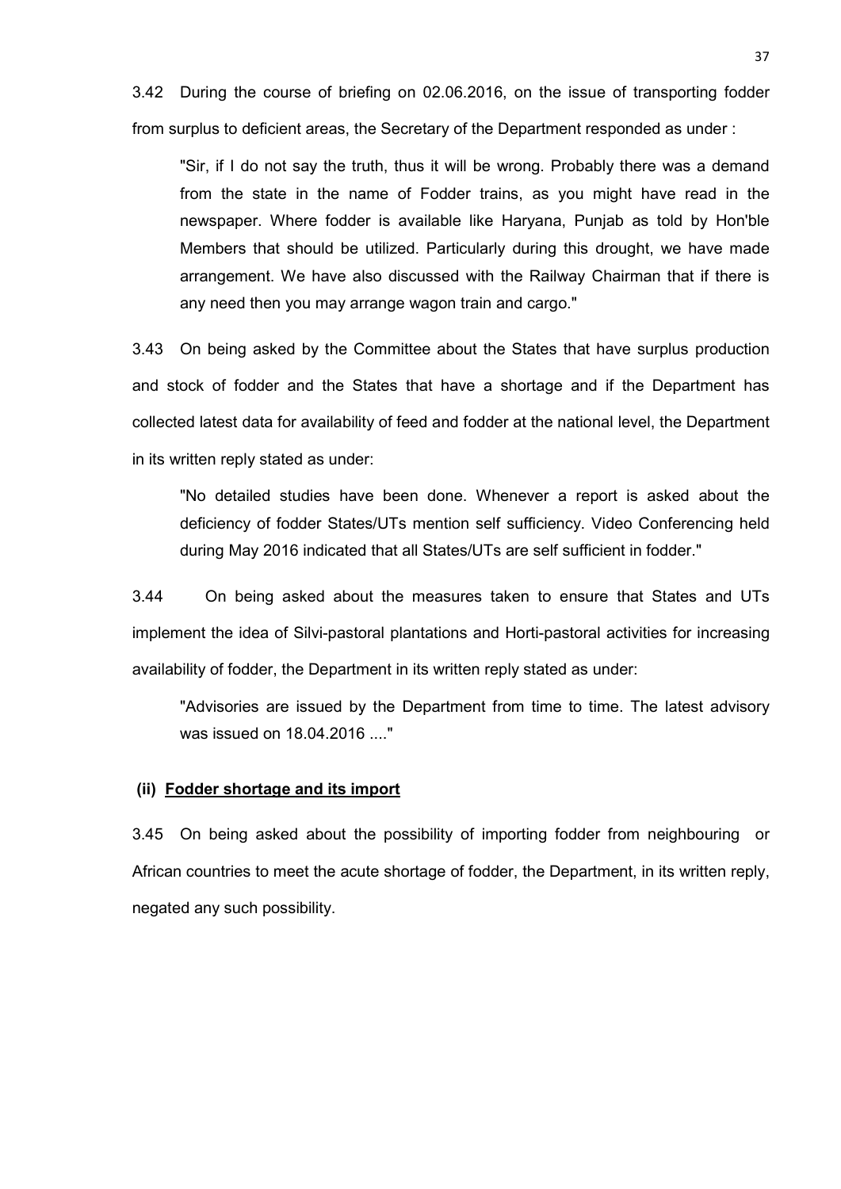3.42 During the course of briefing on 02.06.2016, on the issue of transporting fodder from surplus to deficient areas, the Secretary of the Department responded as under :

> "Sir, if I do not say the truth, thus it will be wrong. Probably there was a demand from the state in the name of Fodder trains, as you might have read in the newspaper. Where fodder is available like Haryana, Punjab as told by Hon'ble Members that should be utilized. Particularly during this drought, we have made arrangement. We have also discussed with the Railway Chairman that if there is any need then you may arrange wagon train and cargo."

3.43 On being asked by the Committee about the States that have surplus production and stock of fodder and the States that have a shortage and if the Department has collected latest data for availability of feed and fodder at the national level, the Department in its written reply stated as under:

> "No detailed studies have been done. Whenever a report is asked about the deficiency of fodder States/UTs mention self sufficiency. Video Conferencing held during May 2016 indicated that all States/UTs are self sufficient in fodder."

3.44 On being asked about the measures taken to ensure that States and UTs implement the idea of Silvi-pastoral plantations and Horti-pastoral activities for increasing availability of fodder, the Department in its written reply stated as under:

> "Advisories are issued by the Department from time to time. The latest advisory was issued on 18.04.2016 ...."

**(ii) <u>Fodder shortage and its import</u>**

3.45 On being asked about the possibility of importing fodder from neighbouring or African countries to meet the acute shortage of fodder, the Department, in its written reply, negated any such possibility.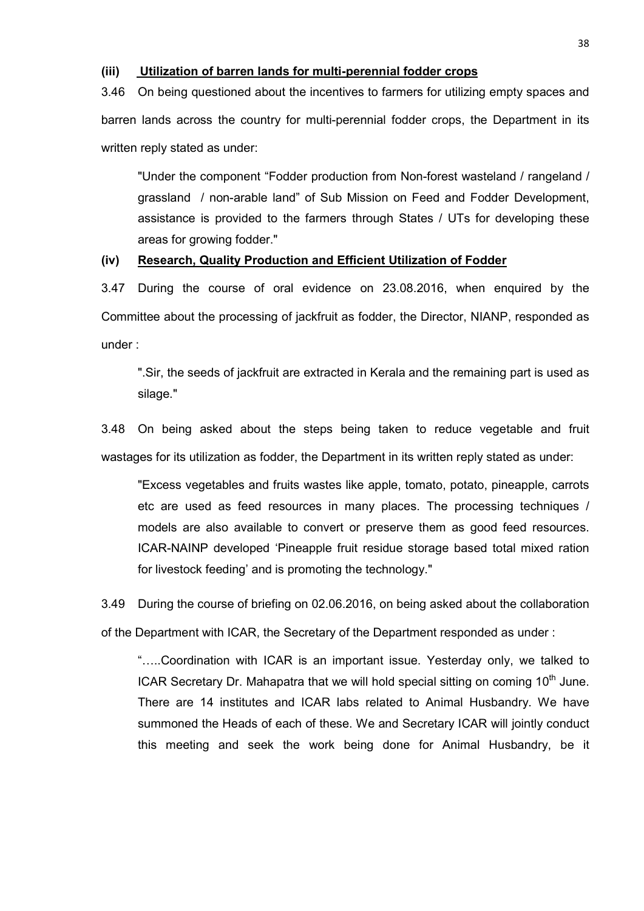**(iii) Utilization of barren lands for multi-perennial fodder crops**

3.46 On being questioned about the incentives to farmers for utilizing empty spaces and barren lands across the country for multi-perennial fodder crops, the Department in its written reply stated as under:

> "Under the component "Fodder production from Non-forest wasteland / rangeland / grassland / non-arable land" of Sub Mission on Feed and Fodder Development, assistance is provided to the farmers through States / UTs for developing these areas for growing fodder."

**(iv) Research, Quality Production and Efficient Utilization of Fodder**

3.47 During the course of oral evidence on 23.08.2016, when enquired by the Committee about the processing of jackfruit as fodder, the Director, NIANP, responded as under :

> ".Sir, the seeds of jackfruit are extracted in Kerala and the remaining part is used as silage."

3.48 On being asked about the steps being taken to reduce vegetable and fruit wastages for its utilization as fodder, the Department in its written reply stated as under:

> "Excess vegetables and fruits wastes like apple, tomato, potato, pineapple, carrots etc are used as feed resources in many places. The processing techniques / models are also available to convert or preserve them as good feed resources. ICAR-NAINP developed 'Pineapple fruit residue storage based total mixed ration for livestock feeding' and is promoting the technology."

3.49 During the course of briefing on 02.06.2016, on being asked about the collaboration of the Department with ICAR, the Secretary of the Department responded as under :

> ".....Coordination with ICAR is an important issue. Yesterday only, we talked to ICAR Secretary Dr. Mahapatra that we will hold special sitting on coming 10th June. There are 14 institutes and ICAR labs related to Animal Husbandry. We have summoned the Heads of each of these. We and Secretary ICAR will jointly conduct this meeting and seek the work being done for Animal Husbandry, be it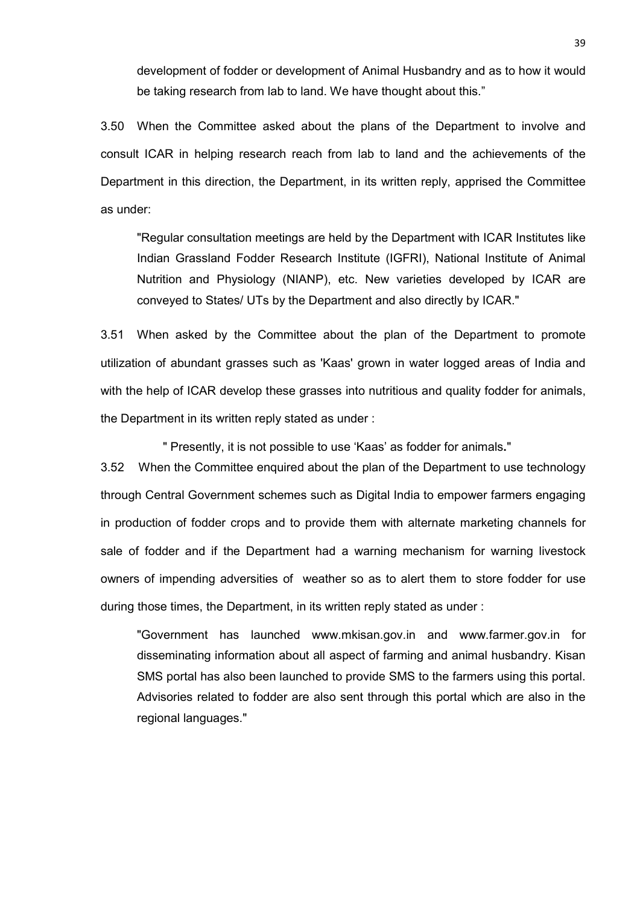development of fodder or development of Animal Husbandry and as to how it would be taking research from lab to land. We have thought about this."

3.50 When the Committee asked about the plans of the Department to involve and consult ICAR in helping research reach from lab to land and the achievements of the Department in this direction, the Department, in its written reply, apprised the Committee as under:

> "Regular consultation meetings are held by the Department with ICAR Institutes like Indian Grassland Fodder Research Institute (IGFRI), National Institute of Animal Nutrition and Physiology (NIANP), etc. New varieties developed by ICAR are conveyed to States/ UTs by the Department and also directly by ICAR."

3.51 When asked by the Committee about the plan of the Department to promote utilization of abundant grasses such as 'Kaas' grown in water logged areas of India and with the help of ICAR develop these grasses into nutritious and quality fodder for animals, the Department in its written reply stated as under :

> " Presently, it is not possible to use 'Kaas' as fodder for animals**.**"

3.52 When the Committee enquired about the plan of the Department to use technology through Central Government schemes such as Digital India to empower farmers engaging in production of fodder crops and to provide them with alternate marketing channels for sale of fodder and if the Department had a warning mechanism for warning livestock owners of impending adversities of weather so as to alert them to store fodder for use during those times, the Department, in its written reply stated as under :

> "Government has launched www.mkisan.gov.in and www.farmer.gov.in for disseminating information about all aspect of farming and animal husbandry. Kisan SMS portal has also been launched to provide SMS to the farmers using this portal. Advisories related to fodder are also sent through this portal which are also in the regional languages."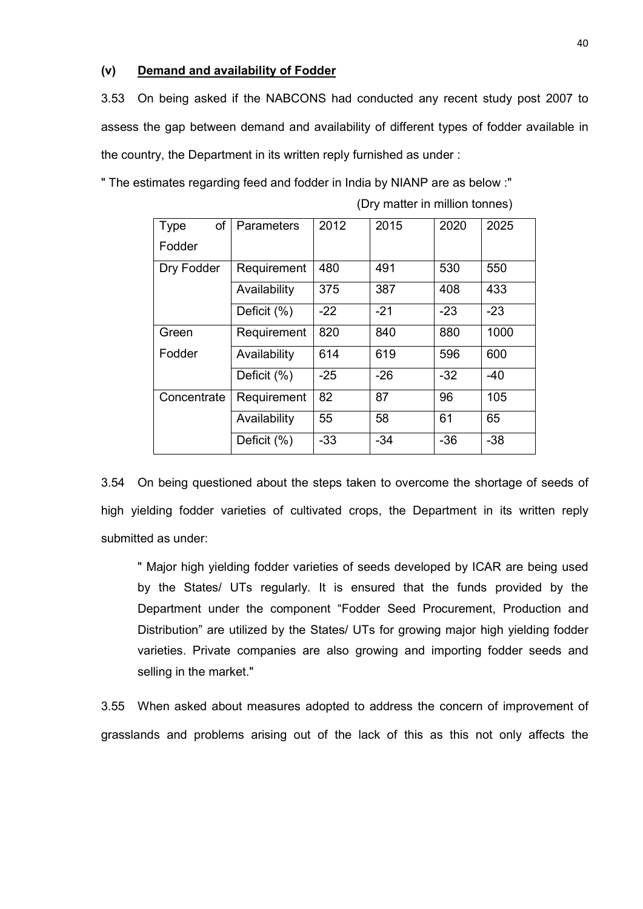### (v) Demand and availability of Fodder

3.53 On being asked if the NABCONS had conducted any recent study post 2007 to assess the gap between demand and availability of different types of fodder available in the country, the Department in its written reply furnished as under :

" The estimates regarding feed and fodder in India by NIANP are as below :"

(Dry matter in million tonnes)

| Type of Fodder | Parameters | 2012 | 2015 | 2020 | 2025 |
|---|---|---|---|---|---|
| Dry Fodder | Requirement | 480 | 491 | 530 | 550 |
| | Availability | 375 | 387 | 408 | 433 |
| | Deficit (%) | -22 | -21 | -23 | -23 |
| Green Fodder | Requirement | 820 | 840 | 880 | 1000 |
| | Availability | 614 | 619 | 596 | 600 |
| | Deficit (%) | -25 | -26 | -32 | -40 |
| Concentrate | Requirement | 82 | 87 | 96 | 105 |
| | Availability | 55 | 58 | 61 | 65 |
| | Deficit (%) | -33 | -34 | -36 | -38 |

3.54 On being questioned about the steps taken to overcome the shortage of seeds of high yielding fodder varieties of cultivated crops, the Department in its written reply submitted as under:

> " Major high yielding fodder varieties of seeds developed by ICAR are being used by the States/ UTs regularly. It is ensured that the funds provided by the Department under the component "Fodder Seed Procurement, Production and Distribution" are utilized by the States/ UTs for growing major high yielding fodder varieties. Private companies are also growing and importing fodder seeds and selling in the market."

3.55 When asked about measures adopted to address the concern of improvement of grasslands and problems arising out of the lack of this as this not only affects the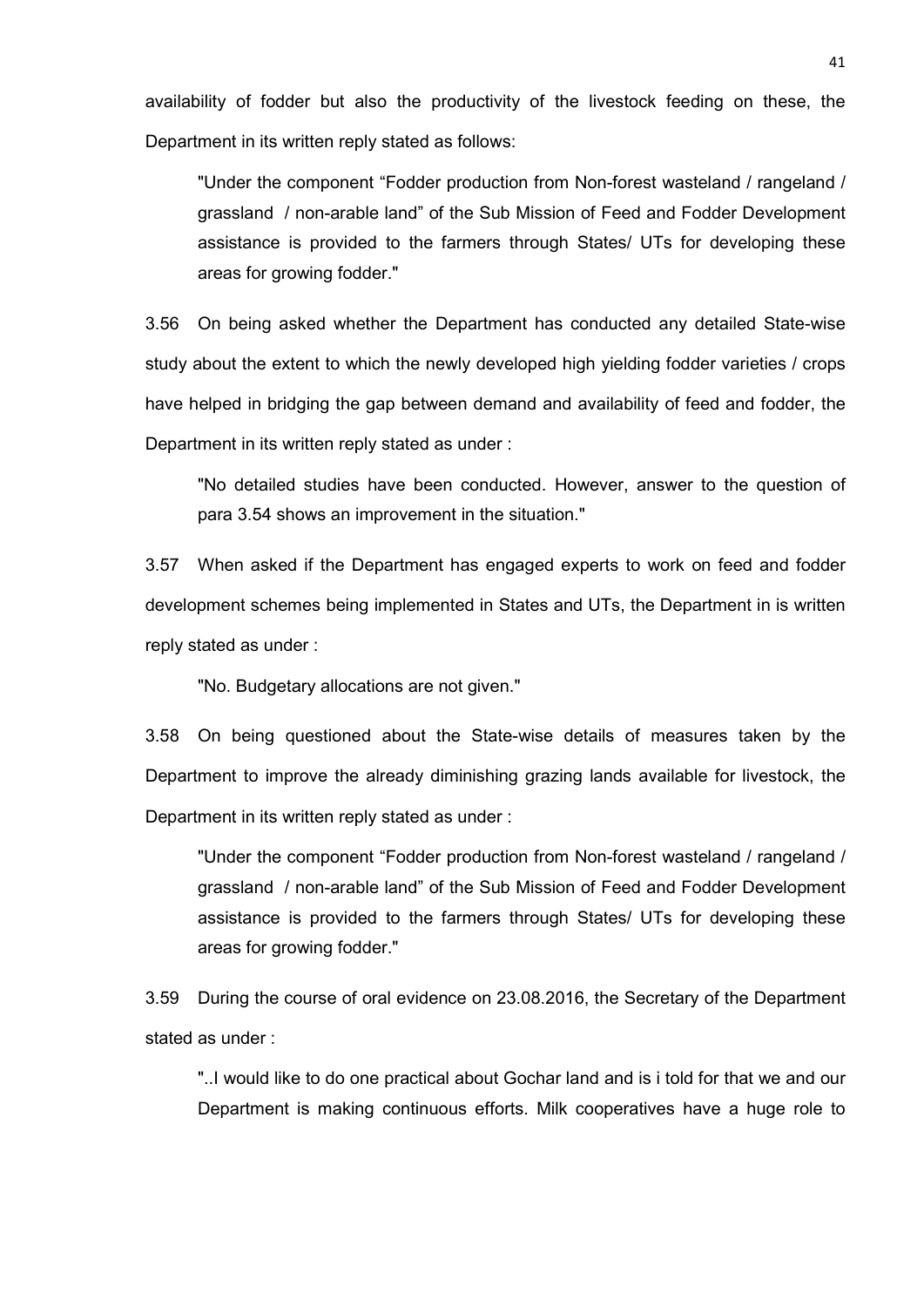availability of fodder but also the productivity of the livestock feeding on these, the Department in its written reply stated as follows:

> "Under the component "Fodder production from Non-forest wasteland / rangeland / grassland / non-arable land" of the Sub Mission of Feed and Fodder Development assistance is provided to the farmers through States/ UTs for developing these areas for growing fodder."

3.56 On being asked whether the Department has conducted any detailed State-wise study about the extent to which the newly developed high yielding fodder varieties / crops have helped in bridging the gap between demand and availability of feed and fodder, the Department in its written reply stated as under :

> "No detailed studies have been conducted. However, answer to the question of para 3.54 shows an improvement in the situation."

3.57 When asked if the Department has engaged experts to work on feed and fodder development schemes being implemented in States and UTs, the Department in is written reply stated as under :

> "No. Budgetary allocations are not given."

3.58 On being questioned about the State-wise details of measures taken by the Department to improve the already diminishing grazing lands available for livestock, the Department in its written reply stated as under :

> "Under the component "Fodder production from Non-forest wasteland / rangeland / grassland / non-arable land" of the Sub Mission of Feed and Fodder Development assistance is provided to the farmers through States/ UTs for developing these areas for growing fodder."

3.59 During the course of oral evidence on 23.08.2016, the Secretary of the Department stated as under :

> "..I would like to do one practical about Gochar land and is i told for that we and our Department is making continuous efforts. Milk cooperatives have a huge role to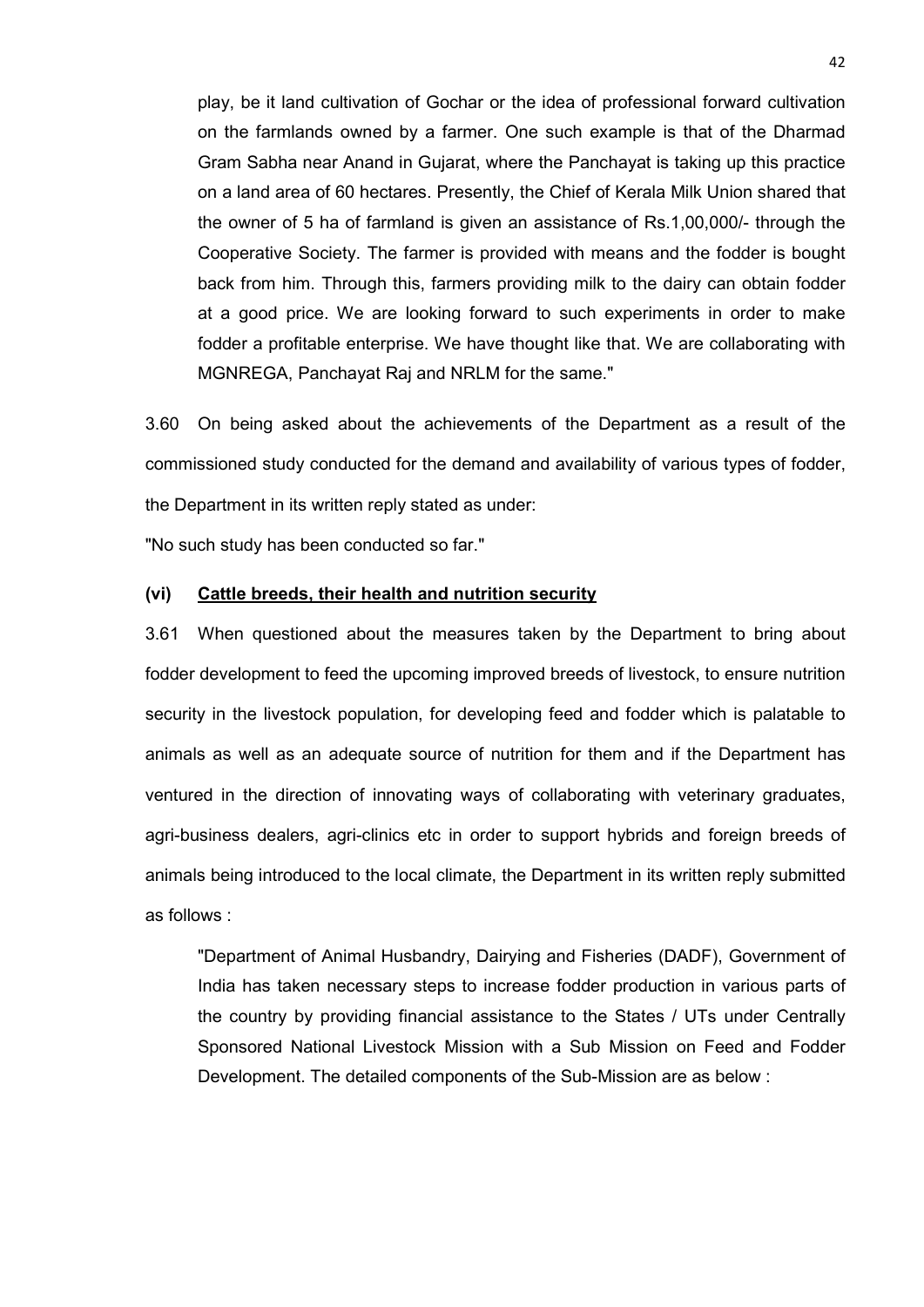play, be it land cultivation of Gochar or the idea of professional forward cultivation on the farmlands owned by a farmer. One such example is that of the Dharmad Gram Sabha near Anand in Gujarat, where the Panchayat is taking up this practice on a land area of 60 hectares. Presently, the Chief of Kerala Milk Union shared that the owner of 5 ha of farmland is given an assistance of Rs.1,00,000/- through the Cooperative Society. The farmer is provided with means and the fodder is bought back from him. Through this, farmers providing milk to the dairy can obtain fodder at a good price. We are looking forward to such experiments in order to make fodder a profitable enterprise. We have thought like that. We are collaborating with MGNREGA, Panchayat Raj and NRLM for the same."

3.60 On being asked about the achievements of the Department as a result of the commissioned study conducted for the demand and availability of various types of fodder, the Department in its written reply stated as under:

"No such study has been conducted so far."

**(vi) <u>Cattle breeds, their health and nutrition security</u>**

3.61 When questioned about the measures taken by the Department to bring about fodder development to feed the upcoming improved breeds of livestock, to ensure nutrition security in the livestock population, for developing feed and fodder which is palatable to animals as well as an adequate source of nutrition for them and if the Department has ventured in the direction of innovating ways of collaborating with veterinary graduates, agri-business dealers, agri-clinics etc in order to support hybrids and foreign breeds of animals being introduced to the local climate, the Department in its written reply submitted as follows :

"Department of Animal Husbandry, Dairying and Fisheries (DADF), Government of India has taken necessary steps to increase fodder production in various parts of the country by providing financial assistance to the States / UTs under Centrally Sponsored National Livestock Mission with a Sub Mission on Feed and Fodder Development. The detailed components of the Sub-Mission are as below :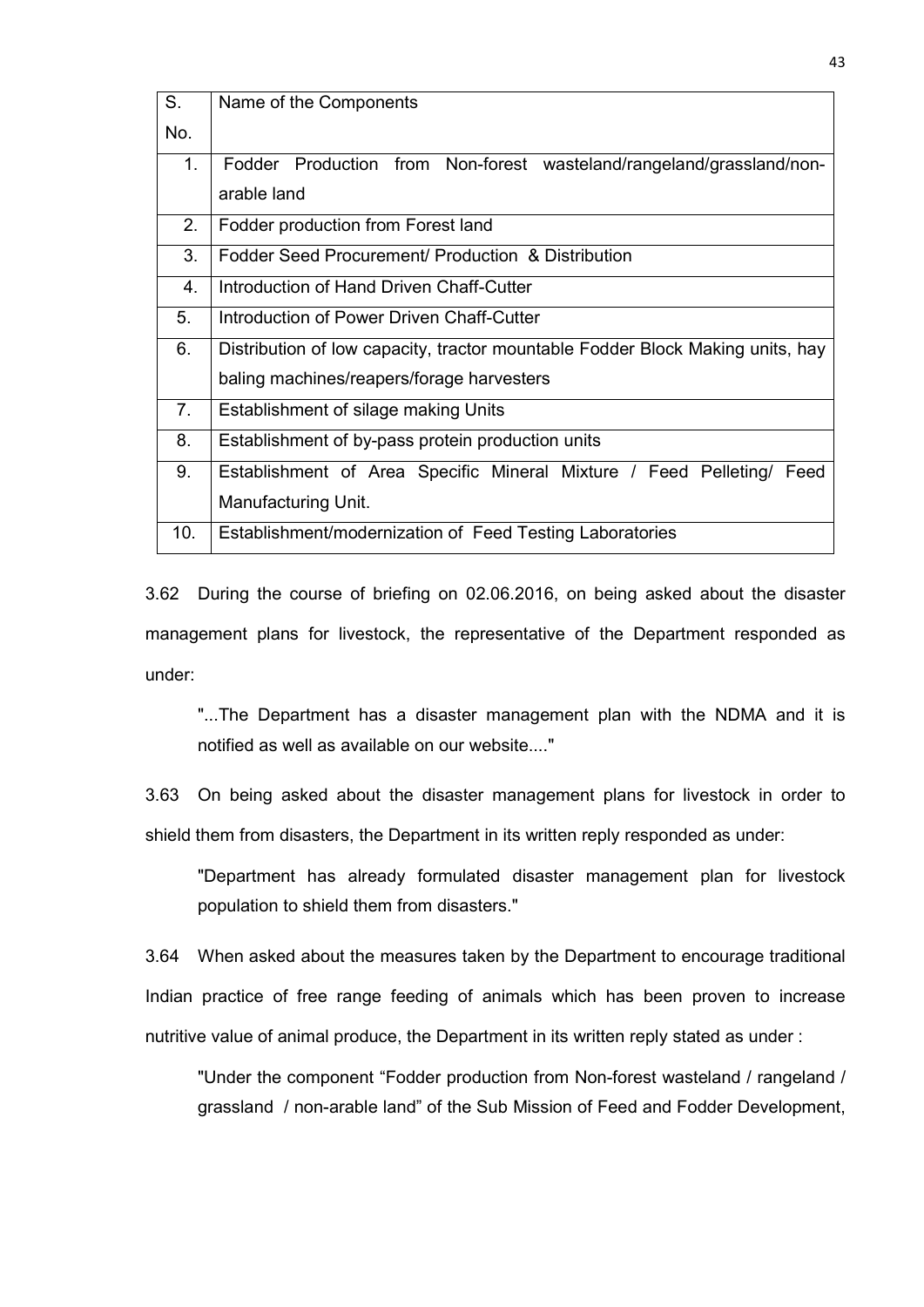| S. No. | Name of the Components |
|---|---|
| 1. | Fodder Production from Non-forest wasteland/rangeland/grassland/non-arable land |
| 2. | Fodder production from Forest land |
| 3. | Fodder Seed Procurement/ Production & Distribution |
| 4. | Introduction of Hand Driven Chaff-Cutter |
| 5. | Introduction of Power Driven Chaff-Cutter |
| 6. | Distribution of low capacity, tractor mountable Fodder Block Making units, hay baling machines/reapers/forage harvesters |
| 7. | Establishment of silage making Units |
| 8. | Establishment of by-pass protein production units |
| 9. | Establishment of Area Specific Mineral Mixture / Feed Pelleting/ Feed Manufacturing Unit. |
| 10. | Establishment/modernization of Feed Testing Laboratories |

3.62 During the course of briefing on 02.06.2016, on being asked about the disaster management plans for livestock, the representative of the Department responded as under:

> "...The Department has a disaster management plan with the NDMA and it is notified as well as available on our website...."

3.63 On being asked about the disaster management plans for livestock in order to shield them from disasters, the Department in its written reply responded as under:

> "Department has already formulated disaster management plan for livestock population to shield them from disasters."

3.64 When asked about the measures taken by the Department to encourage traditional Indian practice of free range feeding of animals which has been proven to increase nutritive value of animal produce, the Department in its written reply stated as under :

> "Under the component "Fodder production from Non-forest wasteland / rangeland / grassland / non-arable land" of the Sub Mission of Feed and Fodder Development,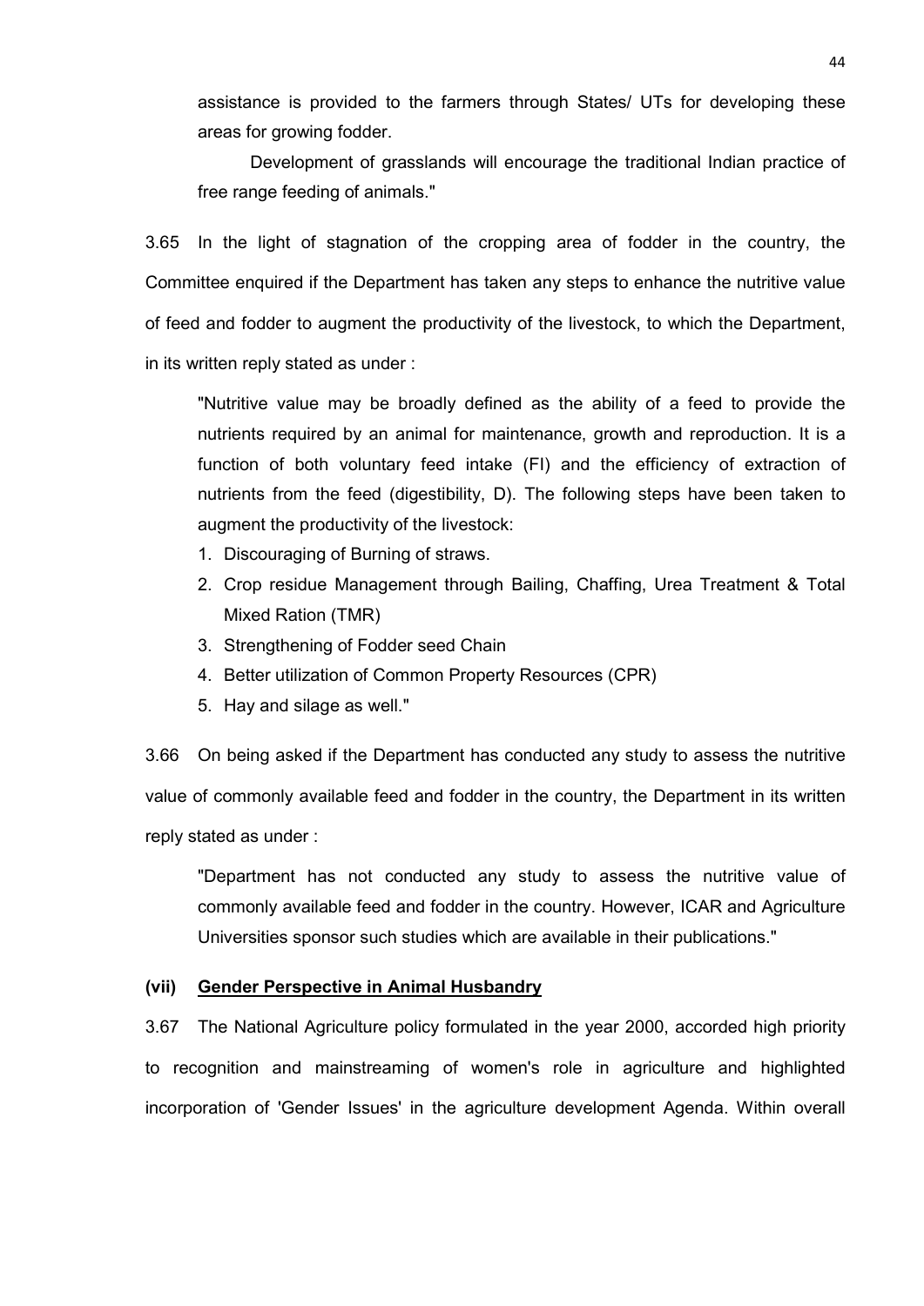assistance is provided to the farmers through States/ UTs for developing these areas for growing fodder.

Development of grasslands will encourage the traditional Indian practice of free range feeding of animals."

3.65 In the light of stagnation of the cropping area of fodder in the country, the Committee enquired if the Department has taken any steps to enhance the nutritive value of feed and fodder to augment the productivity of the livestock, to which the Department, in its written reply stated as under :

> "Nutritive value may be broadly defined as the ability of a feed to provide the nutrients required by an animal for maintenance, growth and reproduction. It is a function of both voluntary feed intake (FI) and the efficiency of extraction of nutrients from the feed (digestibility, D). The following steps have been taken to augment the productivity of the livestock:
>
> 1. Discouraging of Burning of straws.
> 2. Crop residue Management through Bailing, Chaffing, Urea Treatment & Total Mixed Ration (TMR)
> 3. Strengthening of Fodder seed Chain
> 4. Better utilization of Common Property Resources (CPR)
> 5. Hay and silage as well."

3.66 On being asked if the Department has conducted any study to assess the nutritive value of commonly available feed and fodder in the country, the Department in its written reply stated as under :

> "Department has not conducted any study to assess the nutritive value of commonly available feed and fodder in the country. However, ICAR and Agriculture Universities sponsor such studies which are available in their publications."

### (vii) Gender Perspective in Animal Husbandry

3.67 The National Agriculture policy formulated in the year 2000, accorded high priority to recognition and mainstreaming of women's role in agriculture and highlighted incorporation of 'Gender Issues' in the agriculture development Agenda. Within overall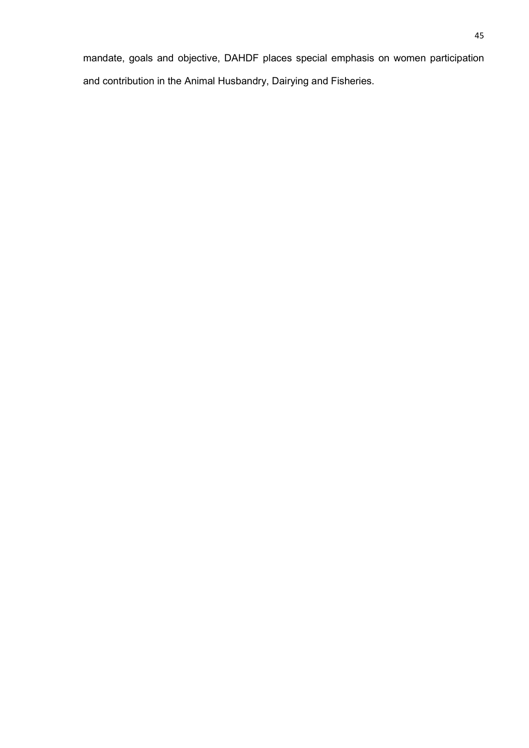mandate, goals and objective, DAHDF places special emphasis on women participation and contribution in the Animal Husbandry, Dairying and Fisheries.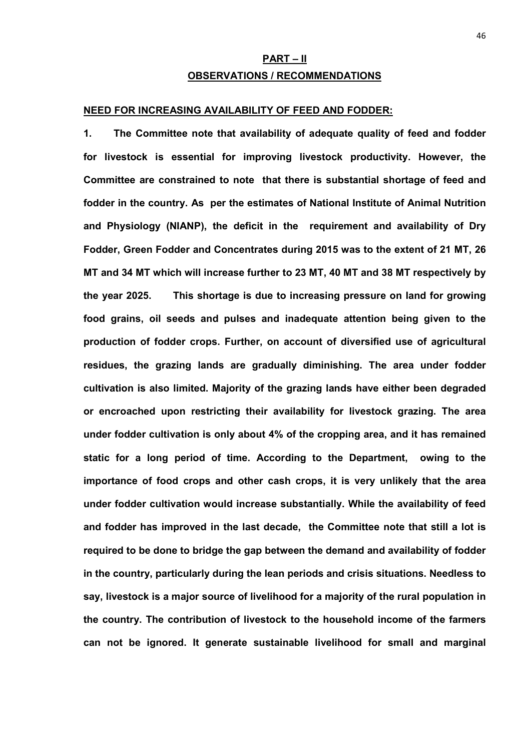## **PART – II**

## **OBSERVATIONS / RECOMMENDATIONS**

**NEED FOR INCREASING AVAILABILITY OF FEED AND FODDER:**

**1. The Committee note that availability of adequate quality of feed and fodder for livestock is essential for improving livestock productivity. However, the Committee are constrained to note that there is substantial shortage of feed and fodder in the country. As per the estimates of National Institute of Animal Nutrition and Physiology (NIANP), the deficit in the requirement and availability of Dry Fodder, Green Fodder and Concentrates during 2015 was to the extent of 21 MT, 26 MT and 34 MT which will increase further to 23 MT, 40 MT and 38 MT respectively by the year 2025. This shortage is due to increasing pressure on land for growing food grains, oil seeds and pulses and inadequate attention being given to the production of fodder crops. Further, on account of diversified use of agricultural residues, the grazing lands are gradually diminishing. The area under fodder cultivation is also limited. Majority of the grazing lands have either been degraded or encroached upon restricting their availability for livestock grazing. The area under fodder cultivation is only about 4% of the cropping area, and it has remained static for a long period of time. According to the Department, owing to the importance of food crops and other cash crops, it is very unlikely that the area under fodder cultivation would increase substantially. While the availability of feed and fodder has improved in the last decade, the Committee note that still a lot is required to be done to bridge the gap between the demand and availability of fodder in the country, particularly during the lean periods and crisis situations. Needless to say, livestock is a major source of livelihood for a majority of the rural population in the country. The contribution of livestock to the household income of the farmers can not be ignored. It generate sustainable livelihood for small and marginal**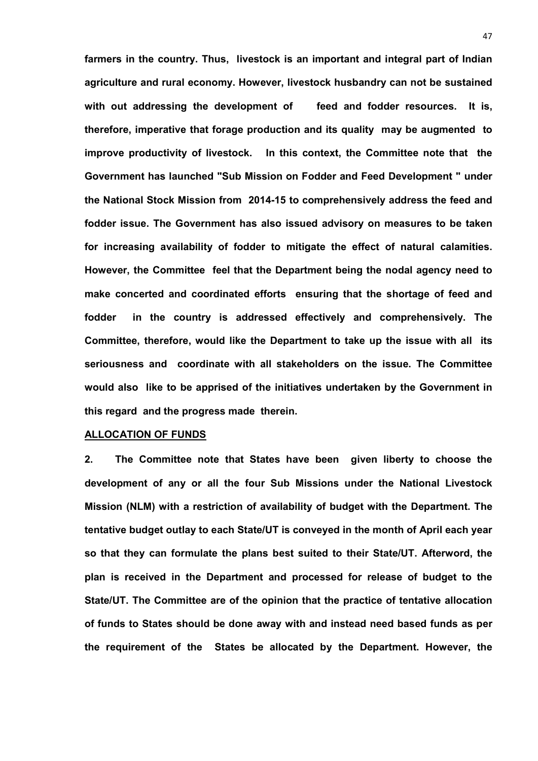**farmers in the country. Thus, livestock is an important and integral part of Indian agriculture and rural economy. However, livestock husbandry can not be sustained with out addressing the development of feed and fodder resources. It is, therefore, imperative that forage production and its quality may be augmented to improve productivity of livestock. In this context, the Committee note that the Government has launched "Sub Mission on Fodder and Feed Development " under the National Stock Mission from 2014-15 to comprehensively address the feed and fodder issue. The Government has also issued advisory on measures to be taken for increasing availability of fodder to mitigate the effect of natural calamities. However, the Committee feel that the Department being the nodal agency need to make concerted and coordinated efforts ensuring that the shortage of feed and fodder in the country is addressed effectively and comprehensively. The Committee, therefore, would like the Department to take up the issue with all its seriousness and coordinate with all stakeholders on the issue. The Committee would also like to be apprised of the initiatives undertaken by the Government in this regard and the progress made therein.**

**ALLOCATION OF FUNDS**

**2. The Committee note that States have been given liberty to choose the development of any or all the four Sub Missions under the National Livestock Mission (NLM) with a restriction of availability of budget with the Department. The tentative budget outlay to each State/UT is conveyed in the month of April each year so that they can formulate the plans best suited to their State/UT. Afterword, the plan is received in the Department and processed for release of budget to the State/UT. The Committee are of the opinion that the practice of tentative allocation of funds to States should be done away with and instead need based funds as per the requirement of the States be allocated by the Department. However, the**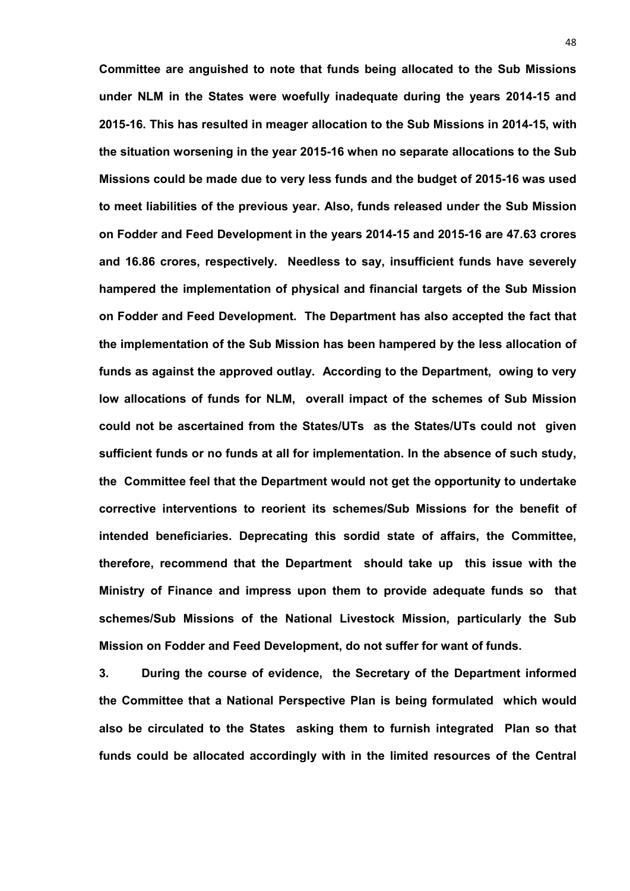**Committee are anguished to note that funds being allocated to the Sub Missions under NLM in the States were woefully inadequate during the years 2014-15 and 2015-16. This has resulted in meager allocation to the Sub Missions in 2014-15, with the situation worsening in the year 2015-16 when no separate allocations to the Sub Missions could be made due to very less funds and the budget of 2015-16 was used to meet liabilities of the previous year. Also, funds released under the Sub Mission on Fodder and Feed Development in the years 2014-15 and 2015-16 are 47.63 crores and 16.86 crores, respectively. Needless to say, insufficient funds have severely hampered the implementation of physical and financial targets of the Sub Mission on Fodder and Feed Development. The Department has also accepted the fact that the implementation of the Sub Mission has been hampered by the less allocation of funds as against the approved outlay. According to the Department, owing to very low allocations of funds for NLM, overall impact of the schemes of Sub Mission could not be ascertained from the States/UTs as the States/UTs could not given sufficient funds or no funds at all for implementation. In the absence of such study, the Committee feel that the Department would not get the opportunity to undertake corrective interventions to reorient its schemes/Sub Missions for the benefit of intended beneficiaries. Deprecating this sordid state of affairs, the Committee, therefore, recommend that the Department should take up this issue with the Ministry of Finance and impress upon them to provide adequate funds so that schemes/Sub Missions of the National Livestock Mission, particularly the Sub Mission on Fodder and Feed Development, do not suffer for want of funds.**

**3. During the course of evidence, the Secretary of the Department informed the Committee that a National Perspective Plan is being formulated which would also be circulated to the States asking them to furnish integrated Plan so that funds could be allocated accordingly with in the limited resources of the Central**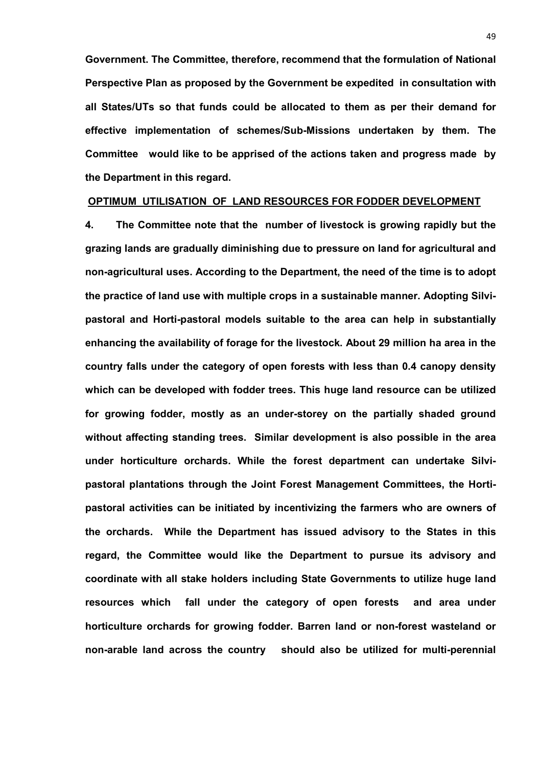**Government. The Committee, therefore, recommend that the formulation of National Perspective Plan as proposed by the Government be expedited in consultation with all States/UTs so that funds could be allocated to them as per their demand for effective implementation of schemes/Sub-Missions undertaken by them. The Committee would like to be apprised of the actions taken and progress made by the Department in this regard.**

## OPTIMUM UTILISATION OF LAND RESOURCES FOR FODDER DEVELOPMENT

**4. The Committee note that the number of livestock is growing rapidly but the grazing lands are gradually diminishing due to pressure on land for agricultural and non-agricultural uses. According to the Department, the need of the time is to adopt the practice of land use with multiple crops in a sustainable manner. Adopting Silvi-pastoral and Horti-pastoral models suitable to the area can help in substantially enhancing the availability of forage for the livestock. About 29 million ha area in the country falls under the category of open forests with less than 0.4 canopy density which can be developed with fodder trees. This huge land resource can be utilized for growing fodder, mostly as an under-storey on the partially shaded ground without affecting standing trees. Similar development is also possible in the area under horticulture orchards. While the forest department can undertake Silvi-pastoral plantations through the Joint Forest Management Committees, the Horti-pastoral activities can be initiated by incentivizing the farmers who are owners of the orchards. While the Department has issued advisory to the States in this regard, the Committee would like the Department to pursue its advisory and coordinate with all stake holders including State Governments to utilize huge land resources which fall under the category of open forests and area under horticulture orchards for growing fodder. Barren land or non-forest wasteland or non-arable land across the country should also be utilized for multi-perennial**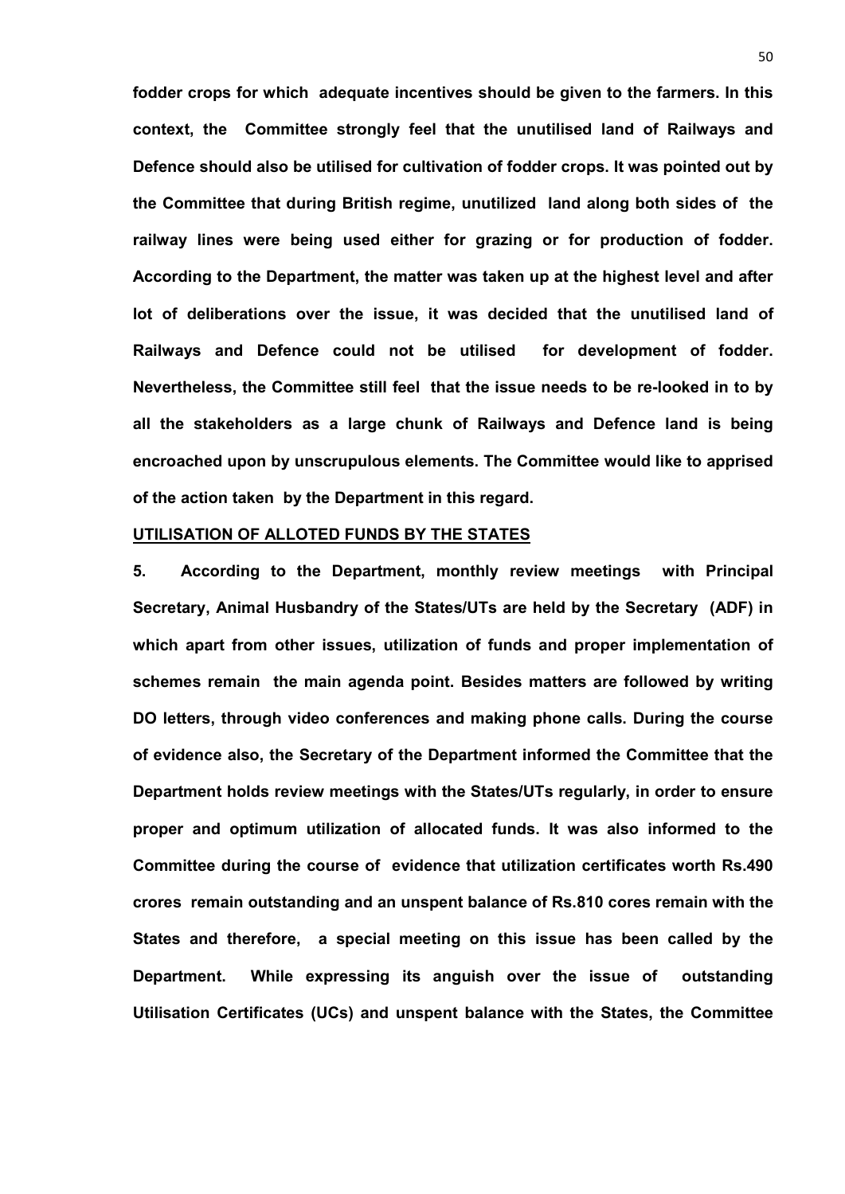**fodder crops for which adequate incentives should be given to the farmers. In this context, the Committee strongly feel that the unutilised land of Railways and Defence should also be utilised for cultivation of fodder crops. It was pointed out by the Committee that during British regime, unutilized land along both sides of the railway lines were being used either for grazing or for production of fodder. According to the Department, the matter was taken up at the highest level and after lot of deliberations over the issue, it was decided that the unutilised land of Railways and Defence could not be utilised for development of fodder. Nevertheless, the Committee still feel that the issue needs to be re-looked in to by all the stakeholders as a large chunk of Railways and Defence land is being encroached upon by unscrupulous elements. The Committee would like to apprised of the action taken by the Department in this regard.**

**UTILISATION OF ALLOTED FUNDS BY THE STATES**

**5. According to the Department, monthly review meetings with Principal Secretary, Animal Husbandry of the States/UTs are held by the Secretary (ADF) in which apart from other issues, utilization of funds and proper implementation of schemes remain the main agenda point. Besides matters are followed by writing DO letters, through video conferences and making phone calls. During the course of evidence also, the Secretary of the Department informed the Committee that the Department holds review meetings with the States/UTs regularly, in order to ensure proper and optimum utilization of allocated funds. It was also informed to the Committee during the course of evidence that utilization certificates worth Rs.490 crores remain outstanding and an unspent balance of Rs.810 cores remain with the States and therefore, a special meeting on this issue has been called by the Department. While expressing its anguish over the issue of outstanding Utilisation Certificates (UCs) and unspent balance with the States, the Committee**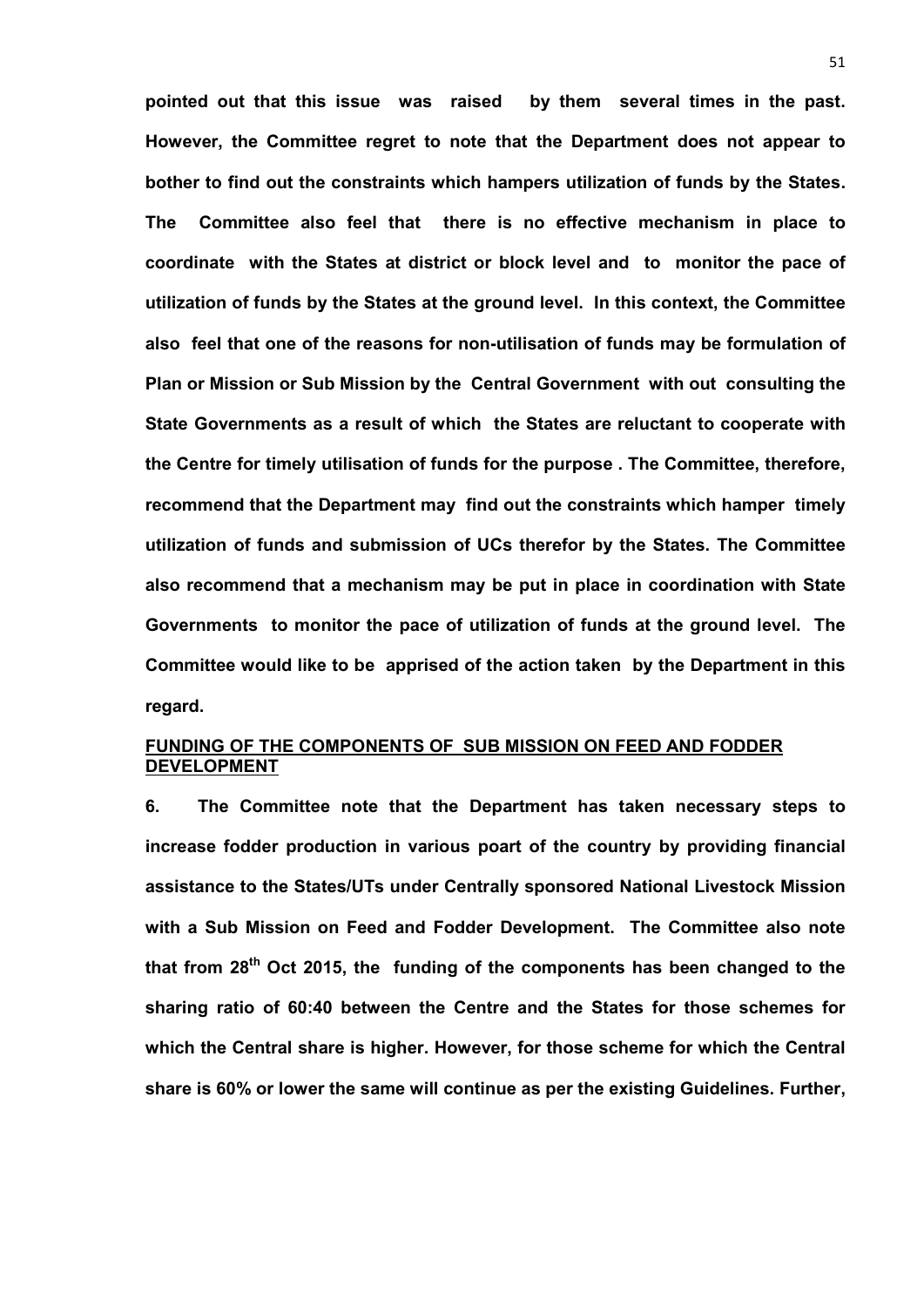**pointed out that this issue was raised by them several times in the past. However, the Committee regret to note that the Department does not appear to bother to find out the constraints which hampers utilization of funds by the States. The Committee also feel that there is no effective mechanism in place to coordinate with the States at district or block level and to monitor the pace of utilization of funds by the States at the ground level. In this context, the Committee also feel that one of the reasons for non-utilisation of funds may be formulation of Plan or Mission or Sub Mission by the Central Government with out consulting the State Governments as a result of which the States are reluctant to cooperate with the Centre for timely utilisation of funds for the purpose . The Committee, therefore, recommend that the Department may find out the constraints which hamper timely utilization of funds and submission of UCs therefor by the States. The Committee also recommend that a mechanism may be put in place in coordination with State Governments to monitor the pace of utilization of funds at the ground level. The Committee would like to be apprised of the action taken by the Department in this regard.**

**FUNDING OF THE COMPONENTS OF SUB MISSION ON FEED AND FODDER DEVELOPMENT**

**6. The Committee note that the Department has taken necessary steps to increase fodder production in various poart of the country by providing financial assistance to the States/UTs under Centrally sponsored National Livestock Mission with a Sub Mission on Feed and Fodder Development. The Committee also note that from 28th Oct 2015, the funding of the components has been changed to the sharing ratio of 60:40 between the Centre and the States for those schemes for which the Central share is higher. However, for those scheme for which the Central share is 60% or lower the same will continue as per the existing Guidelines. Further,**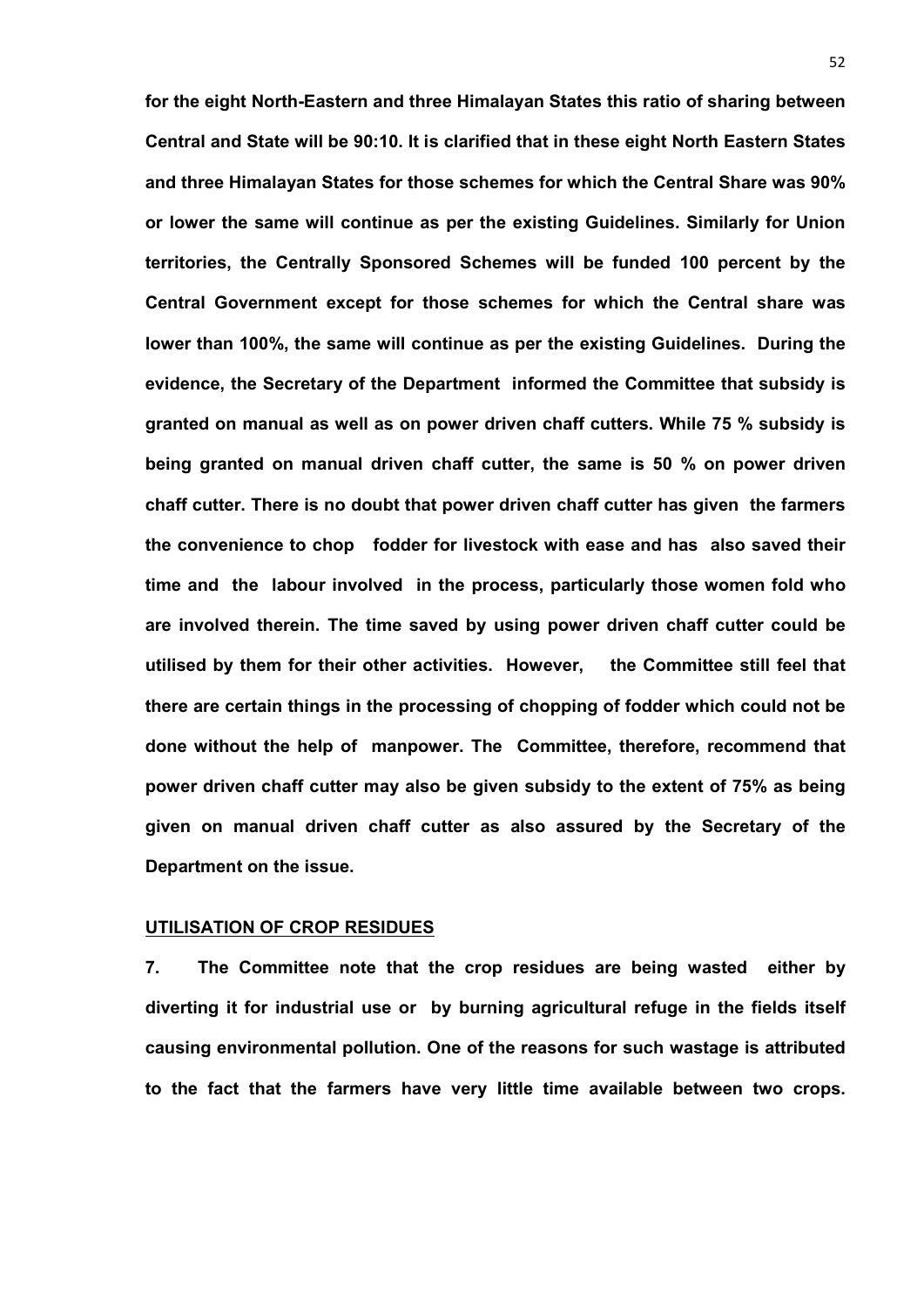**for the eight North-Eastern and three Himalayan States this ratio of sharing between Central and State will be 90:10. It is clarified that in these eight North Eastern States and three Himalayan States for those schemes for which the Central Share was 90% or lower the same will continue as per the existing Guidelines. Similarly for Union territories, the Centrally Sponsored Schemes will be funded 100 percent by the Central Government except for those schemes for which the Central share was lower than 100%, the same will continue as per the existing Guidelines. During the evidence, the Secretary of the Department informed the Committee that subsidy is granted on manual as well as on power driven chaff cutters. While 75 % subsidy is being granted on manual driven chaff cutter, the same is 50 % on power driven chaff cutter. There is no doubt that power driven chaff cutter has given the farmers the convenience to chop fodder for livestock with ease and has also saved their time and the labour involved in the process, particularly those women fold who are involved therein. The time saved by using power driven chaff cutter could be utilised by them for their other activities. However, the Committee still feel that there are certain things in the processing of chopping of fodder which could not be done without the help of manpower. The Committee, therefore, recommend that power driven chaff cutter may also be given subsidy to the extent of 75% as being given on manual driven chaff cutter as also assured by the Secretary of the Department on the issue.**

**UTILISATION OF CROP RESIDUES**

**7. The Committee note that the crop residues are being wasted either by diverting it for industrial use or by burning agricultural refuge in the fields itself causing environmental pollution. One of the reasons for such wastage is attributed to the fact that the farmers have very little time available between two crops.**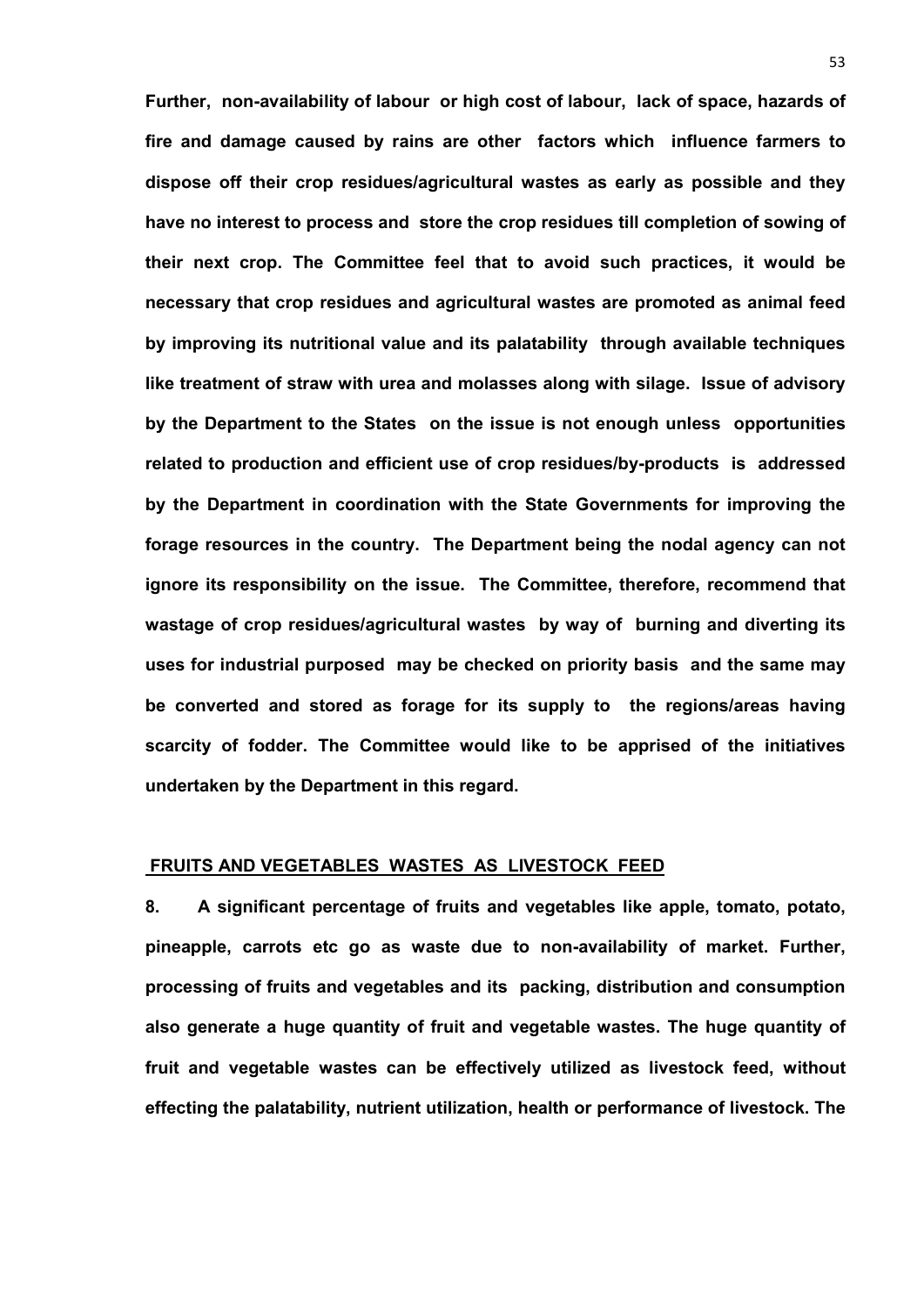**Further, non-availability of labour or high cost of labour, lack of space, hazards of fire and damage caused by rains are other factors which influence farmers to dispose off their crop residues/agricultural wastes as early as possible and they have no interest to process and store the crop residues till completion of sowing of their next crop. The Committee feel that to avoid such practices, it would be necessary that crop residues and agricultural wastes are promoted as animal feed by improving its nutritional value and its palatability through available techniques like treatment of straw with urea and molasses along with silage. Issue of advisory by the Department to the States on the issue is not enough unless opportunities related to production and efficient use of crop residues/by-products is addressed by the Department in coordination with the State Governments for improving the forage resources in the country. The Department being the nodal agency can not ignore its responsibility on the issue. The Committee, therefore, recommend that wastage of crop residues/agricultural wastes by way of burning and diverting its uses for industrial purposed may be checked on priority basis and the same may be converted and stored as forage for its supply to the regions/areas having scarcity of fodder. The Committee would like to be apprised of the initiatives undertaken by the Department in this regard.**

## FRUITS AND VEGETABLES WASTES AS LIVESTOCK FEED

**8. A significant percentage of fruits and vegetables like apple, tomato, potato, pineapple, carrots etc go as waste due to non-availability of market. Further, processing of fruits and vegetables and its packing, distribution and consumption also generate a huge quantity of fruit and vegetable wastes. The huge quantity of fruit and vegetable wastes can be effectively utilized as livestock feed, without effecting the palatability, nutrient utilization, health or performance of livestock. The**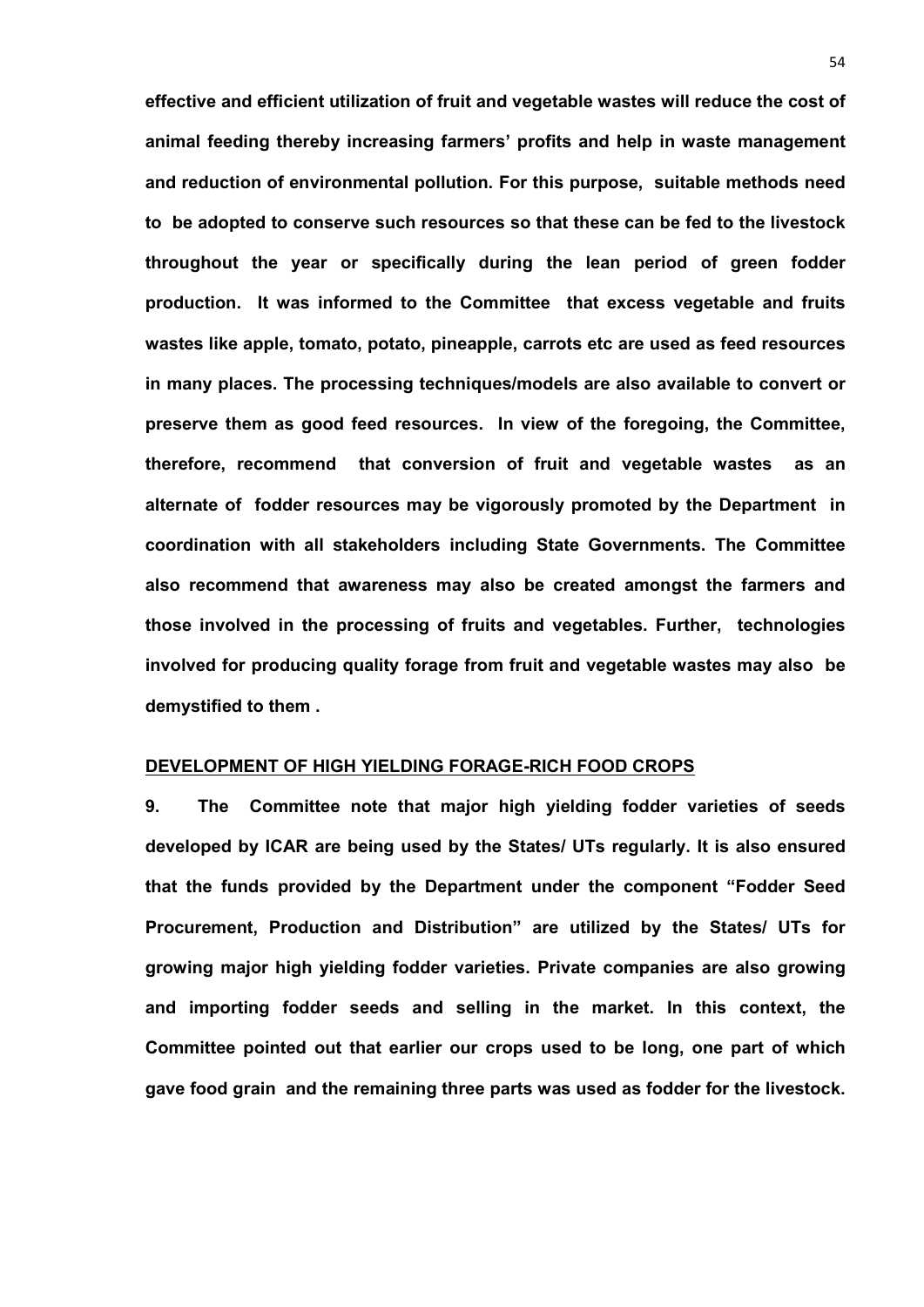**effective and efficient utilization of fruit and vegetable wastes will reduce the cost of animal feeding thereby increasing farmers' profits and help in waste management and reduction of environmental pollution. For this purpose, suitable methods need to be adopted to conserve such resources so that these can be fed to the livestock throughout the year or specifically during the lean period of green fodder production. It was informed to the Committee that excess vegetable and fruits wastes like apple, tomato, potato, pineapple, carrots etc are used as feed resources in many places. The processing techniques/models are also available to convert or preserve them as good feed resources. In view of the foregoing, the Committee, therefore, recommend that conversion of fruit and vegetable wastes as an alternate of fodder resources may be vigorously promoted by the Department in coordination with all stakeholders including State Governments. The Committee also recommend that awareness may also be created amongst the farmers and those involved in the processing of fruits and vegetables. Further, technologies involved for producing quality forage from fruit and vegetable wastes may also be demystified to them .**

**DEVELOPMENT OF HIGH YIELDING FORAGE-RICH FOOD CROPS**

**9. The Committee note that major high yielding fodder varieties of seeds developed by ICAR are being used by the States/ UTs regularly. It is also ensured that the funds provided by the Department under the component "Fodder Seed Procurement, Production and Distribution" are utilized by the States/ UTs for growing major high yielding fodder varieties. Private companies are also growing and importing fodder seeds and selling in the market. In this context, the Committee pointed out that earlier our crops used to be long, one part of which gave food grain and the remaining three parts was used as fodder for the livestock.**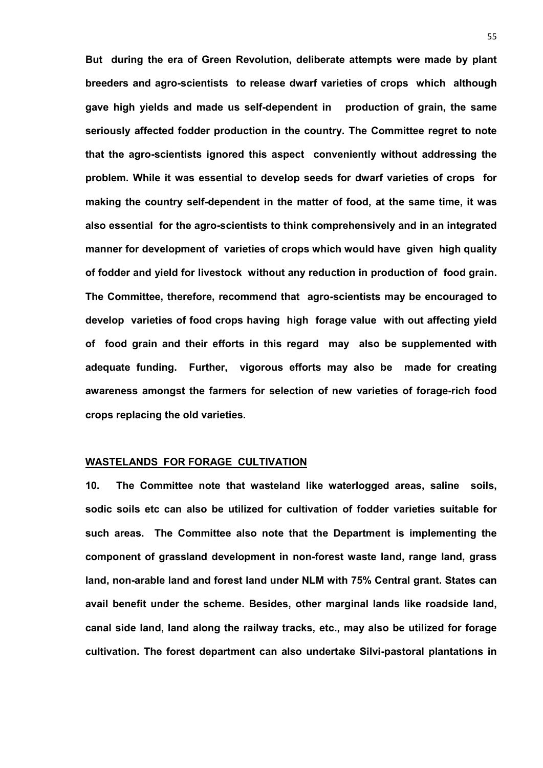**But during the era of Green Revolution, deliberate attempts were made by plant breeders and agro-scientists to release dwarf varieties of crops which although gave high yields and made us self-dependent in production of grain, the same seriously affected fodder production in the country. The Committee regret to note that the agro-scientists ignored this aspect conveniently without addressing the problem. While it was essential to develop seeds for dwarf varieties of crops for making the country self-dependent in the matter of food, at the same time, it was also essential for the agro-scientists to think comprehensively and in an integrated manner for development of varieties of crops which would have given high quality of fodder and yield for livestock without any reduction in production of food grain. The Committee, therefore, recommend that agro-scientists may be encouraged to develop varieties of food crops having high forage value with out affecting yield of food grain and their efforts in this regard may also be supplemented with adequate funding. Further, vigorous efforts may also be made for creating awareness amongst the farmers for selection of new varieties of forage-rich food crops replacing the old varieties.**

**WASTELANDS FOR FORAGE CULTIVATION**

**10. The Committee note that wasteland like waterlogged areas, saline soils, sodic soils etc can also be utilized for cultivation of fodder varieties suitable for such areas. The Committee also note that the Department is implementing the component of grassland development in non-forest waste land, range land, grass land, non-arable land and forest land under NLM with 75% Central grant. States can avail benefit under the scheme. Besides, other marginal lands like roadside land, canal side land, land along the railway tracks, etc., may also be utilized for forage cultivation. The forest department can also undertake Silvi-pastoral plantations in**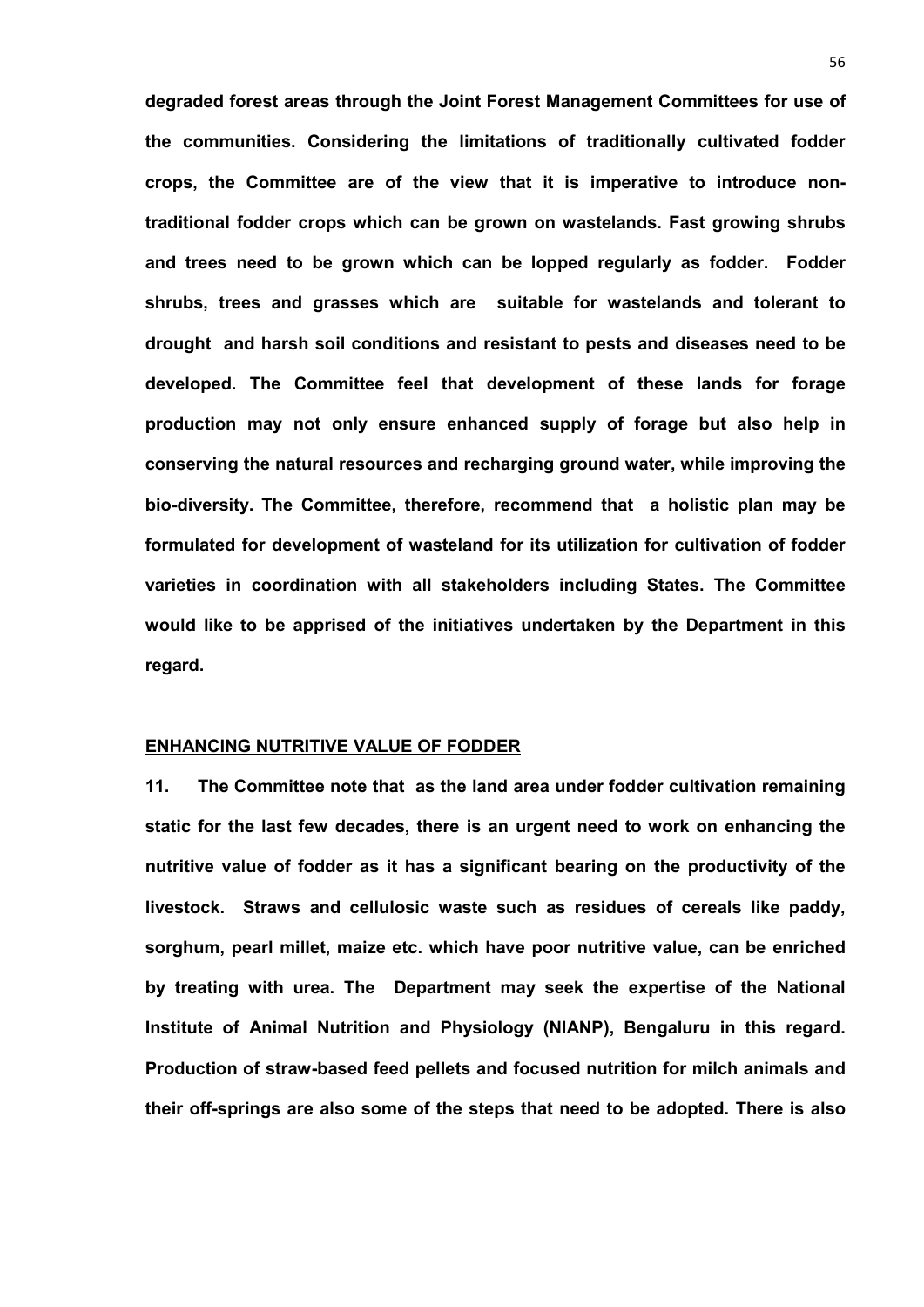**degraded forest areas through the Joint Forest Management Committees for use of the communities. Considering the limitations of traditionally cultivated fodder crops, the Committee are of the view that it is imperative to introduce non-traditional fodder crops which can be grown on wastelands. Fast growing shrubs and trees need to be grown which can be lopped regularly as fodder. Fodder shrubs, trees and grasses which are suitable for wastelands and tolerant to drought and harsh soil conditions and resistant to pests and diseases need to be developed. The Committee feel that development of these lands for forage production may not only ensure enhanced supply of forage but also help in conserving the natural resources and recharging ground water, while improving the bio-diversity. The Committee, therefore, recommend that a holistic plan may be formulated for development of wasteland for its utilization for cultivation of fodder varieties in coordination with all stakeholders including States. The Committee would like to be apprised of the initiatives undertaken by the Department in this regard.**

**ENHANCING NUTRITIVE VALUE OF FODDER**

**11. The Committee note that as the land area under fodder cultivation remaining static for the last few decades, there is an urgent need to work on enhancing the nutritive value of fodder as it has a significant bearing on the productivity of the livestock. Straws and cellulosic waste such as residues of cereals like paddy, sorghum, pearl millet, maize etc. which have poor nutritive value, can be enriched by treating with urea. The Department may seek the expertise of the National Institute of Animal Nutrition and Physiology (NIANP), Bengaluru in this regard. Production of straw-based feed pellets and focused nutrition for milch animals and their off-springs are also some of the steps that need to be adopted. There is also**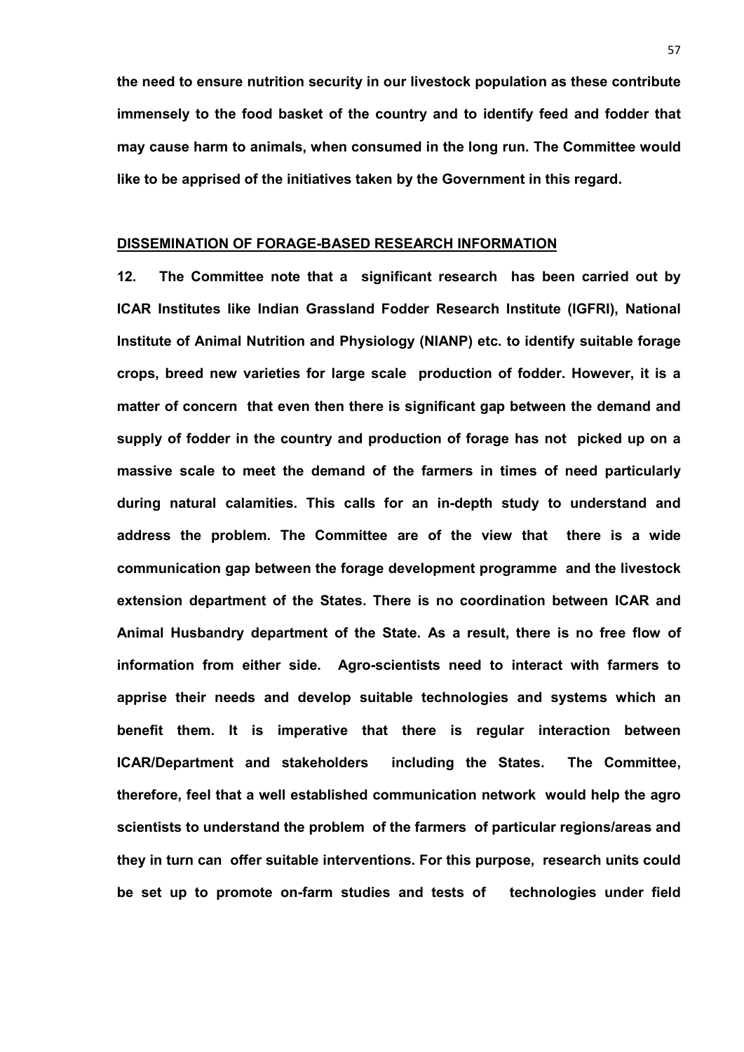**the need to ensure nutrition security in our livestock population as these contribute immensely to the food basket of the country and to identify feed and fodder that may cause harm to animals, when consumed in the long run. The Committee would like to be apprised of the initiatives taken by the Government in this regard.**

## DISSEMINATION OF FORAGE-BASED RESEARCH INFORMATION

**12. The Committee note that a significant research has been carried out by ICAR Institutes like Indian Grassland Fodder Research Institute (IGFRI), National Institute of Animal Nutrition and Physiology (NIANP) etc. to identify suitable forage crops, breed new varieties for large scale production of fodder. However, it is a matter of concern that even then there is significant gap between the demand and supply of fodder in the country and production of forage has not picked up on a massive scale to meet the demand of the farmers in times of need particularly during natural calamities. This calls for an in-depth study to understand and address the problem. The Committee are of the view that there is a wide communication gap between the forage development programme and the livestock extension department of the States. There is no coordination between ICAR and Animal Husbandry department of the State. As a result, there is no free flow of information from either side. Agro-scientists need to interact with farmers to apprise their needs and develop suitable technologies and systems which an benefit them. It is imperative that there is regular interaction between ICAR/Department and stakeholders including the States. The Committee, therefore, feel that a well established communication network would help the agro scientists to understand the problem of the farmers of particular regions/areas and they in turn can offer suitable interventions. For this purpose, research units could be set up to promote on-farm studies and tests of technologies under field**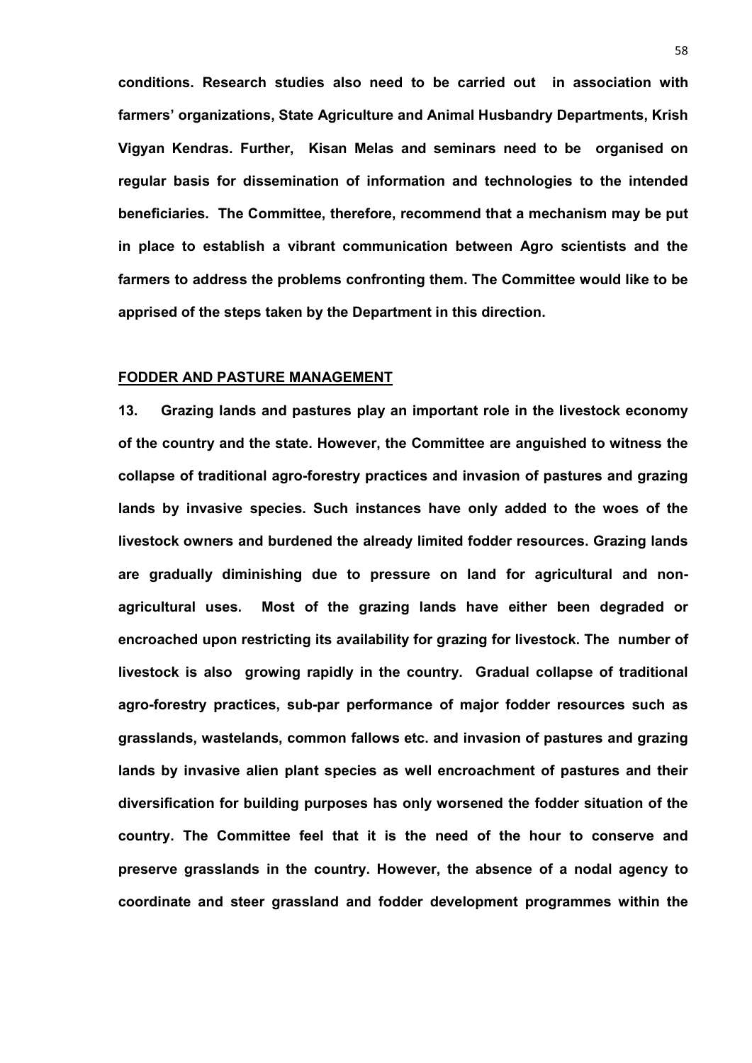**conditions. Research studies also need to be carried out in association with farmers' organizations, State Agriculture and Animal Husbandry Departments, Krish Vigyan Kendras. Further, Kisan Melas and seminars need to be organised on regular basis for dissemination of information and technologies to the intended beneficiaries. The Committee, therefore, recommend that a mechanism may be put in place to establish a vibrant communication between Agro scientists and the farmers to address the problems confronting them. The Committee would like to be apprised of the steps taken by the Department in this direction.**

## FODDER AND PASTURE MANAGEMENT

**13. Grazing lands and pastures play an important role in the livestock economy of the country and the state. However, the Committee are anguished to witness the collapse of traditional agro-forestry practices and invasion of pastures and grazing lands by invasive species. Such instances have only added to the woes of the livestock owners and burdened the already limited fodder resources. Grazing lands are gradually diminishing due to pressure on land for agricultural and non-agricultural uses. Most of the grazing lands have either been degraded or encroached upon restricting its availability for grazing for livestock. The number of livestock is also growing rapidly in the country. Gradual collapse of traditional agro-forestry practices, sub-par performance of major fodder resources such as grasslands, wastelands, common fallows etc. and invasion of pastures and grazing lands by invasive alien plant species as well encroachment of pastures and their diversification for building purposes has only worsened the fodder situation of the country. The Committee feel that it is the need of the hour to conserve and preserve grasslands in the country. However, the absence of a nodal agency to coordinate and steer grassland and fodder development programmes within the**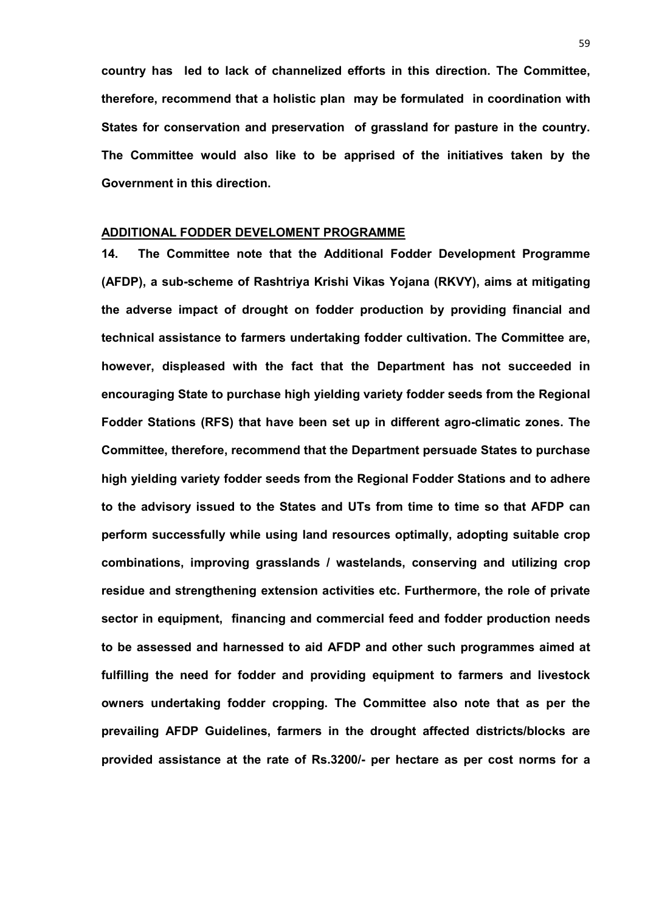**country has led to lack of channelized efforts in this direction. The Committee, therefore, recommend that a holistic plan may be formulated in coordination with States for conservation and preservation of grassland for pasture in the country. The Committee would also like to be apprised of the initiatives taken by the Government in this direction.**

**ADDITIONAL FODDER DEVELOMENT PROGRAMME**

**14. The Committee note that the Additional Fodder Development Programme (AFDP), a sub-scheme of Rashtriya Krishi Vikas Yojana (RKVY), aims at mitigating the adverse impact of drought on fodder production by providing financial and technical assistance to farmers undertaking fodder cultivation. The Committee are, however, displeased with the fact that the Department has not succeeded in encouraging State to purchase high yielding variety fodder seeds from the Regional Fodder Stations (RFS) that have been set up in different agro-climatic zones. The Committee, therefore, recommend that the Department persuade States to purchase high yielding variety fodder seeds from the Regional Fodder Stations and to adhere to the advisory issued to the States and UTs from time to time so that AFDP can perform successfully while using land resources optimally, adopting suitable crop combinations, improving grasslands / wastelands, conserving and utilizing crop residue and strengthening extension activities etc. Furthermore, the role of private sector in equipment, financing and commercial feed and fodder production needs to be assessed and harnessed to aid AFDP and other such programmes aimed at fulfilling the need for fodder and providing equipment to farmers and livestock owners undertaking fodder cropping. The Committee also note that as per the prevailing AFDP Guidelines, farmers in the drought affected districts/blocks are provided assistance at the rate of Rs.3200/- per hectare as per cost norms for a**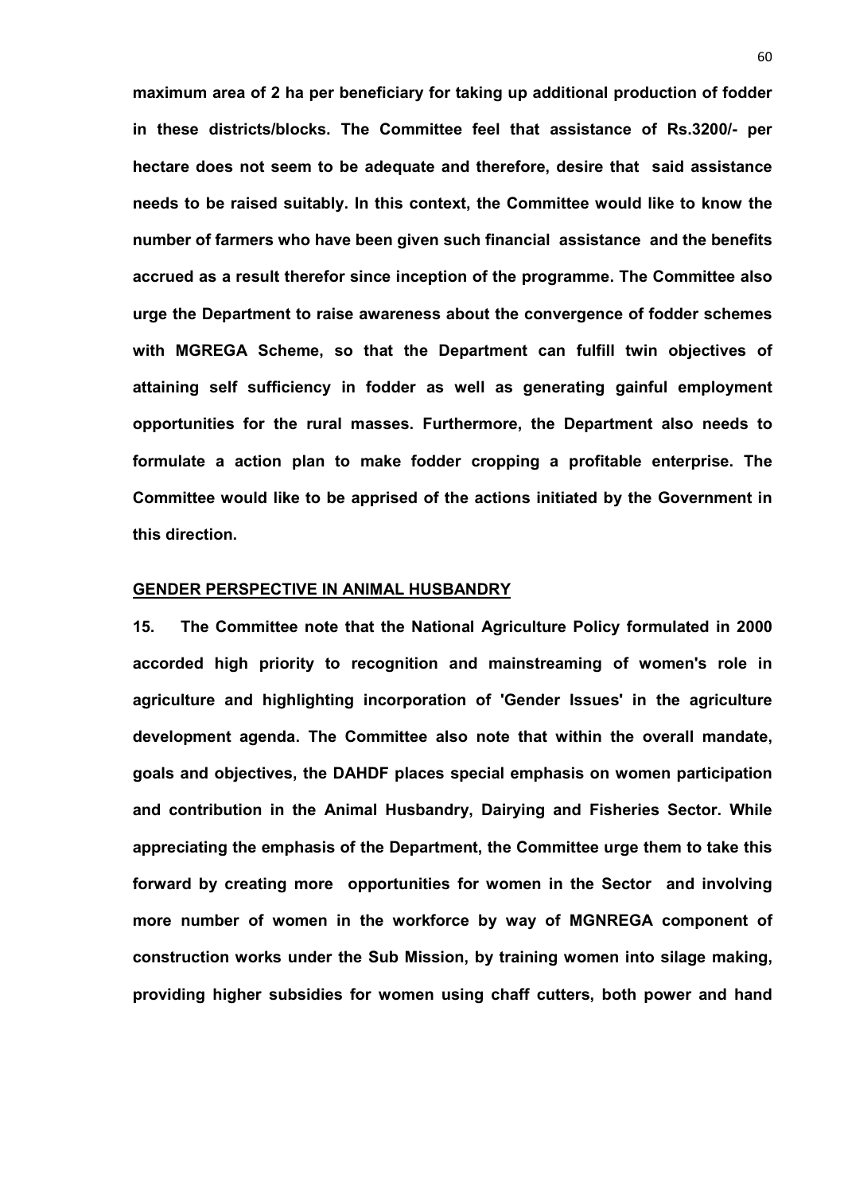**maximum area of 2 ha per beneficiary for taking up additional production of fodder in these districts/blocks. The Committee feel that assistance of Rs.3200/- per hectare does not seem to be adequate and therefore, desire that said assistance needs to be raised suitably. In this context, the Committee would like to know the number of farmers who have been given such financial assistance and the benefits accrued as a result therefor since inception of the programme. The Committee also urge the Department to raise awareness about the convergence of fodder schemes with MGREGA Scheme, so that the Department can fulfill twin objectives of attaining self sufficiency in fodder as well as generating gainful employment opportunities for the rural masses. Furthermore, the Department also needs to formulate a action plan to make fodder cropping a profitable enterprise. The Committee would like to be apprised of the actions initiated by the Government in this direction.**

## GENDER PERSPECTIVE IN ANIMAL HUSBANDRY

**15. The Committee note that the National Agriculture Policy formulated in 2000 accorded high priority to recognition and mainstreaming of women's role in agriculture and highlighting incorporation of 'Gender Issues' in the agriculture development agenda. The Committee also note that within the overall mandate, goals and objectives, the DAHDF places special emphasis on women participation and contribution in the Animal Husbandry, Dairying and Fisheries Sector. While appreciating the emphasis of the Department, the Committee urge them to take this forward by creating more opportunities for women in the Sector and involving more number of women in the workforce by way of MGNREGA component of construction works under the Sub Mission, by training women into silage making, providing higher subsidies for women using chaff cutters, both power and hand**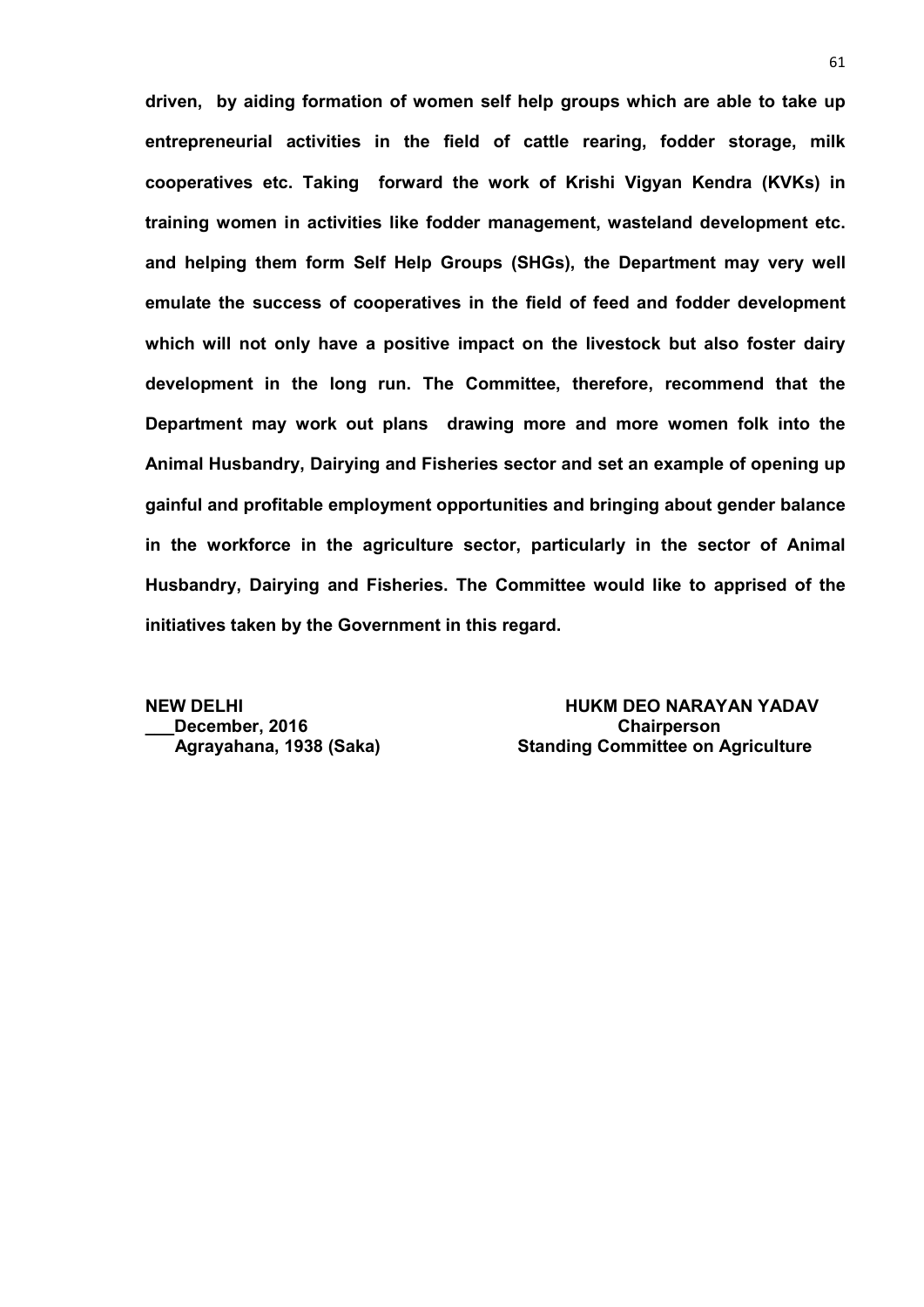**driven, by aiding formation of women self help groups which are able to take up entrepreneurial activities in the field of cattle rearing, fodder storage, milk cooperatives etc. Taking forward the work of Krishi Vigyan Kendra (KVKs) in training women in activities like fodder management, wasteland development etc. and helping them form Self Help Groups (SHGs), the Department may very well emulate the success of cooperatives in the field of feed and fodder development which will not only have a positive impact on the livestock but also foster dairy development in the long run. The Committee, therefore, recommend that the Department may work out plans drawing more and more women folk into the Animal Husbandry, Dairying and Fisheries sector and set an example of opening up gainful and profitable employment opportunities and bringing about gender balance in the workforce in the agriculture sector, particularly in the sector of Animal Husbandry, Dairying and Fisheries. The Committee would like to apprised of the initiatives taken by the Government in this regard.**

**NEW DELHI**
**___December, 2016**
**Agrayahana, 1938 (Saka)**

**HUKM DEO NARAYAN YADAV**
**Chairperson**
**Standing Committee on Agriculture**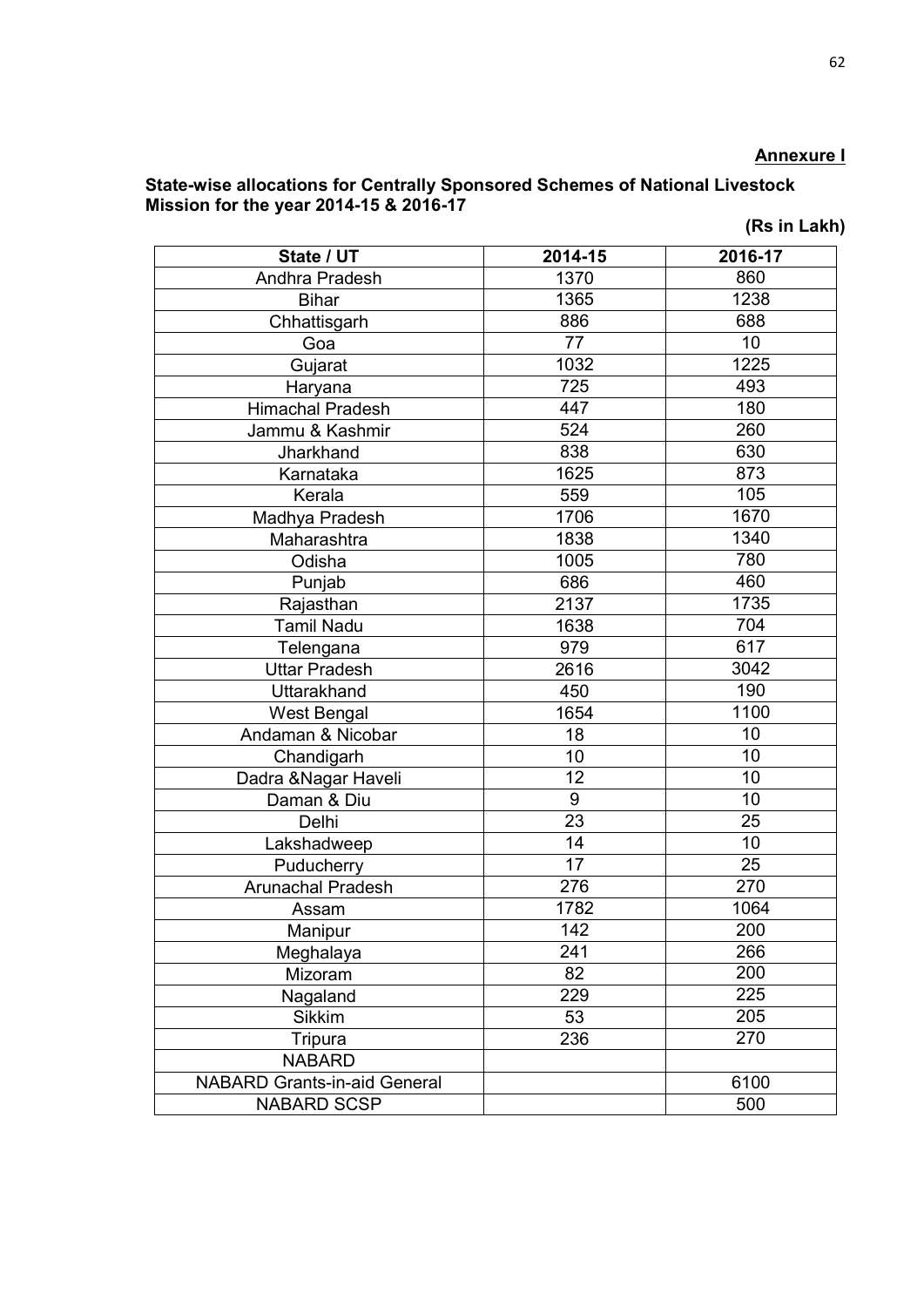**Annexure I**

**State-wise allocations for Centrally Sponsored Schemes of National Livestock Mission for the year 2014-15 & 2016-17**

**(Rs in Lakh)**

| State / UT | 2014-15 | 2016-17 |
|---|---|---|
| Andhra Pradesh | 1370 | 860 |
| Bihar | 1365 | 1238 |
| Chhattisgarh | 886 | 688 |
| Goa | 77 | 10 |
| Gujarat | 1032 | 1225 |
| Haryana | 725 | 493 |
| Himachal Pradesh | 447 | 180 |
| Jammu & Kashmir | 524 | 260 |
| Jharkhand | 838 | 630 |
| Karnataka | 1625 | 873 |
| Kerala | 559 | 105 |
| Madhya Pradesh | 1706 | 1670 |
| Maharashtra | 1838 | 1340 |
| Odisha | 1005 | 780 |
| Punjab | 686 | 460 |
| Rajasthan | 2137 | 1735 |
| Tamil Nadu | 1638 | 704 |
| Telengana | 979 | 617 |
| Uttar Pradesh | 2616 | 3042 |
| Uttarakhand | 450 | 190 |
| West Bengal | 1654 | 1100 |
| Andaman & Nicobar | 18 | 10 |
| Chandigarh | 10 | 10 |
| Dadra &Nagar Haveli | 12 | 10 |
| Daman & Diu | 9 | 10 |
| Delhi | 23 | 25 |
| Lakshadweep | 14 | 10 |
| Puducherry | 17 | 25 |
| Arunachal Pradesh | 276 | 270 |
| Assam | 1782 | 1064 |
| Manipur | 142 | 200 |
| Meghalaya | 241 | 266 |
| Mizoram | 82 | 200 |
| Nagaland | 229 | 225 |
| Sikkim | 53 | 205 |
| Tripura | 236 | 270 |
| NABARD | | |
| NABARD Grants-in-aid General | | 6100 |
| NABARD SCSP | | 500 |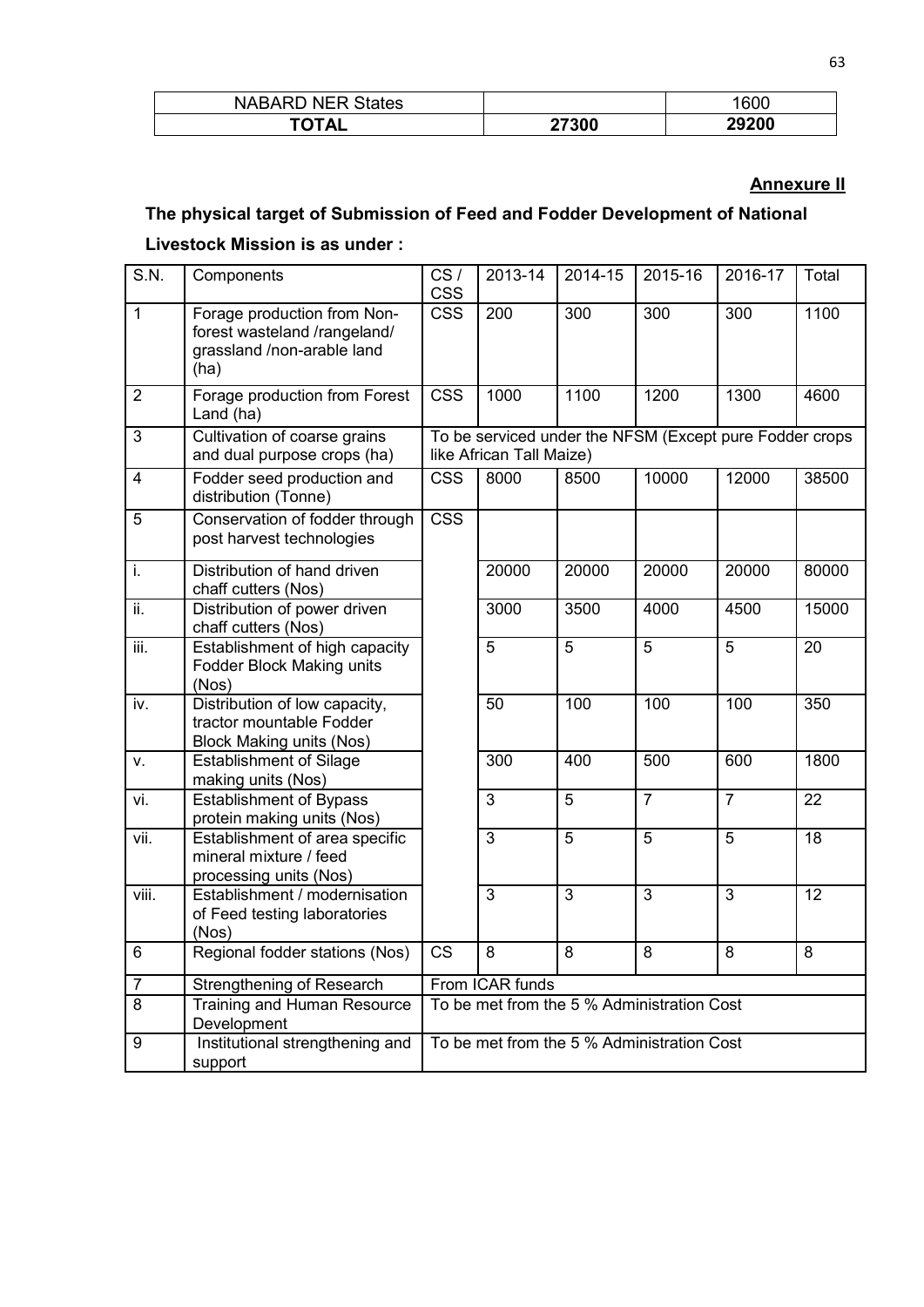| NABARD NER States | | 1600 |
|---|---|---|
| **TOTAL** | **27300** | **29200** |

**Annexure II**

**The physical target of Submission of Feed and Fodder Development of National Livestock Mission is as under :**

| S.N. | Components | CS / CSS | 2013-14 | 2014-15 | 2015-16 | 2016-17 | Total |
|---|---|---|---|---|---|---|---|
| 1 | Forage production from Non-forest wasteland /rangeland/ grassland /non-arable land (ha) | CSS | 200 | 300 | 300 | 300 | 1100 |
| 2 | Forage production from Forest Land (ha) | CSS | 1000 | 1100 | 1200 | 1300 | 4600 |
| 3 | Cultivation of coarse grains and dual purpose crops (ha) | To be serviced under the NFSM (Except pure Fodder crops like African Tall Maize) | | | | | |
| 4 | Fodder seed production and distribution (Tonne) | CSS | 8000 | 8500 | 10000 | 12000 | 38500 |
| 5 | Conservation of fodder through post harvest technologies | CSS | | | | | |
| i. | Distribution of hand driven chaff cutters (Nos) | | 20000 | 20000 | 20000 | 20000 | 80000 |
| ii. | Distribution of power driven chaff cutters (Nos) | | 3000 | 3500 | 4000 | 4500 | 15000 |
| iii. | Establishment of high capacity Fodder Block Making units (Nos) | | 5 | 5 | 5 | 5 | 20 |
| iv. | Distribution of low capacity, tractor mountable Fodder Block Making units (Nos) | | 50 | 100 | 100 | 100 | 350 |
| v. | Establishment of Silage making units (Nos) | | 300 | 400 | 500 | 600 | 1800 |
| vi. | Establishment of Bypass protein making units (Nos) | | 3 | 5 | 7 | 7 | 22 |
| vii. | Establishment of area specific mineral mixture / feed processing units (Nos) | | 3 | 5 | 5 | 5 | 18 |
| viii. | Establishment / modernisation of Feed testing laboratories (Nos) | | 3 | 3 | 3 | 3 | 12 |
| 6 | Regional fodder stations (Nos) | CS | 8 | 8 | 8 | 8 | 8 |
| 7 | Strengthening of Research | From ICAR funds | | | | | |
| 8 | Training and Human Resource Development | To be met from the 5 % Administration Cost | | | | | |
| 9 | Institutional strengthening and support | To be met from the 5 % Administration Cost | | | | | |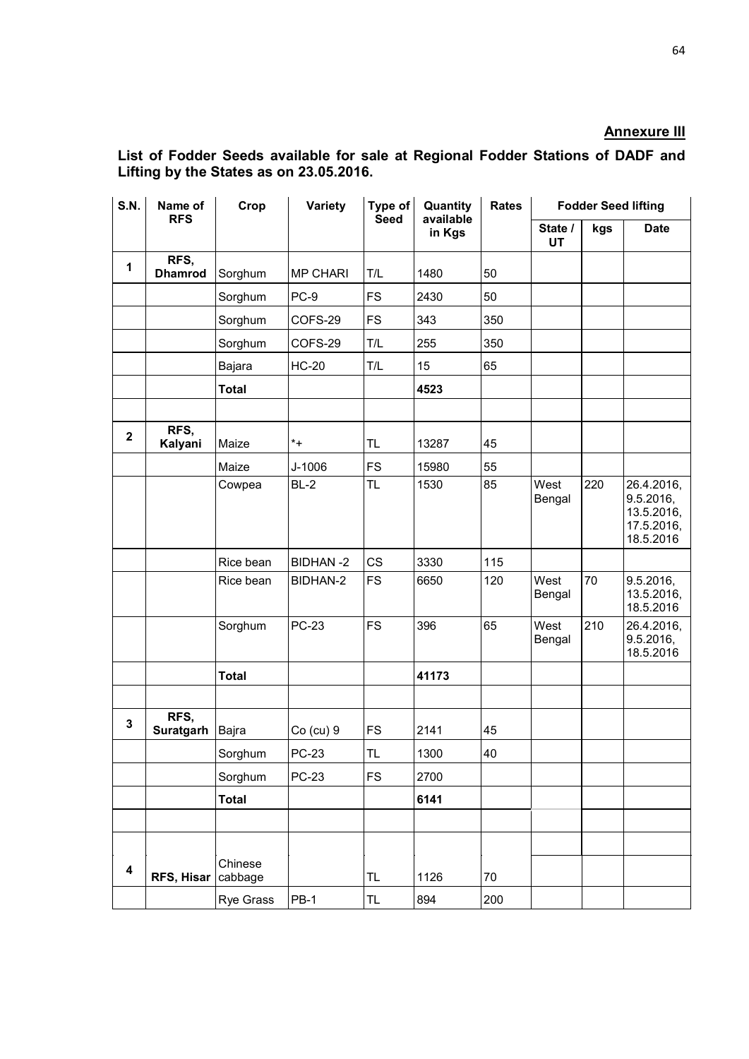## Annexure III

**List of Fodder Seeds available for sale at Regional Fodder Stations of DADF and Lifting by the States as on 23.05.2016.**

| S.N. | Name of RFS | Crop | Variety | Type of Seed | Quantity available in Kgs | Rates | Fodder Seed lifting | | |
|---|---|---|---|---|---|---|---|---|---|
| | | | | | | | State / UT | kgs | Date |
| **1** | **RFS, Dhamrod** | Sorghum | MP CHARI | T/L | 1480 | 50 | | | |
| | | Sorghum | PC-9 | FS | 2430 | 50 | | | |
| | | Sorghum | COFS-29 | FS | 343 | 350 | | | |
| | | Sorghum | COFS-29 | T/L | 255 | 350 | | | |
| | | Bajara | HC-20 | T/L | 15 | 65 | | | |
| | | **Total** | | | **4523** | | | | |
| | | | | | | | | | |
| **2** | **RFS, Kalyani** | Maize | *+ | TL | 13287 | 45 | | | |
| | | Maize | J-1006 | FS | 15980 | 55 | | | |
| | | Cowpea | BL-2 | TL | 1530 | 85 | West Bengal | 220 | 26.4.2016, 9.5.2016, 13.5.2016, 17.5.2016, 18.5.2016 |
| | | Rice bean | BIDHAN -2 | CS | 3330 | 115 | | | |
| | | Rice bean | BIDHAN-2 | FS | 6650 | 120 | West Bengal | 70 | 9.5.2016, 13.5.2016, 18.5.2016 |
| | | Sorghum | PC-23 | FS | 396 | 65 | West Bengal | 210 | 26.4.2016, 9.5.2016, 18.5.2016 |
| | | **Total** | | | **41173** | | | | |
| | | | | | | | | | |
| **3** | **RFS, Suratgarh** | Bajra | Co (cu) 9 | FS | 2141 | 45 | | | |
| | | Sorghum | PC-23 | TL | 1300 | 40 | | | |
| | | Sorghum | PC-23 | FS | 2700 | | | | |
| | | **Total** | | | **6141** | | | | |
| | | | | | | | | | |
| | | | | | | | | | |
| **4** | **RFS, Hisar** | Chinese cabbage | | TL | 1126 | 70 | | | |
| | | Rye Grass | PB-1 | TL | 894 | 200 | | | |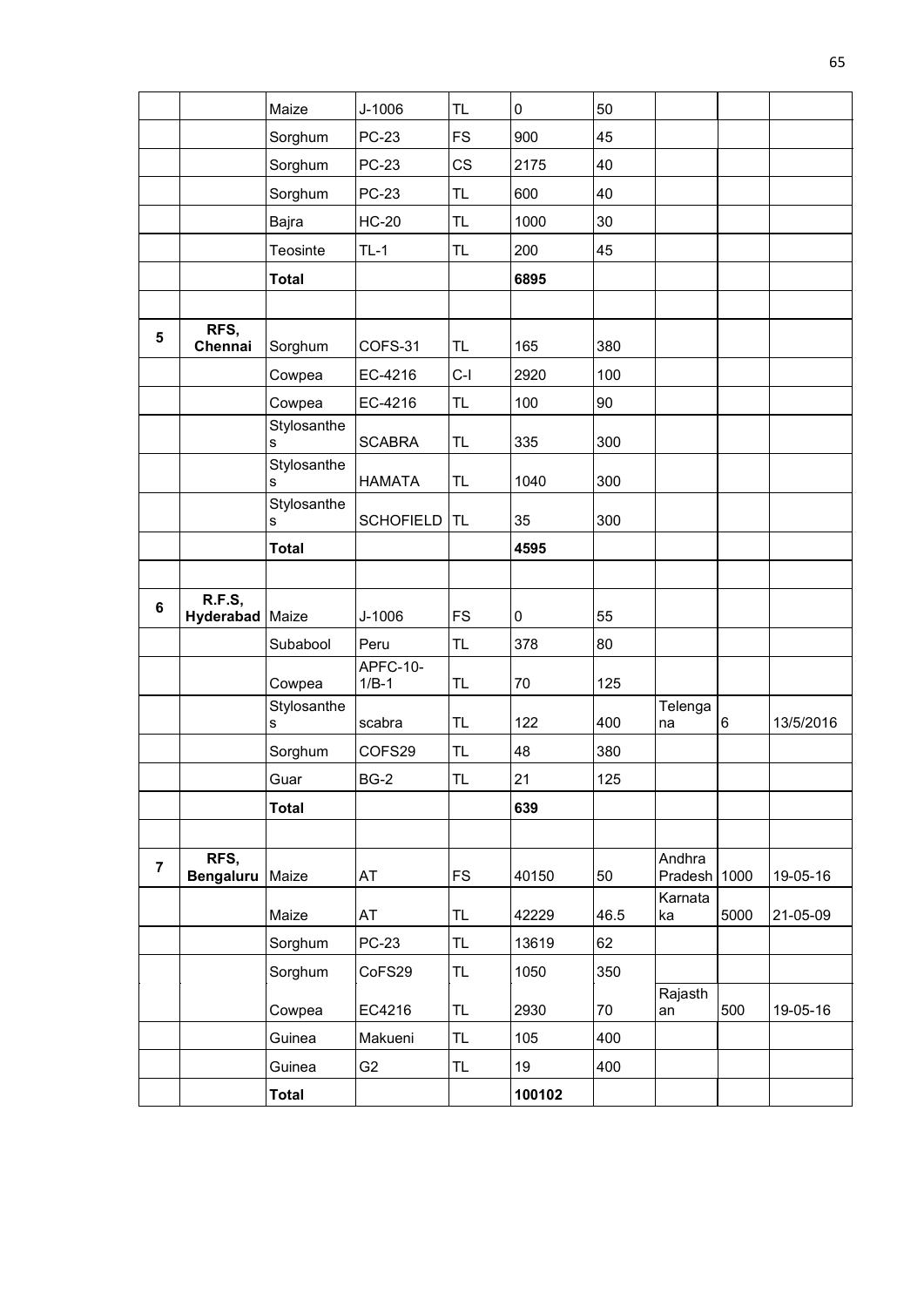| | | | | | | | | | |
|---|---|---|---|---|---|---|---|---|---|
| | | Maize | J-1006 | TL | 0 | 50 | | | |
| | | Sorghum | PC-23 | FS | 900 | 45 | | | |
| | | Sorghum | PC-23 | CS | 2175 | 40 | | | |
| | | Sorghum | PC-23 | TL | 600 | 40 | | | |
| | | Bajra | HC-20 | TL | 1000 | 30 | | | |
| | | Teosinte | TL-1 | TL | 200 | 45 | | | |
| | | **Total** | | | **6895** | | | | |
| | | | | | | | | | |
| **5** | **RFS, Chennai** | Sorghum | COFS-31 | TL | 165 | 380 | | | |
| | | Cowpea | EC-4216 | C-I | 2920 | 100 | | | |
| | | Cowpea | EC-4216 | TL | 100 | 90 | | | |
| | | Stylosanthes | SCABRA | TL | 335 | 300 | | | |
| | | Stylosanthes | HAMATA | TL | 1040 | 300 | | | |
| | | Stylosanthes | SCHOFIELD | TL | 35 | 300 | | | |
| | | **Total** | | | **4595** | | | | |
| | | | | | | | | | |
| **6** | **R.F.S, Hyderabad** | Maize | J-1006 | FS | 0 | 55 | | | |
| | | Subabool | Peru | TL | 378 | 80 | | | |
| | | Cowpea | APFC-10-1/B-1 | TL | 70 | 125 | | | |
| | | Stylosanthes | scabra | TL | 122 | 400 | Telengana | 6 | 13/5/2016 |
| | | Sorghum | COFS29 | TL | 48 | 380 | | | |
| | | Guar | BG-2 | TL | 21 | 125 | | | |
| | | **Total** | | | **639** | | | | |
| | | | | | | | | | |
| **7** | **RFS, Bengaluru** | Maize | AT | FS | 40150 | 50 | Andhra Pradesh | 1000 | 19-05-16 |
| | | Maize | AT | TL | 42229 | 46.5 | Karnataka | 5000 | 21-05-09 |
| | | Sorghum | PC-23 | TL | 13619 | 62 | | | |
| | | Sorghum | CoFS29 | TL | 1050 | 350 | | | |
| | | Cowpea | EC4216 | TL | 2930 | 70 | Rajasthan | 500 | 19-05-16 |
| | | Guinea | Makueni | TL | 105 | 400 | | | |
| | | Guinea | G2 | TL | 19 | 400 | | | |
| | | **Total** | | | **100102** | | | | |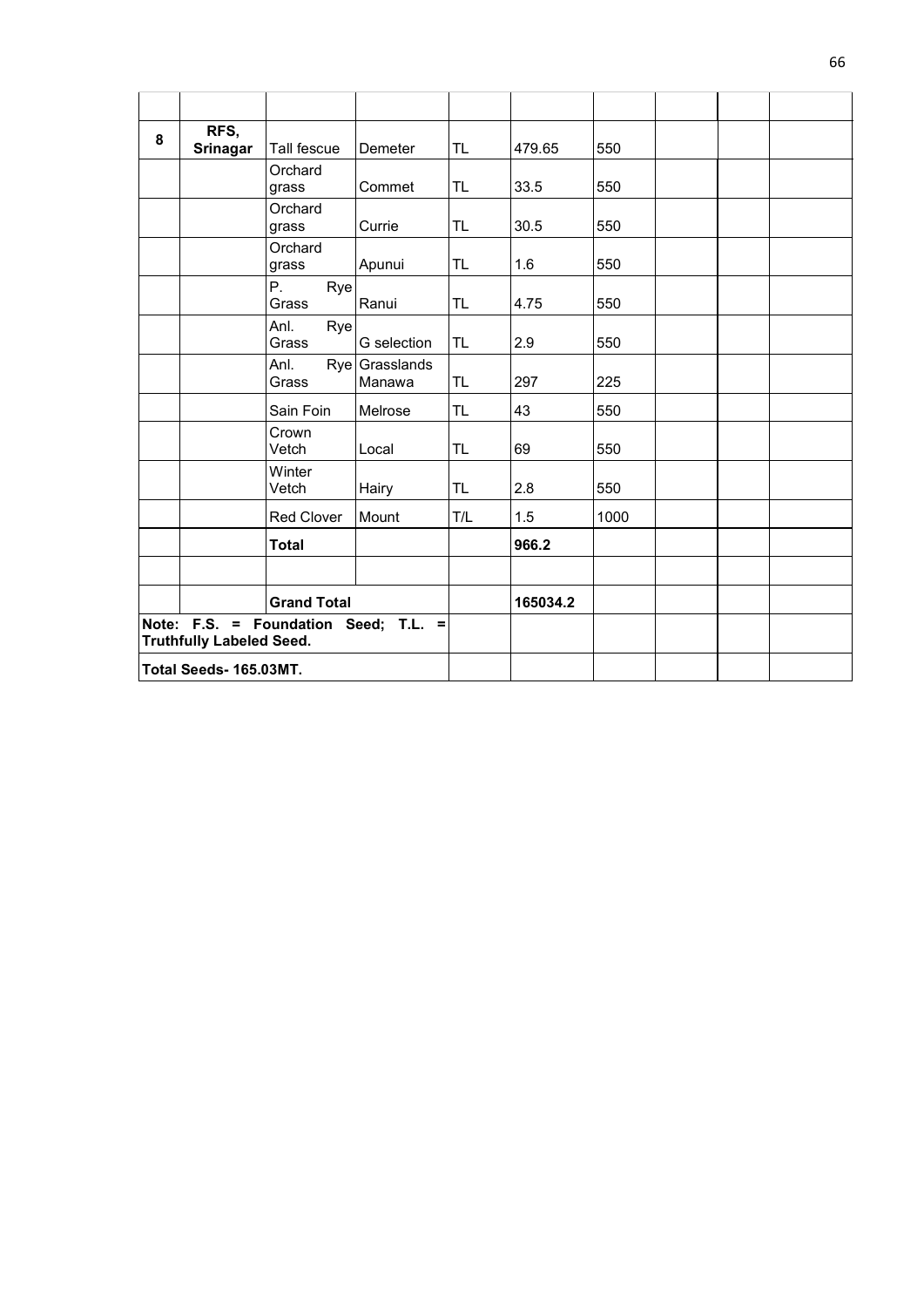| | | | | | | | | | |
|---|---|---|---|---|---|---|---|---|---|
| | | | | | | | | | |
| **8** | **RFS, Srinagar** | Tall fescue | Demeter | TL | 479.65 | 550 | | | |
| | | Orchard grass | Commet | TL | 33.5 | 550 | | | |
| | | Orchard grass | Currie | TL | 30.5 | 550 | | | |
| | | Orchard grass | Apunui | TL | 1.6 | 550 | | | |
| | | P. Rye Grass | Ranui | TL | 4.75 | 550 | | | |
| | | Anl. Rye Grass | G selection | TL | 2.9 | 550 | | | |
| | | Anl. Rye Grass | Grasslands Manawa | TL | 297 | 225 | | | |
| | | Sain Foin | Melrose | TL | 43 | 550 | | | |
| | | Crown Vetch | Local | TL | 69 | 550 | | | |
| | | Winter Vetch | Hairy | TL | 2.8 | 550 | | | |
| | | Red Clover | Mount | T/L | 1.5 | 1000 | | | |
| | | **Total** | | | **966.2** | | | | |
| | | | | | | | | | |
| | | **Grand Total** | | | **165034.2** | | | | |
| **Note: F.S. = Foundation Seed; T.L. = Truthfully Labeled Seed.** | | | | | | | | | |
| **Total Seeds- 165.03MT.** | | | | | | | | | |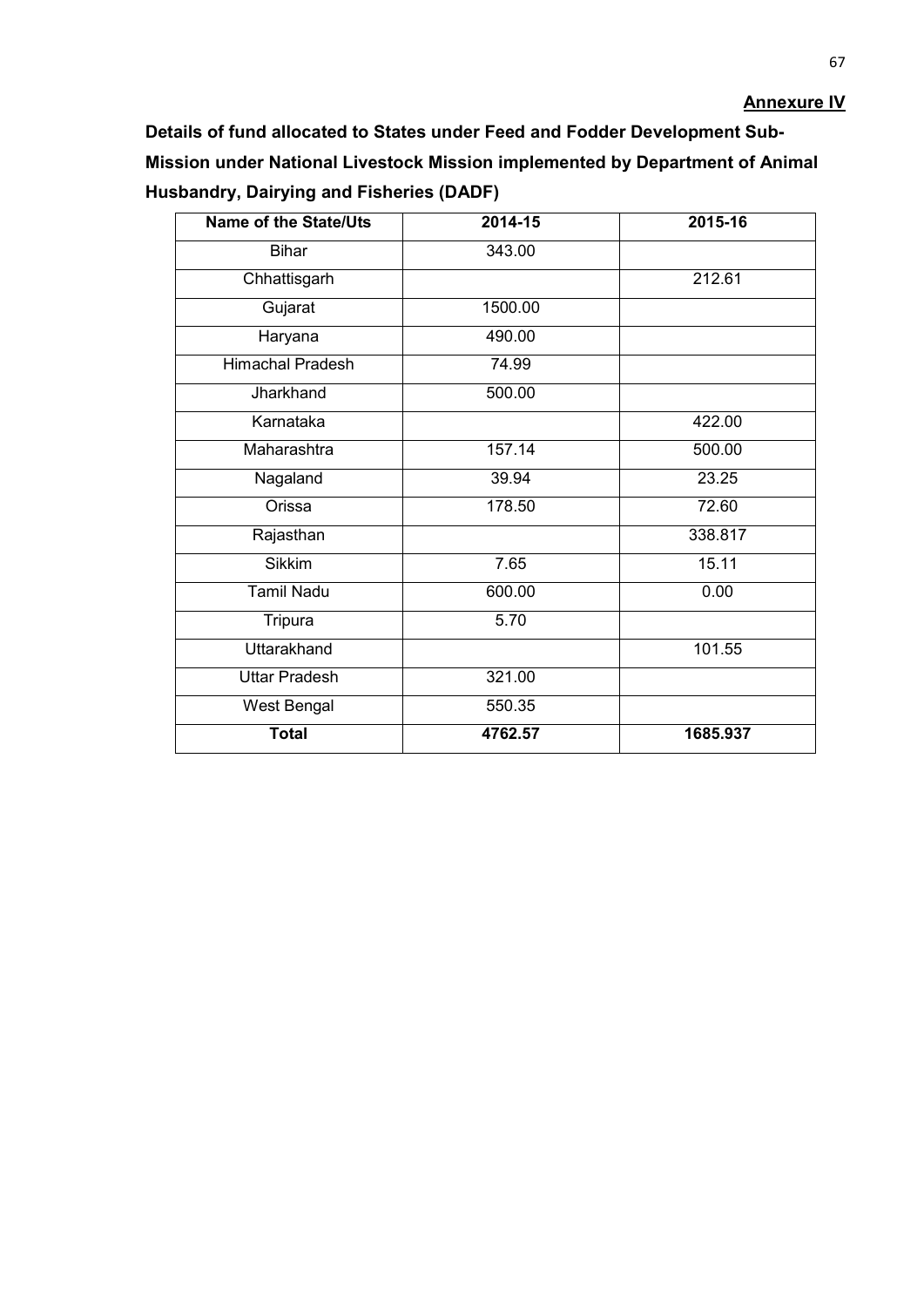**Annexure IV**

**Details of fund allocated to States under Feed and Fodder Development Sub-Mission under National Livestock Mission implemented by Department of Animal Husbandry, Dairying and Fisheries (DADF)**

| Name of the State/Uts | 2014-15 | 2015-16 |
|---|---|---|
| Bihar | 343.00 | |
| Chhattisgarh | | 212.61 |
| Gujarat | 1500.00 | |
| Haryana | 490.00 | |
| Himachal Pradesh | 74.99 | |
| Jharkhand | 500.00 | |
| Karnataka | | 422.00 |
| Maharashtra | 157.14 | 500.00 |
| Nagaland | 39.94 | 23.25 |
| Orissa | 178.50 | 72.60 |
| Rajasthan | | 338.817 |
| Sikkim | 7.65 | 15.11 |
| Tamil Nadu | 600.00 | 0.00 |
| Tripura | 5.70 | |
| Uttarakhand | | 101.55 |
| Uttar Pradesh | 321.00 | |
| West Bengal | 550.35 | |
| **Total** | **4762.57** | **1685.937** |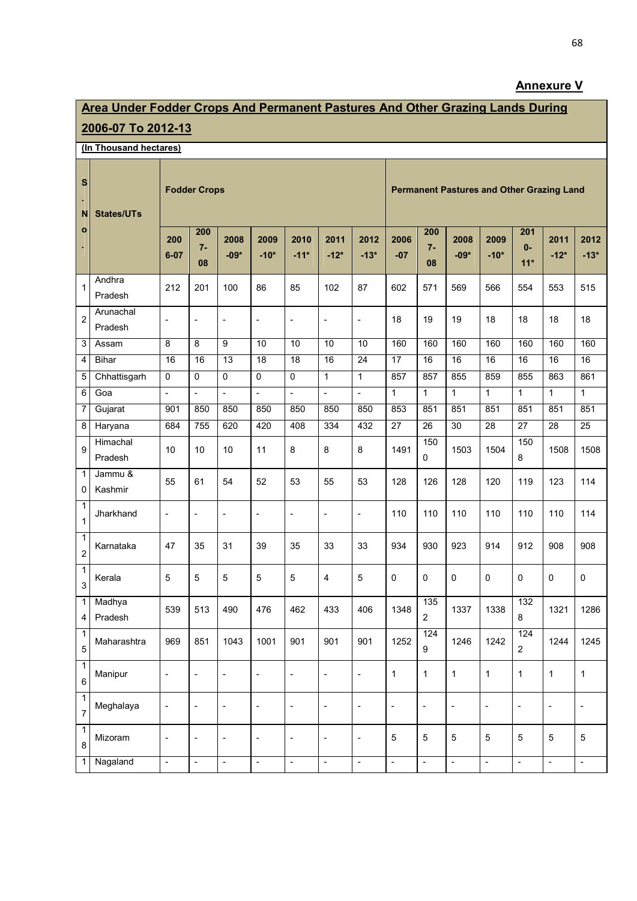**Annexure V**

## Area Under Fodder Crops And Permanent Pastures And Other Grazing Lands During 2006-07 To 2012-13

**(In Thousand hectares)**

| S. No. | States/UTs | Fodder Crops | | | | | | | Permanent Pastures and Other Grazing Land | | | | | | |
|---|---|---|---|---|---|---|---|---|---|---|---|---|---|---|---|
| | | 2006-07 | 2007-08 | 2008-09* | 2009-10* | 2010-11* | 2011-12* | 2012-13* | 2006-07 | 2007-08 | 2008-09* | 2009-10* | 2010-11* | 2011-12* | 2012-13* |
| 1 | Andhra Pradesh | 212 | 201 | 100 | 86 | 85 | 102 | 87 | 602 | 571 | 569 | 566 | 554 | 553 | 515 |
| 2 | Arunachal Pradesh | - | - | - | - | - | - | - | 18 | 19 | 19 | 18 | 18 | 18 | 18 |
| 3 | Assam | 8 | 8 | 9 | 10 | 10 | 10 | 10 | 160 | 160 | 160 | 160 | 160 | 160 | 160 |
| 4 | Bihar | 16 | 16 | 13 | 18 | 18 | 16 | 24 | 17 | 16 | 16 | 16 | 16 | 16 | 16 |
| 5 | Chhattisgarh | 0 | 0 | 0 | 0 | 0 | 1 | 1 | 857 | 857 | 855 | 859 | 855 | 863 | 861 |
| 6 | Goa | - | - | - | - | - | - | - | 1 | 1 | 1 | 1 | 1 | 1 | 1 |
| 7 | Gujarat | 901 | 850 | 850 | 850 | 850 | 850 | 850 | 853 | 851 | 851 | 851 | 851 | 851 | 851 |
| 8 | Haryana | 684 | 755 | 620 | 420 | 408 | 334 | 432 | 27 | 26 | 30 | 28 | 27 | 28 | 25 |
| 9 | Himachal Pradesh | 10 | 10 | 10 | 11 | 8 | 8 | 8 | 1491 | 1500 | 1503 | 1504 | 1508 | 1508 | 1508 |
| 10 | Jammu & Kashmir | 55 | 61 | 54 | 52 | 53 | 55 | 53 | 128 | 126 | 128 | 120 | 119 | 123 | 114 |
| 11 | Jharkhand | - | - | - | - | - | - | - | 110 | 110 | 110 | 110 | 110 | 110 | 114 |
| 12 | Karnataka | 47 | 35 | 31 | 39 | 35 | 33 | 33 | 934 | 930 | 923 | 914 | 912 | 908 | 908 |
| 13 | Kerala | 5 | 5 | 5 | 5 | 5 | 4 | 5 | 0 | 0 | 0 | 0 | 0 | 0 | 0 |
| 14 | Madhya Pradesh | 539 | 513 | 490 | 476 | 462 | 433 | 406 | 1348 | 1352 | 1337 | 1338 | 1328 | 1321 | 1286 |
| 15 | Maharashtra | 969 | 851 | 1043 | 1001 | 901 | 901 | 901 | 1252 | 1249 | 1246 | 1242 | 1242 | 1244 | 1245 |
| 16 | Manipur | - | - | - | - | - | - | - | 1 | 1 | 1 | 1 | 1 | 1 | 1 |
| 17 | Meghalaya | - | - | - | - | - | - | - | - | - | - | - | - | - | - |
| 18 | Mizoram | - | - | - | - | - | - | - | 5 | 5 | 5 | 5 | 5 | 5 | 5 |
| 1 | Nagaland | - | - | - | - | - | - | - | - | - | - | - | - | - | - |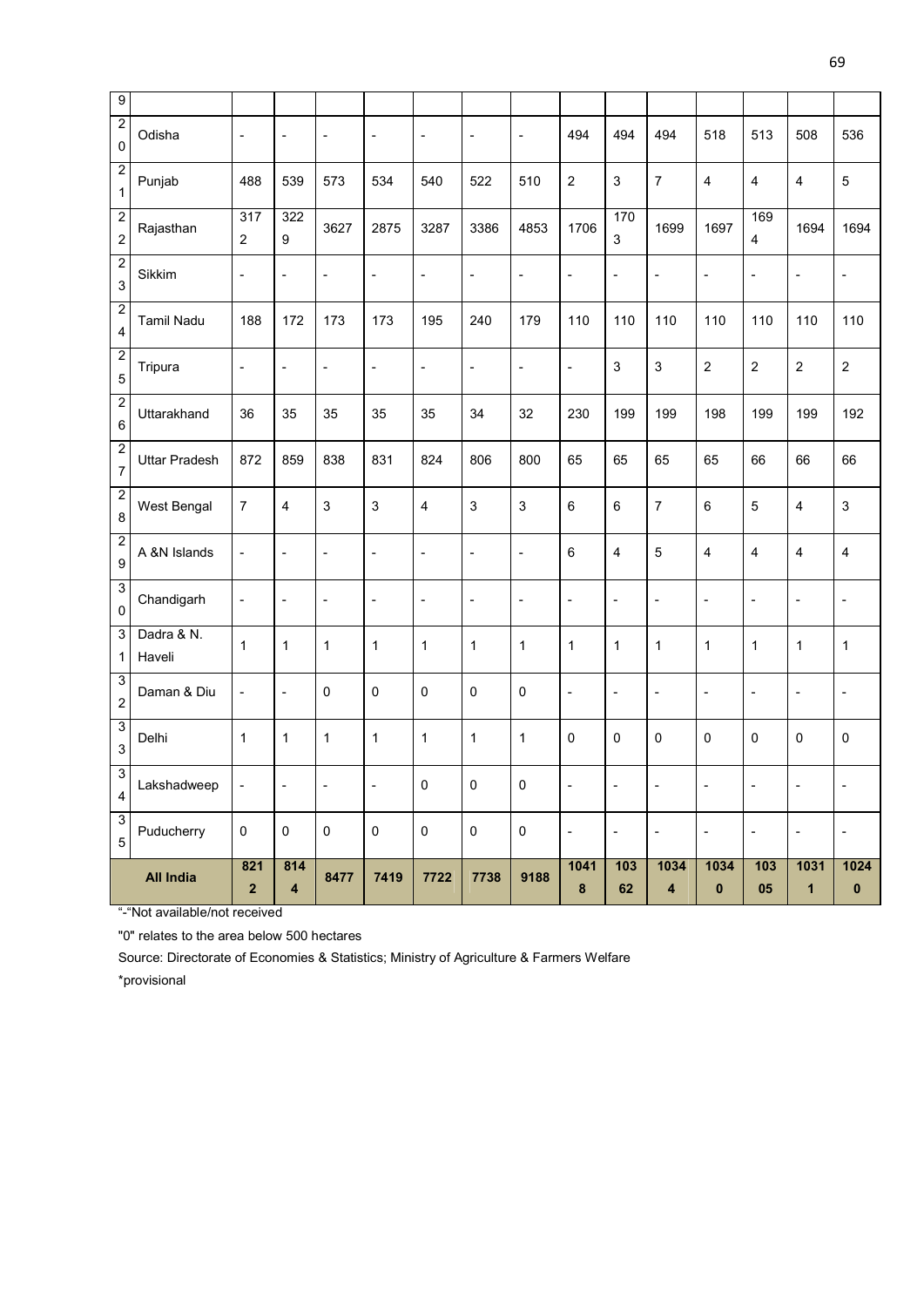| | | | | | | | | | | | | | | | |
|---|---|---|---|---|---|---|---|---|---|---|---|---|---|---|---|
| 19 | | | | | | | | | | | | | | | |
| 20 | Odisha | - | - | - | - | - | - | - | 494 | 494 | 494 | 518 | 513 | 508 | 536 |
| 21 | Punjab | 488 | 539 | 573 | 534 | 540 | 522 | 510 | 2 | 3 | 7 | 4 | 4 | 4 | 5 |
| 22 | Rajasthan | 3172 | 3229 | 3627 | 2875 | 3287 | 3386 | 4853 | 1706 | 1703 | 1699 | 1697 | 1694 | 1694 | 1694 |
| 23 | Sikkim | - | - | - | - | - | - | - | - | - | - | - | - | - | - |
| 24 | Tamil Nadu | 188 | 172 | 173 | 173 | 195 | 240 | 179 | 110 | 110 | 110 | 110 | 110 | 110 | 110 |
| 25 | Tripura | - | - | - | - | - | - | - | - | 3 | 3 | 2 | 2 | 2 | 2 |
| 26 | Uttarakhand | 36 | 35 | 35 | 35 | 35 | 34 | 32 | 230 | 199 | 199 | 198 | 199 | 199 | 192 |
| 27 | Uttar Pradesh | 872 | 859 | 838 | 831 | 824 | 806 | 800 | 65 | 65 | 65 | 65 | 66 | 66 | 66 |
| 28 | West Bengal | 7 | 4 | 3 | 3 | 4 | 3 | 3 | 6 | 6 | 7 | 6 | 5 | 4 | 3 |
| 29 | A &N Islands | - | - | - | - | - | - | - | 6 | 4 | 5 | 4 | 4 | 4 | 4 |
| 30 | Chandigarh | - | - | - | - | - | - | - | - | - | - | - | - | - | - |
| 31 | Dadra & N. Haveli | 1 | 1 | 1 | 1 | 1 | 1 | 1 | 1 | 1 | 1 | 1 | 1 | 1 | 1 |
| 32 | Daman & Diu | - | - | 0 | 0 | 0 | 0 | 0 | - | - | - | - | - | - | - |
| 33 | Delhi | 1 | 1 | 1 | 1 | 1 | 1 | 1 | 0 | 0 | 0 | 0 | 0 | 0 | 0 |
| 34 | Lakshadweep | - | - | - | - | 0 | 0 | 0 | - | - | - | - | - | - | - |
| 35 | Puducherry | 0 | 0 | 0 | 0 | 0 | 0 | 0 | - | - | - | - | - | - | - |
| **All India** | | **8212** | **8144** | **8477** | **7419** | **7722** | **7738** | **9188** | **10418** | **10362** | **10344** | **10340** | **10305** | **10311** | **10240** |

"-"Not available/not received

"0" relates to the area below 500 hectares

Source: Directorate of Economies & Statistics; Ministry of Agriculture & Farmers Welfare

*provisional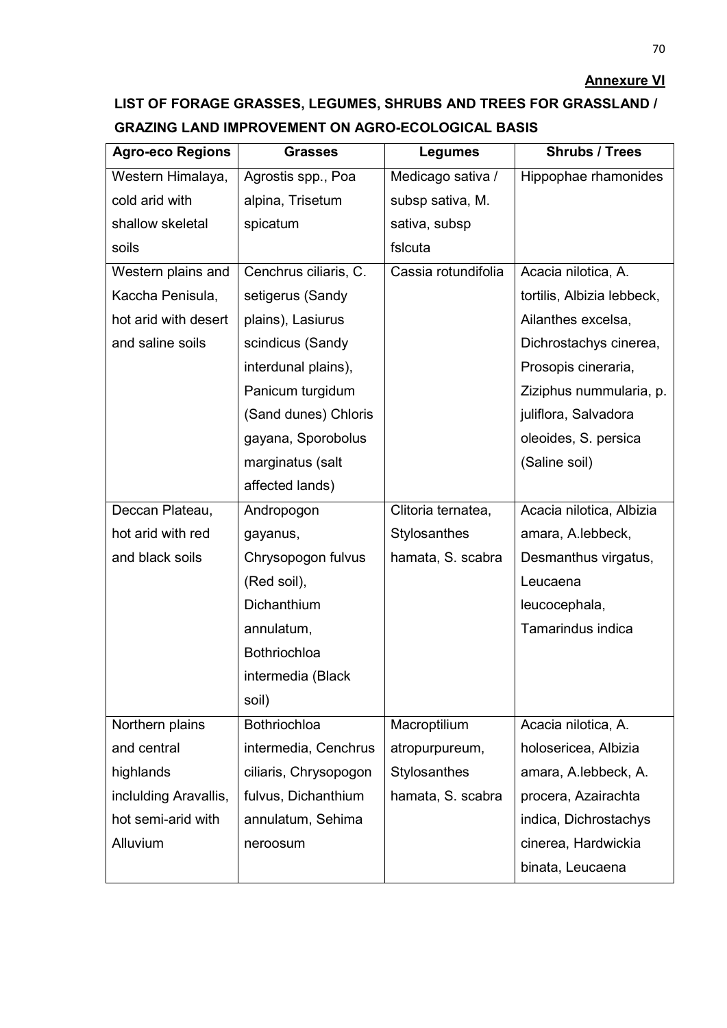**Annexure VI**

## LIST OF FORAGE GRASSES, LEGUMES, SHRUBS AND TREES FOR GRASSLAND / GRAZING LAND IMPROVEMENT ON AGRO-ECOLOGICAL BASIS

| Agro-eco Regions | Grasses | Legumes | Shrubs / Trees |
|---|---|---|---|
| Western Himalaya, cold arid with shallow skeletal soils | Agrostis spp., Poa alpina, Trisetum spicatum | Medicago sativa / subsp sativa, M. sativa, subsp fslcuta | Hippophae rhamonides |
| Western plains and Kaccha Penisula, hot arid with desert and saline soils | Cenchrus ciliaris, C. setigerus (Sandy plains), Lasiurus scindicus (Sandy interdunal plains), Panicum turgidum (Sand dunes) Chloris gayana, Sporobolus marginatus (salt affected lands) | Cassia rotundifolia | Acacia nilotica, A. tortilis, Albizia lebbeck, Ailanthes excelsa, Dichrostachys cinerea, Prosopis cineraria, Ziziphus nummularia, p. juliflora, Salvadora oleoides, S. persica (Saline soil) |
| Deccan Plateau, hot arid with red and black soils | Andropogon gayanus, Chrysopogon fulvus (Red soil), Dichanthium annulatum, Bothriochloa intermedia (Black soil) | Clitoria ternatea, Stylosanthes hamata, S. scabra | Acacia nilotica, Albizia amara, A.lebbeck, Desmanthus virgatus, Leucaena leucocephala, Tamarindus indica |
| Northern plains and central highlands inclulding Aravallis, hot semi-arid with Alluvium | Bothriochloa intermedia, Cenchrus ciliaris, Chrysopogon fulvus, Dichanthium annulatum, Sehima neroosum | Macroptilium atropurpureum, Stylosanthes hamata, S. scabra | Acacia nilotica, A. holosericea, Albizia amara, A.lebbeck, A. procera, Azairachta indica, Dichrostachys cinerea, Hardwickia binata, Leucaena |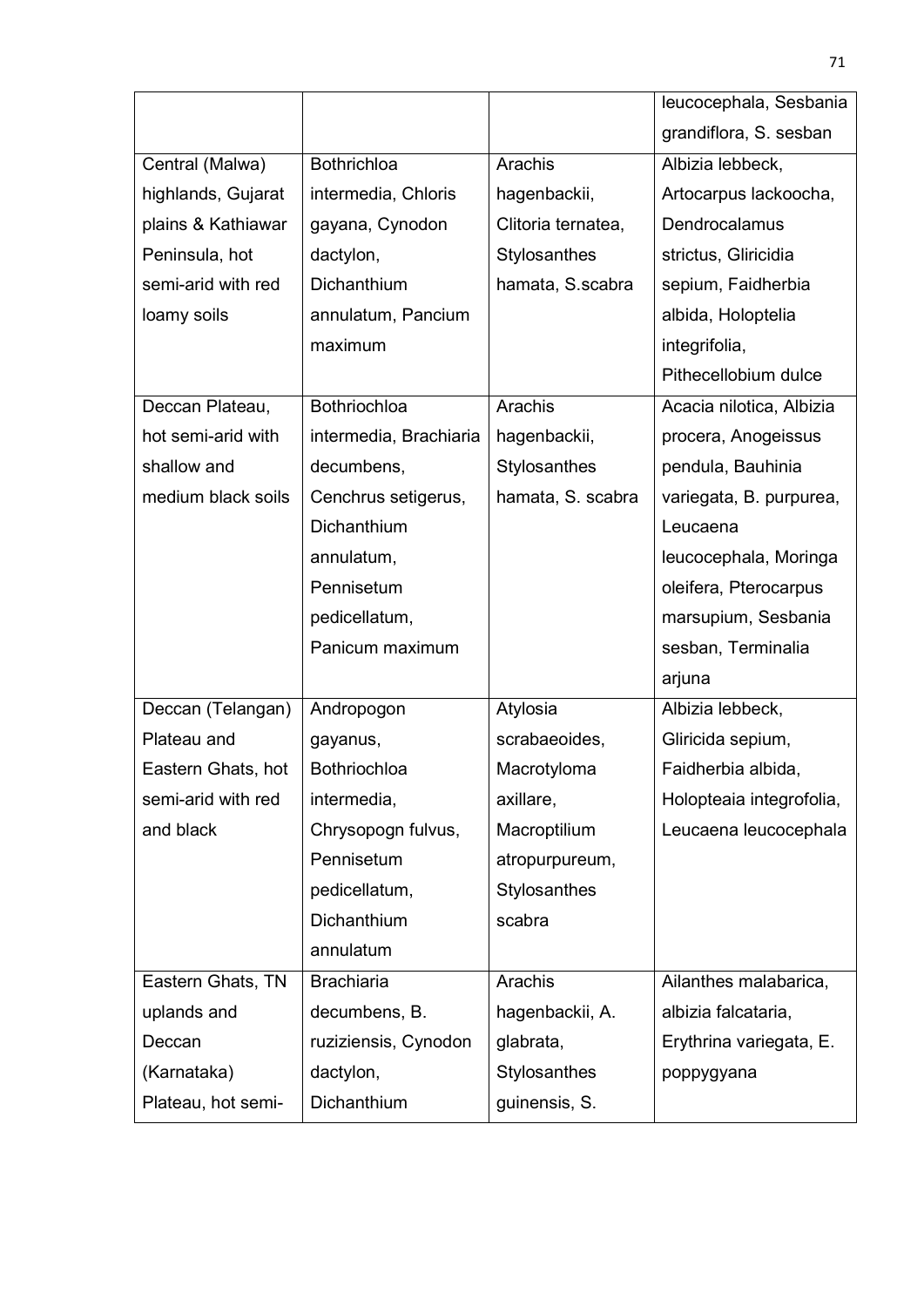| | | | |
|---|---|---|---|
| | | | leucocephala, Sesbania grandiflora, S. sesban |
| Central (Malwa) highlands, Gujarat plains & Kathiawar Peninsula, hot semi-arid with red loamy soils | Bothrichloa intermedia, Chloris gayana, Cynodon dactylon, Dichanthium annulatum, Pancium maximum | Arachis hagenbackii, Clitoria ternatea, Stylosanthes hamata, S.scabra | Albizia lebbeck, Artocarpus lackoocha, Dendrocalamus strictus, Gliricidia sepium, Faidherbia albida, Holoptelia integrifolia, Pithecellobium dulce |
| Deccan Plateau, hot semi-arid with shallow and medium black soils | Bothriochloa intermedia, Brachiaria decumbens, Cenchrus setigerus, Dichanthium annulatum, Pennisetum pedicellatum, Panicum maximum | Arachis hagenbackii, Stylosanthes hamata, S. scabra | Acacia nilotica, Albizia procera, Anogeissus pendula, Bauhinia variegata, B. purpurea, Leucaena leucocephala, Moringa oleifera, Pterocarpus marsupium, Sesbania sesban, Terminalia arjuna |
| Deccan (Telangan) Plateau and Eastern Ghats, hot semi-arid with red and black | Andropogon gayanus, Bothriochloa intermedia, Chrysopogn fulvus, Pennisetum pedicellatum, Dichanthium annulatum | Atylosia scrabaeoides, Macrotyloma axillare, Macroptilium atropurpureum, Stylosanthes scabra | Albizia lebbeck, Gliricida sepium, Faidherbia albida, Holopteaia integrofolia, Leucaena leucocephala |
| Eastern Ghats, TN uplands and Deccan (Karnataka) Plateau, hot semi- | Brachiaria decumbens, B. ruziziensis, Cynodon dactylon, Dichanthium | Arachis hagenbackii, A. glabrata, Stylosanthes guinensis, S. | Ailanthes malabarica, albizia falcataria, Erythrina variegata, E. poppygyana |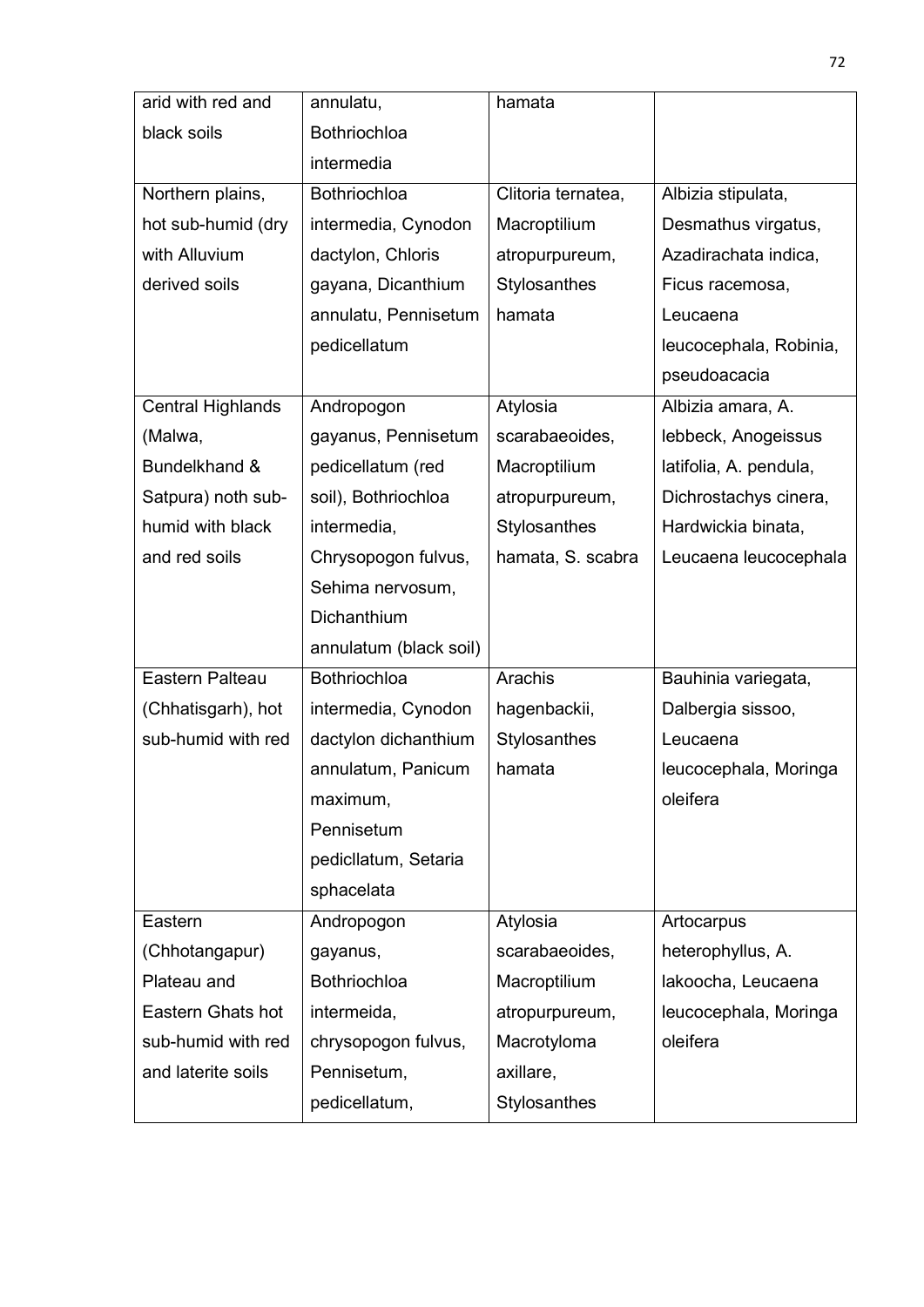| | | | |
|---|---|---|---|
| arid with red and black soils | annulatu, Bothriochloa intermedia | hamata | |
| Northern plains, hot sub-humid (dry with Alluvium derived soils | Bothriochloa intermedia, Cynodon dactylon, Chloris gayana, Dicanthium annulatu, Pennisetum pedicellatum | Clitoria ternatea, Macroptilium atropurpureum, Stylosanthes hamata | Albizia stipulata, Desmathus virgatus, Azadirachata indica, Ficus racemosa, Leucaena leucocephala, Robinia, pseudoacacia |
| Central Highlands (Malwa, Bundelkhand & Satpura) noth sub-humid with black and red soils | Andropogon gayanus, Pennisetum pedicellatum (red soil), Bothriochloa intermedia, Chrysopogon fulvus, Sehima nervosum, Dichanthium annulatum (black soil) | Atylosia scarabaeoides, Macroptilium atropurpureum, Stylosanthes hamata, S. scabra | Albizia amara, A. lebbeck, Anogeissus latifolia, A. pendula, Dichrostachys cinera, Hardwickia binata, Leucaena leucocephala |
| Eastern Palteau (Chhatisgarh), hot sub-humid with red | Bothriochloa intermedia, Cynodon dactylon dichanthium annulatum, Panicum maximum, Pennisetum pedicllatum, Setaria sphacelata | Arachis hagenbackii, Stylosanthes hamata | Bauhinia variegata, Dalbergia sissoo, Leucaena leucocephala, Moringa oleifera |
| Eastern (Chhotangapur) Plateau and Eastern Ghats hot sub-humid with red and laterite soils | Andropogon gayanus, Bothriochloa intermeida, chrysopogon fulvus, Pennisetum, pedicellatum, | Atylosia scarabaeoides, Macroptilium atropurpureum, Macrotyloma axillare, Stylosanthes | Artocarpus heterophyllus, A. lakoocha, Leucaena leucocephala, Moringa oleifera |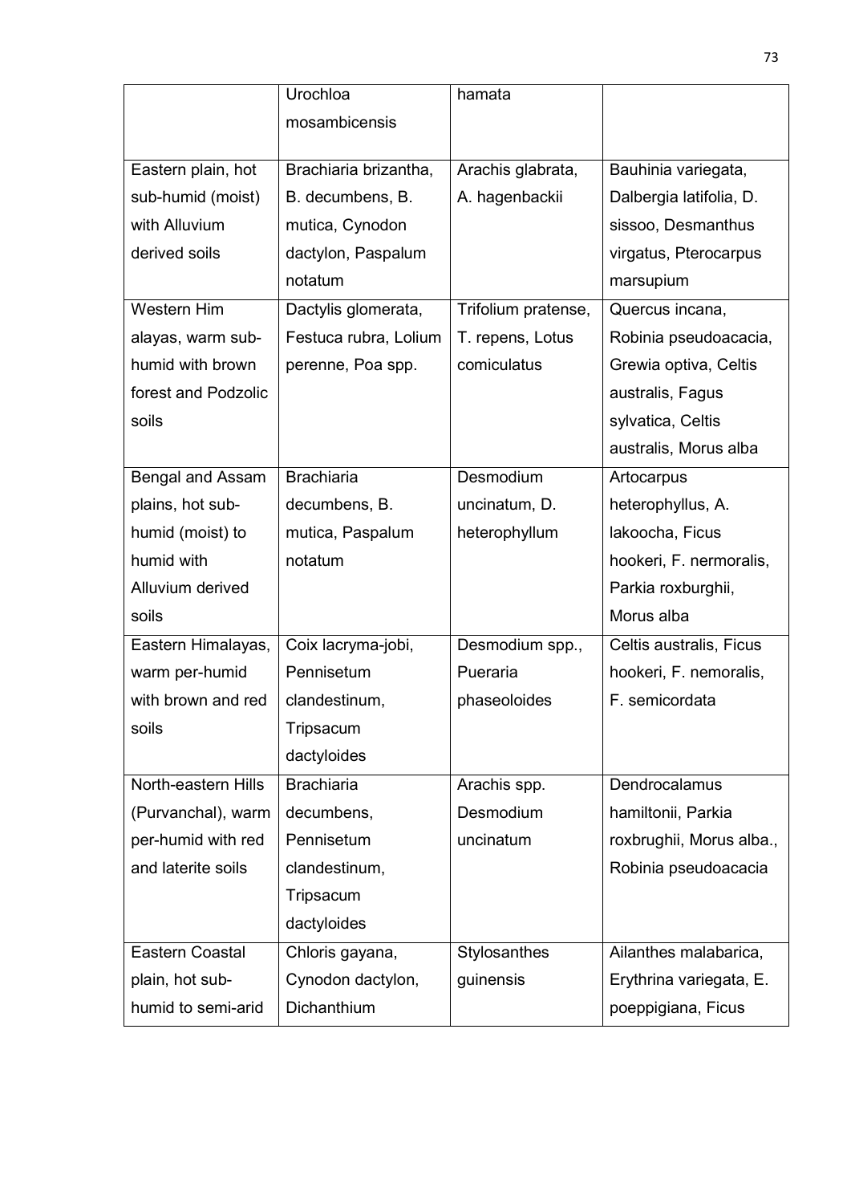| | | | |
|---|---|---|---|
| | Urochloa mosambicensis | hamata | |
| Eastern plain, hot sub-humid (moist) with Alluvium derived soils | Brachiaria brizantha, B. decumbens, B. mutica, Cynodon dactylon, Paspalum notatum | Arachis glabrata, A. hagenbackii | Bauhinia variegata, Dalbergia latifolia, D. sissoo, Desmanthus virgatus, Pterocarpus marsupium |
| Western Him alayas, warm sub-humid with brown forest and Podzolic soils | Dactylis glomerata, Festuca rubra, Lolium perenne, Poa spp. | Trifolium pratense, T. repens, Lotus comiculatus | Quercus incana, Robinia pseudoacacia, Grewia optiva, Celtis australis, Fagus sylvatica, Celtis australis, Morus alba |
| Bengal and Assam plains, hot sub-humid (moist) to humid with Alluvium derived soils | Brachiaria decumbens, B. mutica, Paspalum notatum | Desmodium uncinatum, D. heterophyllum | Artocarpus heterophyllus, A. lakoocha, Ficus hookeri, F. nermoralis, Parkia roxburghii, Morus alba |
| Eastern Himalayas, warm per-humid with brown and red soils | Coix lacryma-jobi, Pennisetum clandestinum, Tripsacum dactyloides | Desmodium spp., Pueraria phaseoloides | Celtis australis, Ficus hookeri, F. nemoralis, F. semicordata |
| North-eastern Hills (Purvanchal), warm per-humid with red and laterite soils | Brachiaria decumbens, Pennisetum clandestinum, Tripsacum dactyloides | Arachis spp. Desmodium uncinatum | Dendrocalamus hamiltonii, Parkia roxbrughii, Morus alba., Robinia pseudoacacia |
| Eastern Coastal plain, hot sub-humid to semi-arid | Chloris gayana, Cynodon dactylon, Dichanthium | Stylosanthes guinensis | Ailanthes malabarica, Erythrina variegata, E. poeppigiana, Ficus |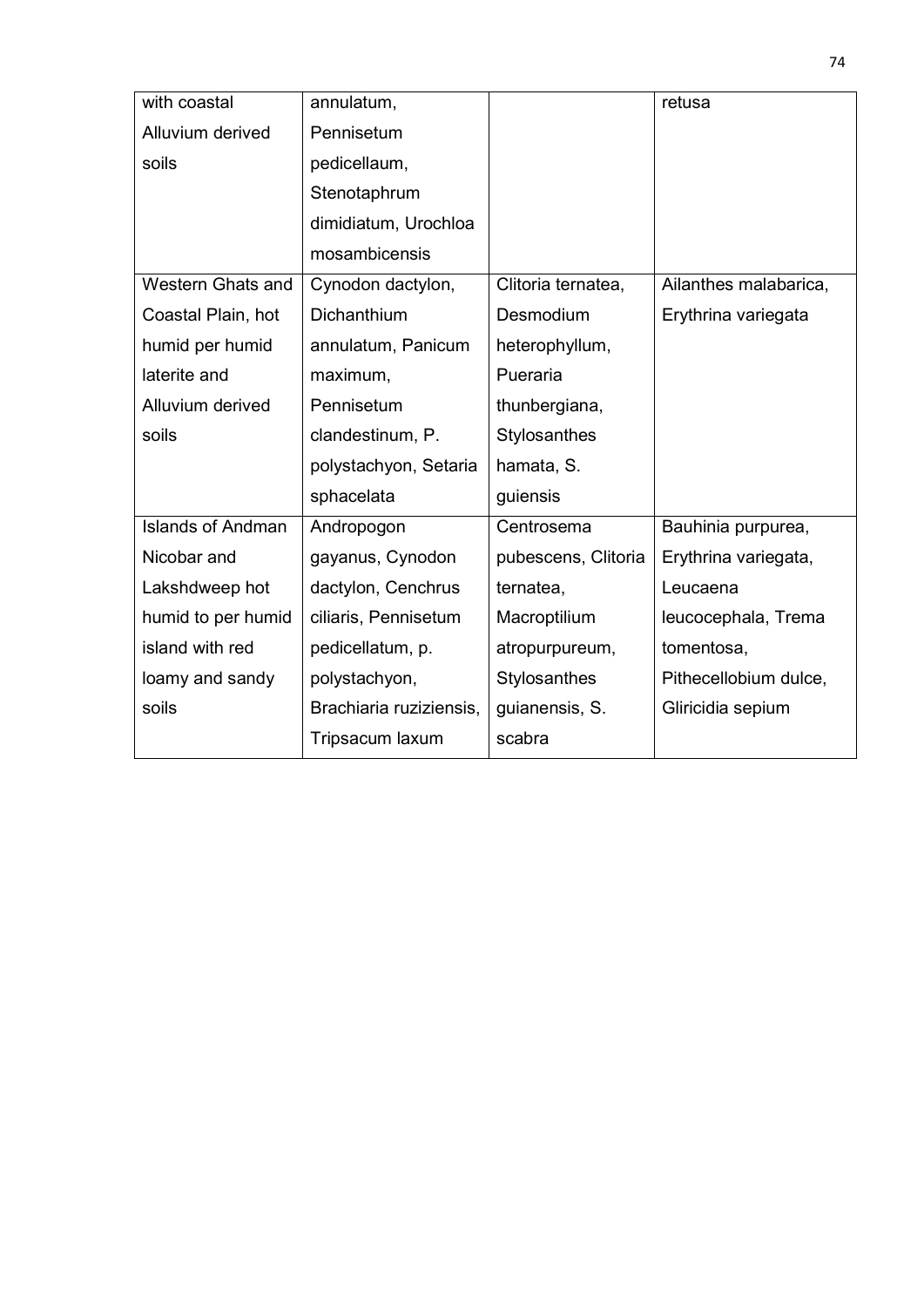| | | | |
|---|---|---|---|
| with coastal Alluvium derived soils | annulatum, Pennisetum pedicellaum, Stenotaphrum dimidiatum, Urochloa mosambicensis | | retusa |
| Western Ghats and Coastal Plain, hot humid per humid laterite and Alluvium derived soils | Cynodon dactylon, Dichanthium annulatum, Panicum maximum, Pennisetum clandestinum, P. polystachyon, Setaria sphacelata | Clitoria ternatea, Desmodium heterophyllum, Pueraria thunbergiana, Stylosanthes hamata, S. guiensis | Ailanthes malabarica, Erythrina variegata |
| Islands of Andman Nicobar and Lakshdweep hot humid to per humid island with red loamy and sandy soils | Andropogon gayanus, Cynodon dactylon, Cenchrus ciliaris, Pennisetum pedicellatum, p. polystachyon, Brachiaria ruziziensis, Tripsacum laxum | Centrosema pubescens, Clitoria ternatea, Macroptilium atropurpureum, Stylosanthes guianensis, S. scabra | Bauhinia purpurea, Erythrina variegata, Leucaena leucocephala, Trema tomentosa, Pithecellobium dulce, Gliricidia sepium |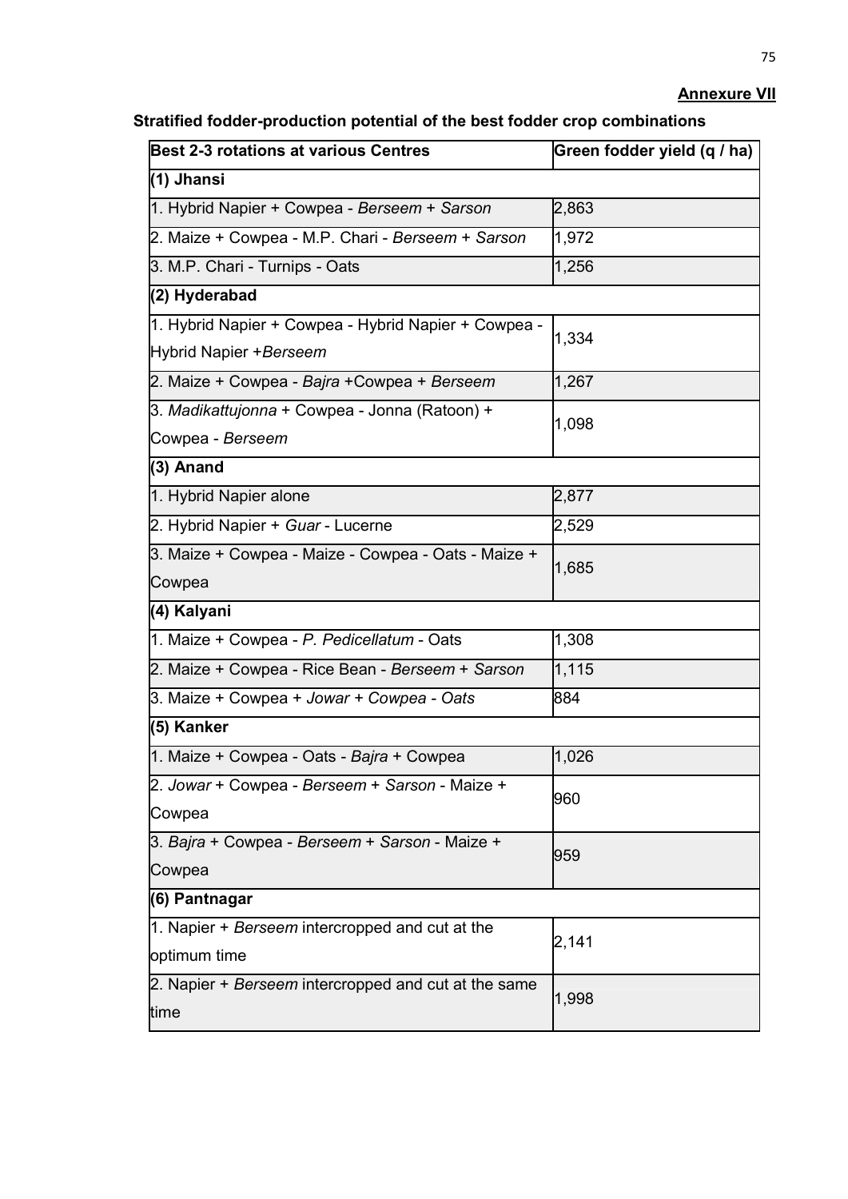**Annexure VII**

**Stratified fodder-production potential of the best fodder crop combinations**

| **Best 2-3 rotations at various Centres** | **Green fodder yield (q / ha)** |
|---|---|
| **(1) Jhansi** | |
| 1. Hybrid Napier + Cowpea - *Berseem* + *Sarson* | 2,863 |
| 2. Maize + Cowpea - M.P. Chari - *Berseem* + *Sarson* | 1,972 |
| 3. M.P. Chari - Turnips - Oats | 1,256 |
| **(2) Hyderabad** | |
| 1. Hybrid Napier + Cowpea - Hybrid Napier + Cowpea - Hybrid Napier +*Berseem* | 1,334 |
| 2. Maize + Cowpea - *Bajra* +Cowpea + *Berseem* | 1,267 |
| 3. *Madikattujonna* + Cowpea - Jonna (Ratoon) + Cowpea - *Berseem* | 1,098 |
| **(3) Anand** | |
| 1. Hybrid Napier alone | 2,877 |
| 2. Hybrid Napier + *Guar* - Lucerne | 2,529 |
| 3. Maize + Cowpea - Maize - Cowpea - Oats - Maize + Cowpea | 1,685 |
| **(4) Kalyani** | |
| 1. Maize + Cowpea - *P. Pedicellatum* - Oats | 1,308 |
| 2. Maize + Cowpea - Rice Bean - *Berseem* + *Sarson* | 1,115 |
| 3. Maize + Cowpea + *Jowar* + *Cowpea - Oats* | 884 |
| **(5) Kanker** | |
| 1. Maize + Cowpea - Oats - *Bajra* + Cowpea | 1,026 |
| 2. *Jowar* + Cowpea - *Berseem* + *Sarson* - Maize + Cowpea | 960 |
| 3. *Bajra* + Cowpea - *Berseem* + *Sarson* - Maize + Cowpea | 959 |
| **(6) Pantnagar** | |
| 1. Napier + *Berseem* intercropped and cut at the optimum time | 2,141 |
| 2. Napier + *Berseem* intercropped and cut at the same time | 1,998 |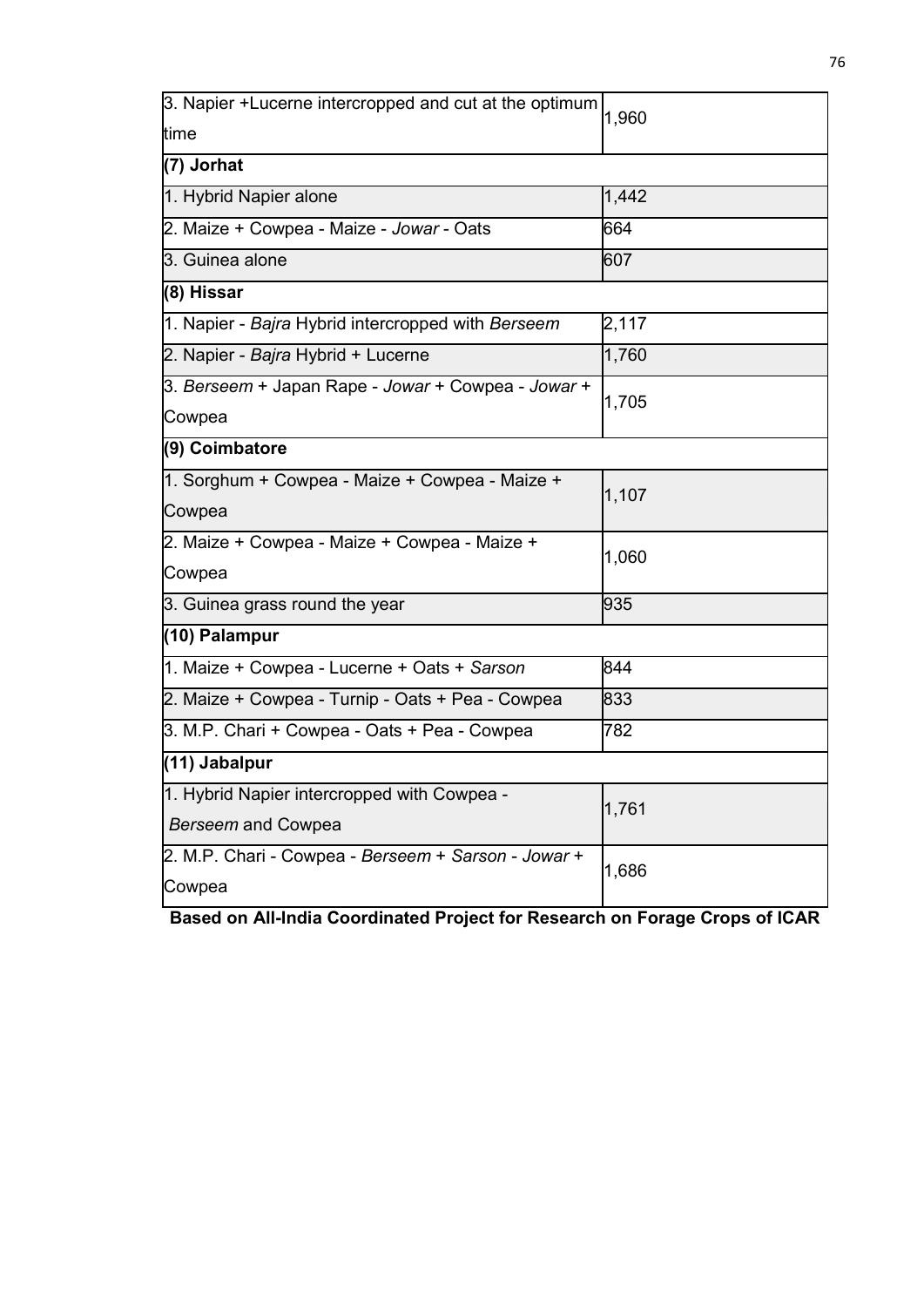| | |
|---|---|
| 3. Napier +Lucerne intercropped and cut at the optimum time | 1,960 |
| **(7) Jorhat** | |
| 1. Hybrid Napier alone | 1,442 |
| 2. Maize + Cowpea - Maize - *Jowar* - Oats | 664 |
| 3. Guinea alone | 607 |
| **(8) Hissar** | |
| 1. Napier - *Bajra* Hybrid intercropped with *Berseem* | 2,117 |
| 2. Napier - *Bajra* Hybrid + Lucerne | 1,760 |
| 3. *Berseem* + Japan Rape - *Jowar* + Cowpea - *Jowar* + Cowpea | 1,705 |
| **(9) Coimbatore** | |
| 1. Sorghum + Cowpea - Maize + Cowpea - Maize + Cowpea | 1,107 |
| 2. Maize + Cowpea - Maize + Cowpea - Maize + Cowpea | 1,060 |
| 3. Guinea grass round the year | 935 |
| **(10) Palampur** | |
| 1. Maize + Cowpea - Lucerne + Oats + *Sarson* | 844 |
| 2. Maize + Cowpea - Turnip - Oats + Pea - Cowpea | 833 |
| 3. M.P. Chari + Cowpea - Oats + Pea - Cowpea | 782 |
| **(11) Jabalpur** | |
| 1. Hybrid Napier intercropped with Cowpea - *Berseem* and Cowpea | 1,761 |
| 2. M.P. Chari - Cowpea - *Berseem* + *Sarson* - *Jowar* + Cowpea | 1,686 |

**Based on All-India Coordinated Project for Research on Forage Crops of ICAR**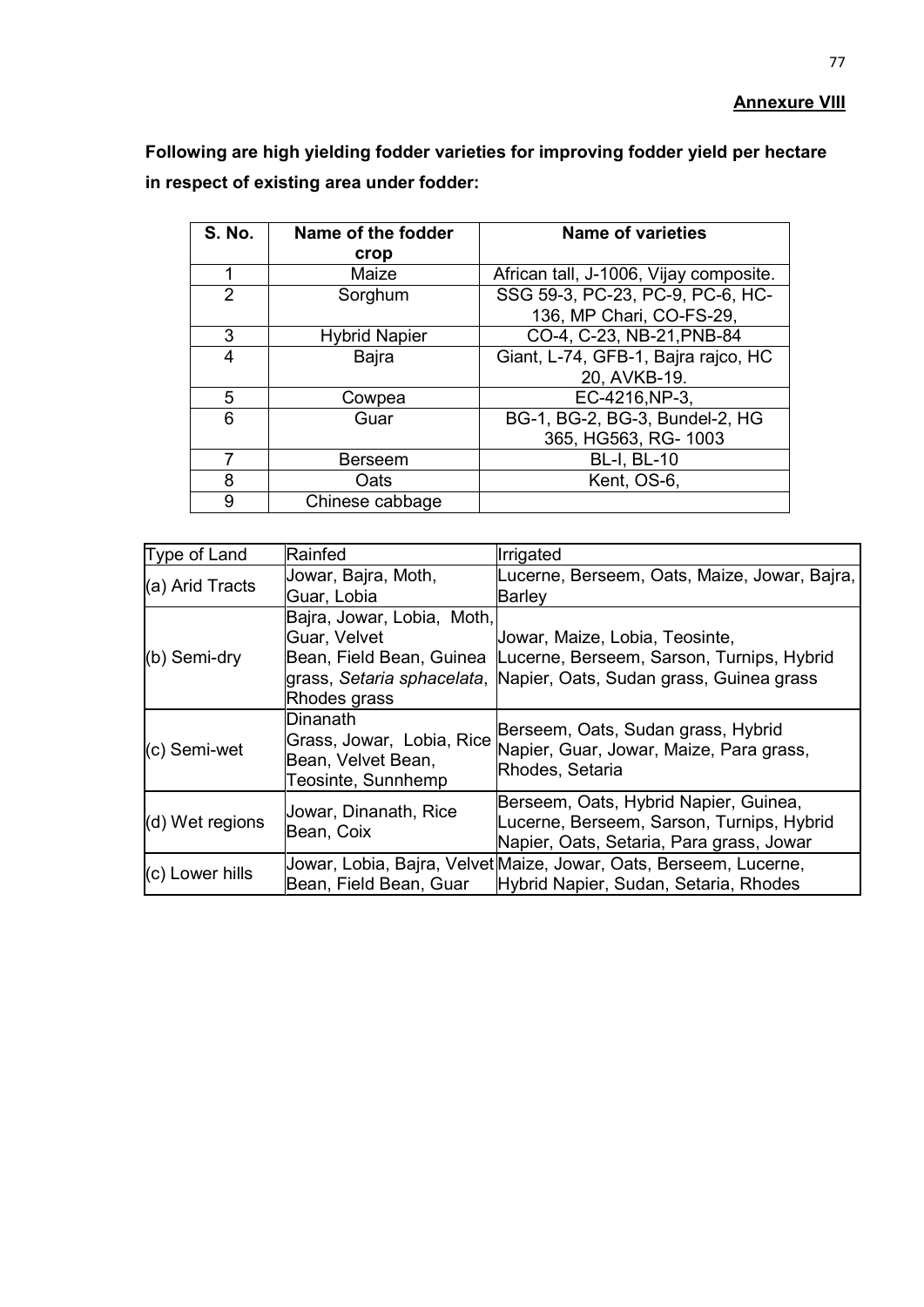**Annexure VIII**

**Following are high yielding fodder varieties for improving fodder yield per hectare in respect of existing area under fodder:**

| S. No. | Name of the fodder crop | Name of varieties |
|---|---|---|
| 1 | Maize | African tall, J-1006, Vijay composite. |
| 2 | Sorghum | SSG 59-3, PC-23, PC-9, PC-6, HC-136, MP Chari, CO-FS-29, |
| 3 | Hybrid Napier | CO-4, C-23, NB-21,PNB-84 |
| 4 | Bajra | Giant, L-74, GFB-1, Bajra rajco, HC 20, AVKB-19. |
| 5 | Cowpea | EC-4216,NP-3, |
| 6 | Guar | BG-1, BG-2, BG-3, Bundel-2, HG 365, HG563, RG- 1003 |
| 7 | Berseem | BL-I, BL-10 |
| 8 | Oats | Kent, OS-6, |
| 9 | Chinese cabbage | |

| Type of Land | Rainfed | Irrigated |
|---|---|---|
| (a) Arid Tracts | Jowar, Bajra, Moth, Guar, Lobia | Lucerne, Berseem, Oats, Maize, Jowar, Bajra, Barley |
| (b) Semi-dry | Bajra, Jowar, Lobia, Moth, Guar, Velvet Bean, Field Bean, Guinea grass, *Setaria sphacelata*, Rhodes grass | Jowar, Maize, Lobia, Teosinte, Lucerne, Berseem, Sarson, Turnips, Hybrid Napier, Oats, Sudan grass, Guinea grass |
| (c) Semi-wet | Dinanath Grass, Jowar, Lobia, Rice Bean, Velvet Bean, Teosinte, Sunnhemp | Berseem, Oats, Sudan grass, Hybrid Napier, Guar, Jowar, Maize, Para grass, Rhodes, Setaria |
| (d) Wet regions | Jowar, Dinanath, Rice Bean, Coix | Berseem, Oats, Hybrid Napier, Guinea, Lucerne, Berseem, Sarson, Turnips, Hybrid Napier, Oats, Setaria, Para grass, Jowar |
| (c) Lower hills | Jowar, Lobia, Bajra, Velvet Bean, Field Bean, Guar | Maize, Jowar, Oats, Berseem, Lucerne, Hybrid Napier, Sudan, Setaria, Rhodes |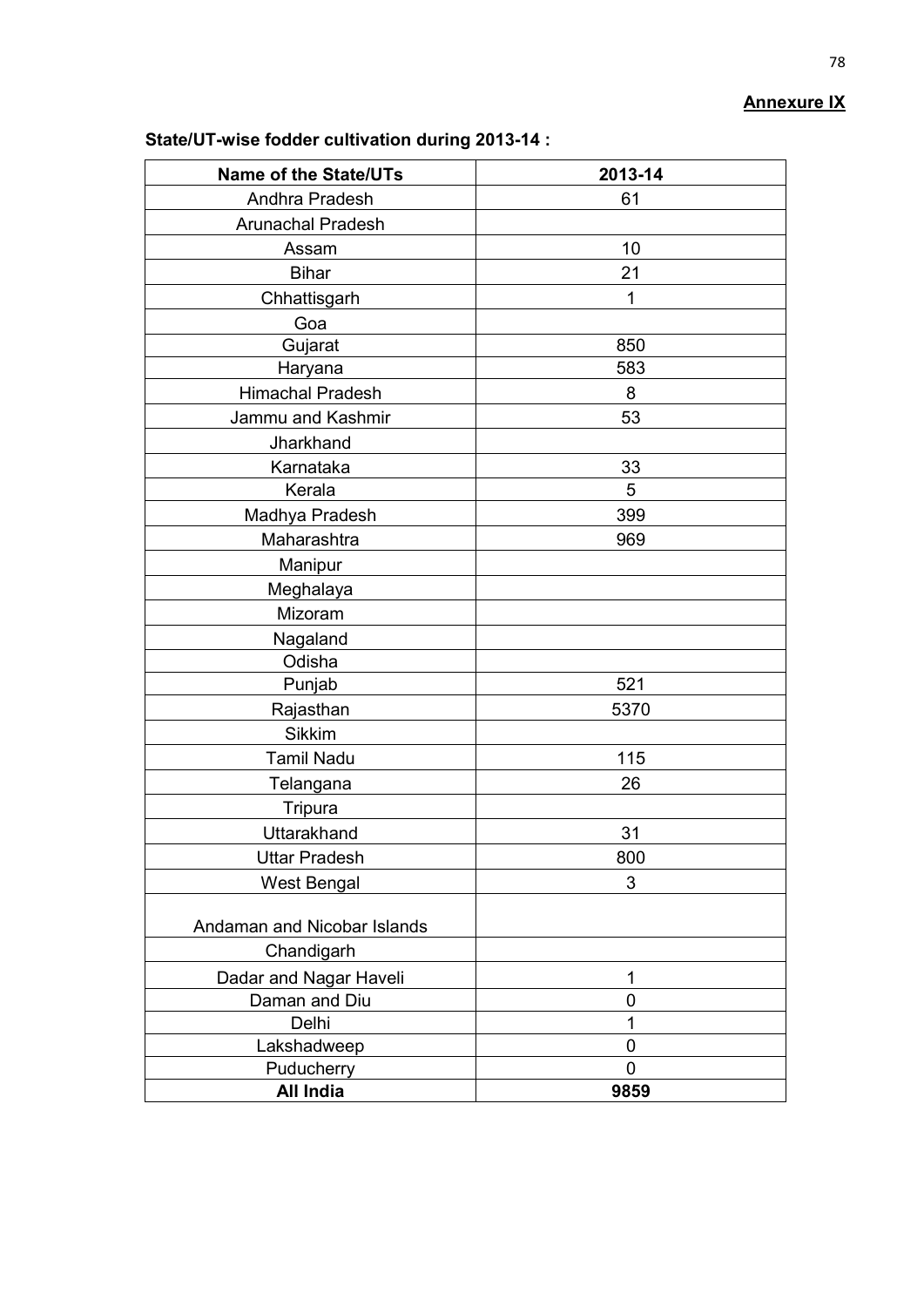**Annexure IX**

**State/UT-wise fodder cultivation during 2013-14 :**

| Name of the State/UTs | 2013-14 |
|---|---|
| Andhra Pradesh | 61 |
| Arunachal Pradesh | |
| Assam | 10 |
| Bihar | 21 |
| Chhattisgarh | 1 |
| Goa | |
| Gujarat | 850 |
| Haryana | 583 |
| Himachal Pradesh | 8 |
| Jammu and Kashmir | 53 |
| Jharkhand | |
| Karnataka | 33 |
| Kerala | 5 |
| Madhya Pradesh | 399 |
| Maharashtra | 969 |
| Manipur | |
| Meghalaya | |
| Mizoram | |
| Nagaland | |
| Odisha | |
| Punjab | 521 |
| Rajasthan | 5370 |
| Sikkim | |
| Tamil Nadu | 115 |
| Telangana | 26 |
| Tripura | |
| Uttarakhand | 31 |
| Uttar Pradesh | 800 |
| West Bengal | 3 |
| Andaman and Nicobar Islands | |
| Chandigarh | |
| Dadar and Nagar Haveli | 1 |
| Daman and Diu | 0 |
| Delhi | 1 |
| Lakshadweep | 0 |
| Puducherry | 0 |
| **All India** | **9859** |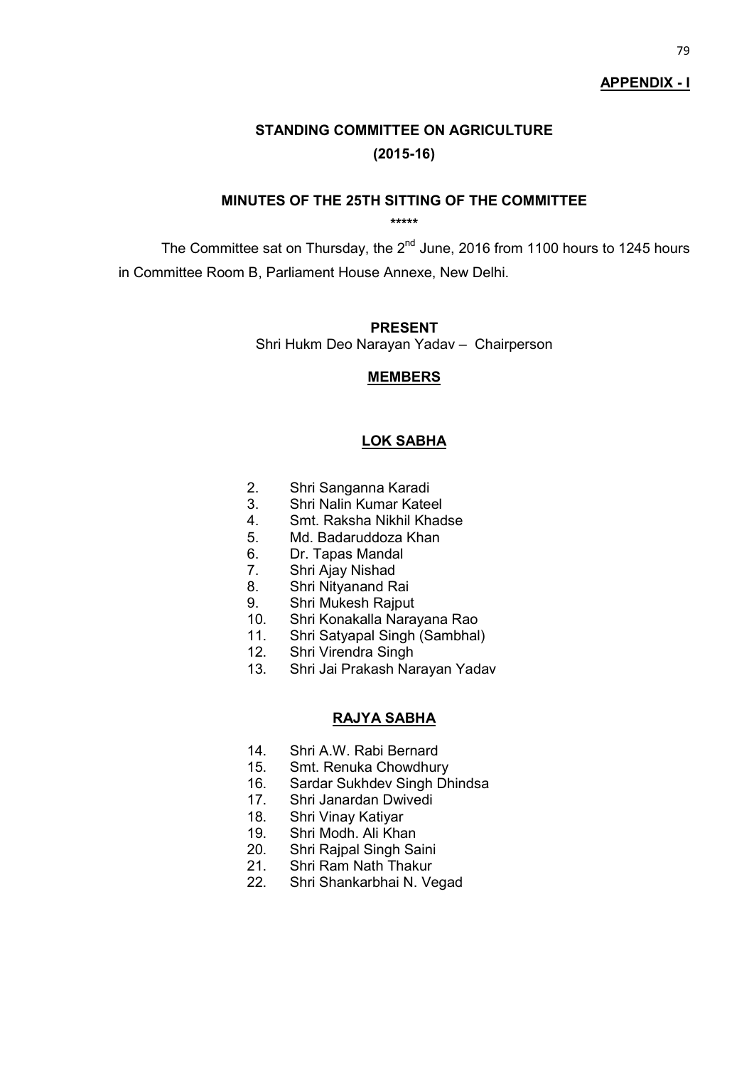**APPENDIX - I**

# STANDING COMMITTEE ON AGRICULTURE
## (2015-16)

### MINUTES OF THE 25TH SITTING OF THE COMMITTEE

*****

The Committee sat on Thursday, the 2nd June, 2016 from 1100 hours to 1245 hours in Committee Room B, Parliament House Annexe, New Delhi.

**PRESENT**

Shri Hukm Deo Narayan Yadav – Chairperson

**MEMBERS**

**LOK SABHA**

2. Shri Sanganna Karadi
3. Shri Nalin Kumar Kateel
4. Smt. Raksha Nikhil Khadse
5. Md. Badaruddoza Khan
6. Dr. Tapas Mandal
7. Shri Ajay Nishad
8. Shri Nityanand Rai
9. Shri Mukesh Rajput
10. Shri Konakalla Narayana Rao
11. Shri Satyapal Singh (Sambhal)
12. Shri Virendra Singh
13. Shri Jai Prakash Narayan Yadav

**RAJYA SABHA**

14. Shri A.W. Rabi Bernard
15. Smt. Renuka Chowdhury
16. Sardar Sukhdev Singh Dhindsa
17. Shri Janardan Dwivedi
18. Shri Vinay Katiyar
19. Shri Modh. Ali Khan
20. Shri Rajpal Singh Saini
21. Shri Ram Nath Thakur
22. Shri Shankarbhai N. Vegad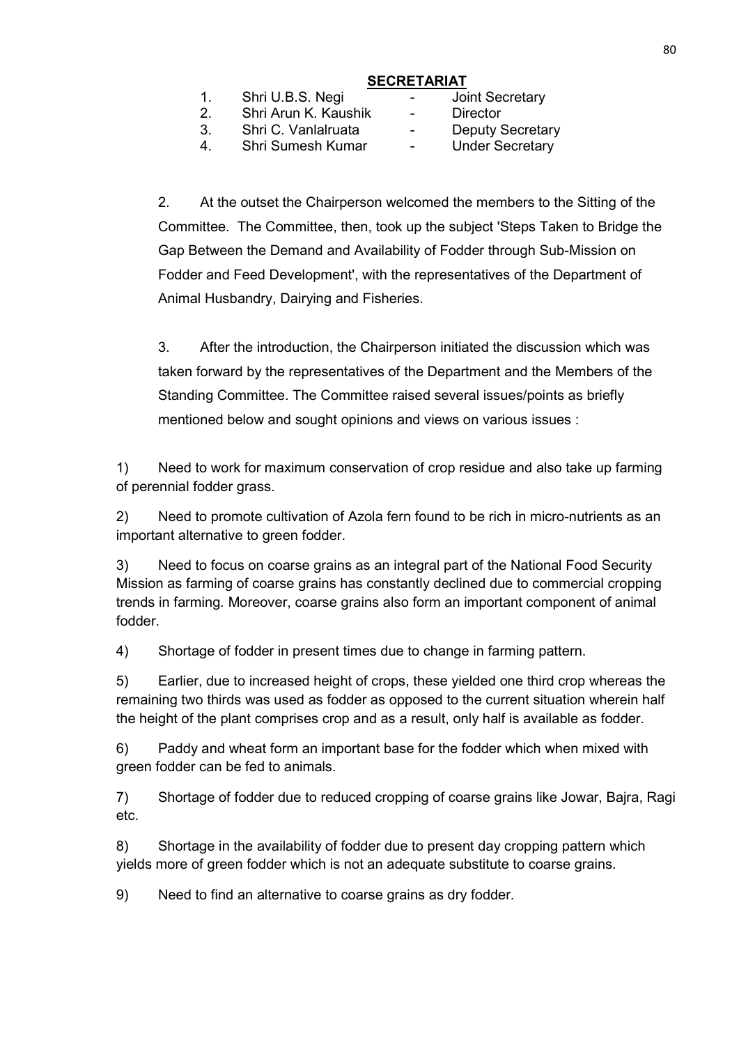**SECRETARIAT**

| | | | |
|---|---|---|---|
| 1. | Shri U.B.S. Negi | - | Joint Secretary |
| 2. | Shri Arun K. Kaushik | - | Director |
| 3. | Shri C. Vanlalruata | - | Deputy Secretary |
| 4. | Shri Sumesh Kumar | - | Under Secretary |

2. At the outset the Chairperson welcomed the members to the Sitting of the Committee. The Committee, then, took up the subject 'Steps Taken to Bridge the Gap Between the Demand and Availability of Fodder through Sub-Mission on Fodder and Feed Development', with the representatives of the Department of Animal Husbandry, Dairying and Fisheries.

3. After the introduction, the Chairperson initiated the discussion which was taken forward by the representatives of the Department and the Members of the Standing Committee. The Committee raised several issues/points as briefly mentioned below and sought opinions and views on various issues :

1) Need to work for maximum conservation of crop residue and also take up farming of perennial fodder grass.

2) Need to promote cultivation of Azola fern found to be rich in micro-nutrients as an important alternative to green fodder.

3) Need to focus on coarse grains as an integral part of the National Food Security Mission as farming of coarse grains has constantly declined due to commercial cropping trends in farming. Moreover, coarse grains also form an important component of animal fodder.

4) Shortage of fodder in present times due to change in farming pattern.

5) Earlier, due to increased height of crops, these yielded one third crop whereas the remaining two thirds was used as fodder as opposed to the current situation wherein half the height of the plant comprises crop and as a result, only half is available as fodder.

6) Paddy and wheat form an important base for the fodder which when mixed with green fodder can be fed to animals.

7) Shortage of fodder due to reduced cropping of coarse grains like Jowar, Bajra, Ragi etc.

8) Shortage in the availability of fodder due to present day cropping pattern which yields more of green fodder which is not an adequate substitute to coarse grains.

9) Need to find an alternative to coarse grains as dry fodder.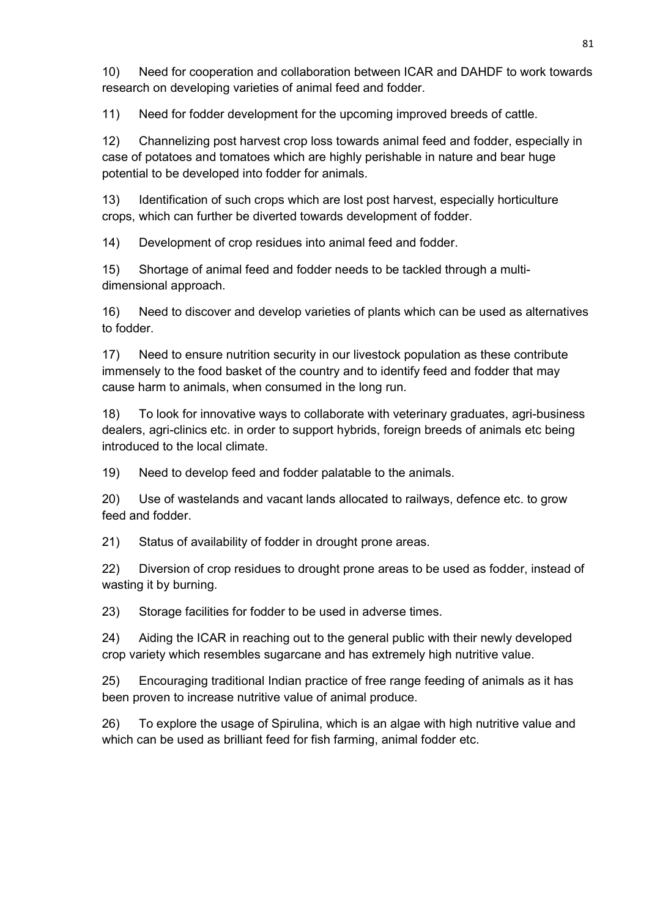10) Need for cooperation and collaboration between ICAR and DAHDF to work towards research on developing varieties of animal feed and fodder.

11) Need for fodder development for the upcoming improved breeds of cattle.

12) Channelizing post harvest crop loss towards animal feed and fodder, especially in case of potatoes and tomatoes which are highly perishable in nature and bear huge potential to be developed into fodder for animals.

13) Identification of such crops which are lost post harvest, especially horticulture crops, which can further be diverted towards development of fodder.

14) Development of crop residues into animal feed and fodder.

15) Shortage of animal feed and fodder needs to be tackled through a multi-dimensional approach.

16) Need to discover and develop varieties of plants which can be used as alternatives to fodder.

17) Need to ensure nutrition security in our livestock population as these contribute immensely to the food basket of the country and to identify feed and fodder that may cause harm to animals, when consumed in the long run.

18) To look for innovative ways to collaborate with veterinary graduates, agri-business dealers, agri-clinics etc. in order to support hybrids, foreign breeds of animals etc being introduced to the local climate.

19) Need to develop feed and fodder palatable to the animals.

20) Use of wastelands and vacant lands allocated to railways, defence etc. to grow feed and fodder.

21) Status of availability of fodder in drought prone areas.

22) Diversion of crop residues to drought prone areas to be used as fodder, instead of wasting it by burning.

23) Storage facilities for fodder to be used in adverse times.

24) Aiding the ICAR in reaching out to the general public with their newly developed crop variety which resembles sugarcane and has extremely high nutritive value.

25) Encouraging traditional Indian practice of free range feeding of animals as it has been proven to increase nutritive value of animal produce.

26) To explore the usage of Spirulina, which is an algae with high nutritive value and which can be used as brilliant feed for fish farming, animal fodder etc.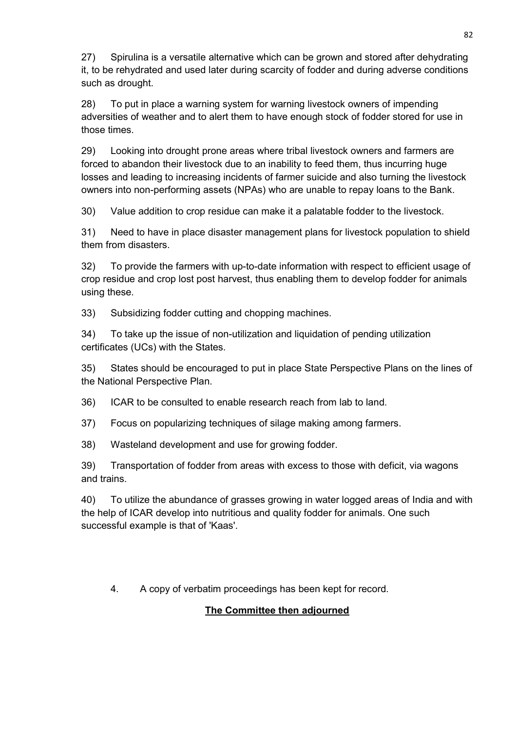27) Spirulina is a versatile alternative which can be grown and stored after dehydrating it, to be rehydrated and used later during scarcity of fodder and during adverse conditions such as drought.

28) To put in place a warning system for warning livestock owners of impending adversities of weather and to alert them to have enough stock of fodder stored for use in those times.

29) Looking into drought prone areas where tribal livestock owners and farmers are forced to abandon their livestock due to an inability to feed them, thus incurring huge losses and leading to increasing incidents of farmer suicide and also turning the livestock owners into non-performing assets (NPAs) who are unable to repay loans to the Bank.

30) Value addition to crop residue can make it a palatable fodder to the livestock.

31) Need to have in place disaster management plans for livestock population to shield them from disasters.

32) To provide the farmers with up-to-date information with respect to efficient usage of crop residue and crop lost post harvest, thus enabling them to develop fodder for animals using these.

33) Subsidizing fodder cutting and chopping machines.

34) To take up the issue of non-utilization and liquidation of pending utilization certificates (UCs) with the States.

35) States should be encouraged to put in place State Perspective Plans on the lines of the National Perspective Plan.

36) ICAR to be consulted to enable research reach from lab to land.

37) Focus on popularizing techniques of silage making among farmers.

38) Wasteland development and use for growing fodder.

39) Transportation of fodder from areas with excess to those with deficit, via wagons and trains.

40) To utilize the abundance of grasses growing in water logged areas of India and with the help of ICAR develop into nutritious and quality fodder for animals. One such successful example is that of 'Kaas'.

4. A copy of verbatim proceedings has been kept for record.

**The Committee then adjourned**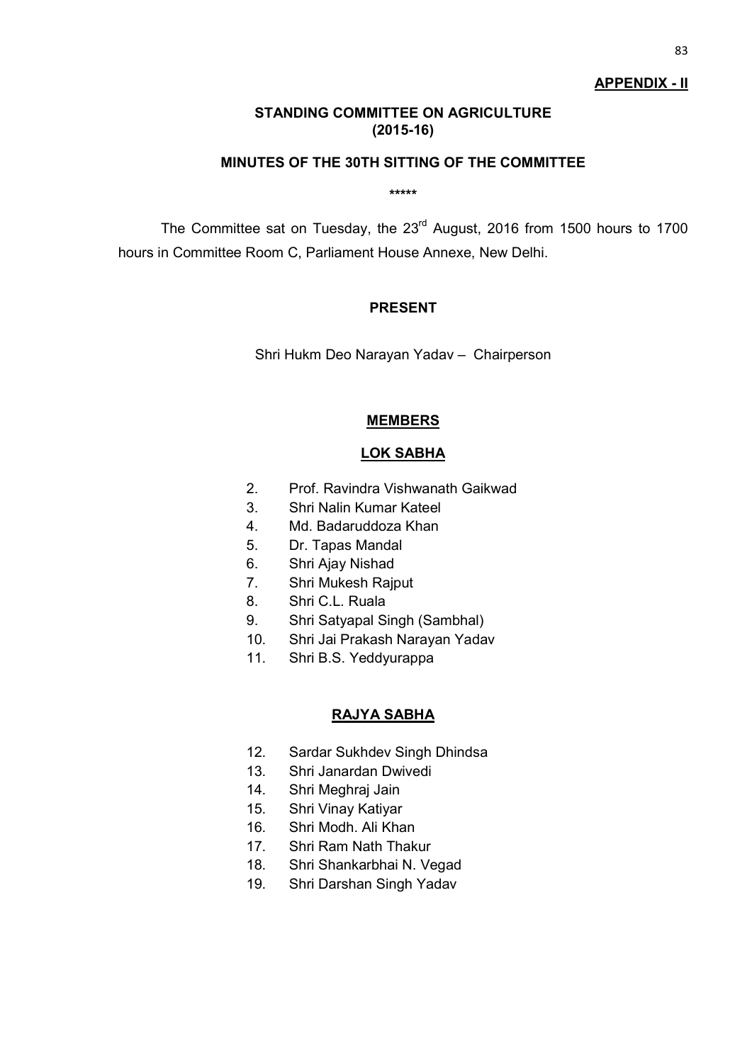**APPENDIX - II**

**STANDING COMMITTEE ON AGRICULTURE**
**(2015-16)**

**MINUTES OF THE 30TH SITTING OF THE COMMITTEE**

*****

The Committee sat on Tuesday, the 23rd August, 2016 from 1500 hours to 1700 hours in Committee Room C, Parliament House Annexe, New Delhi.

**PRESENT**

Shri Hukm Deo Narayan Yadav – Chairperson

**MEMBERS**

**LOK SABHA**

2. Prof. Ravindra Vishwanath Gaikwad
3. Shri Nalin Kumar Kateel
4. Md. Badaruddoza Khan
5. Dr. Tapas Mandal
6. Shri Ajay Nishad
7. Shri Mukesh Rajput
8. Shri C.L. Ruala
9. Shri Satyapal Singh (Sambhal)
10. Shri Jai Prakash Narayan Yadav
11. Shri B.S. Yeddyurappa

**RAJYA SABHA**

12. Sardar Sukhdev Singh Dhindsa
13. Shri Janardan Dwivedi
14. Shri Meghraj Jain
15. Shri Vinay Katiyar
16. Shri Modh. Ali Khan
17. Shri Ram Nath Thakur
18. Shri Shankarbhai N. Vegad
19. Shri Darshan Singh Yadav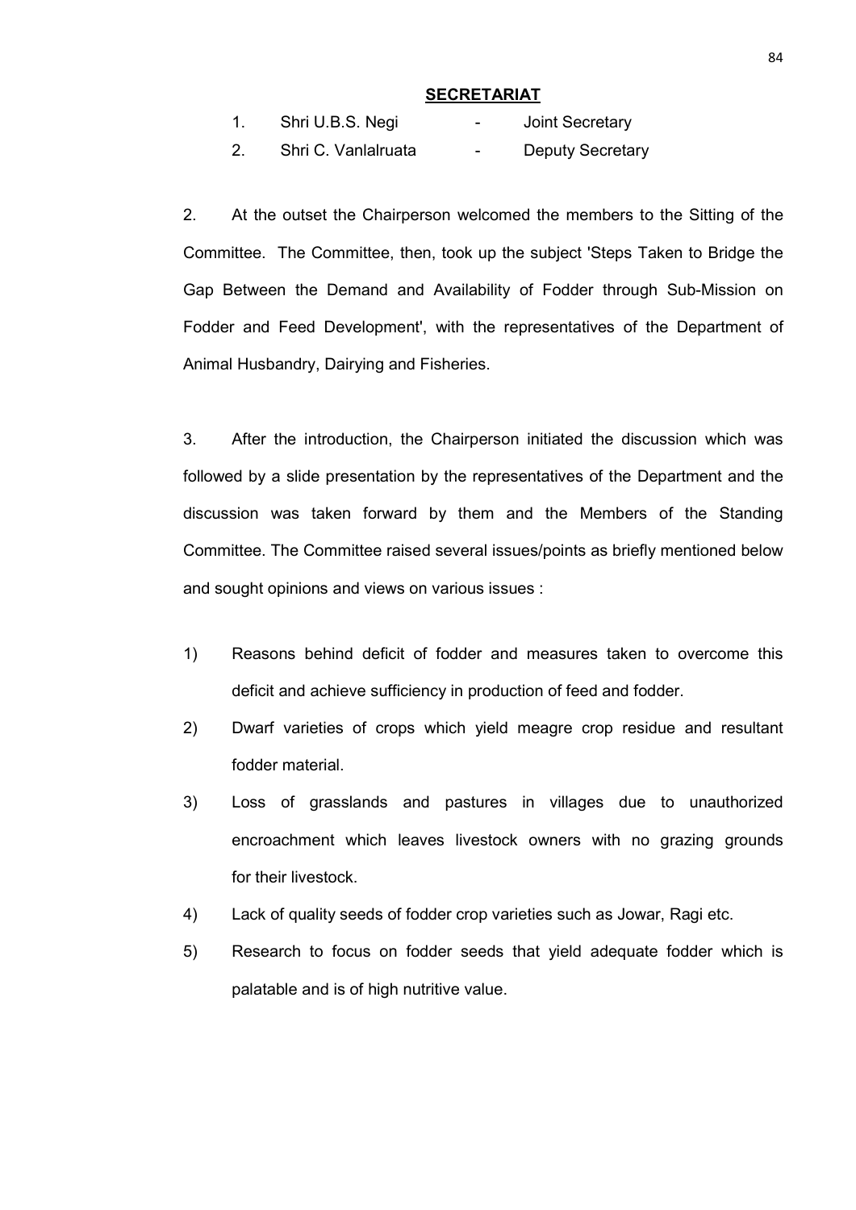## SECRETARIAT

| | | | |
|---|---|---|---|
| 1. | Shri U.B.S. Negi | - | Joint Secretary |
| 2. | Shri C. Vanlalruata | - | Deputy Secretary |

2. At the outset the Chairperson welcomed the members to the Sitting of the Committee. The Committee, then, took up the subject 'Steps Taken to Bridge the Gap Between the Demand and Availability of Fodder through Sub-Mission on Fodder and Feed Development', with the representatives of the Department of Animal Husbandry, Dairying and Fisheries.

3. After the introduction, the Chairperson initiated the discussion which was followed by a slide presentation by the representatives of the Department and the discussion was taken forward by them and the Members of the Standing Committee. The Committee raised several issues/points as briefly mentioned below and sought opinions and views on various issues :

1) Reasons behind deficit of fodder and measures taken to overcome this deficit and achieve sufficiency in production of feed and fodder.
2) Dwarf varieties of crops which yield meagre crop residue and resultant fodder material.
3) Loss of grasslands and pastures in villages due to unauthorized encroachment which leaves livestock owners with no grazing grounds for their livestock.
4) Lack of quality seeds of fodder crop varieties such as Jowar, Ragi etc.
5) Research to focus on fodder seeds that yield adequate fodder which is palatable and is of high nutritive value.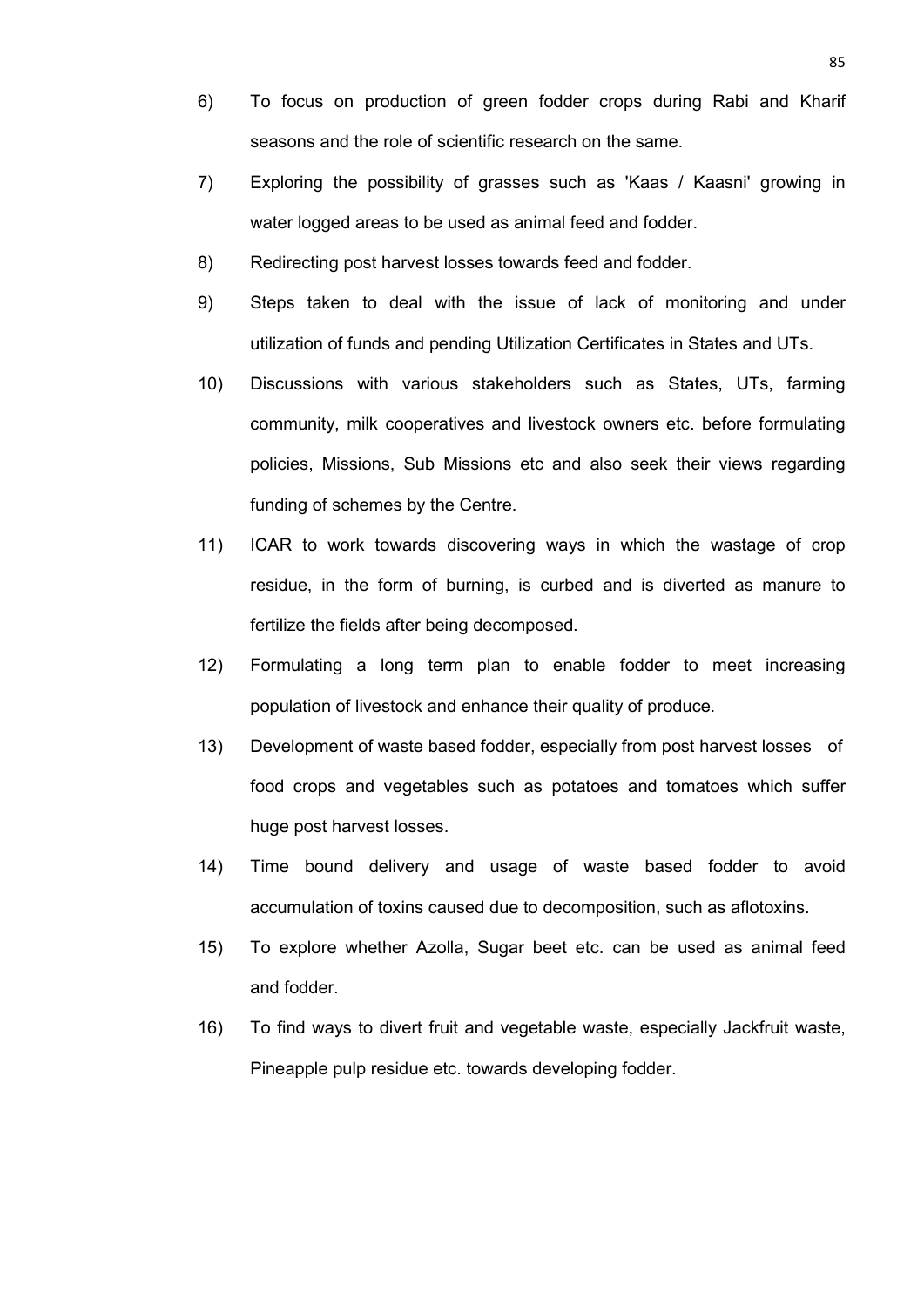6) To focus on production of green fodder crops during Rabi and Kharif seasons and the role of scientific research on the same.

7) Exploring the possibility of grasses such as 'Kaas / Kaasni' growing in water logged areas to be used as animal feed and fodder.

8) Redirecting post harvest losses towards feed and fodder.

9) Steps taken to deal with the issue of lack of monitoring and under utilization of funds and pending Utilization Certificates in States and UTs.

10) Discussions with various stakeholders such as States, UTs, farming community, milk cooperatives and livestock owners etc. before formulating policies, Missions, Sub Missions etc and also seek their views regarding funding of schemes by the Centre.

11) ICAR to work towards discovering ways in which the wastage of crop residue, in the form of burning, is curbed and is diverted as manure to fertilize the fields after being decomposed.

12) Formulating a long term plan to enable fodder to meet increasing population of livestock and enhance their quality of produce.

13) Development of waste based fodder, especially from post harvest losses of food crops and vegetables such as potatoes and tomatoes which suffer huge post harvest losses.

14) Time bound delivery and usage of waste based fodder to avoid accumulation of toxins caused due to decomposition, such as aflotoxins.

15) To explore whether Azolla, Sugar beet etc. can be used as animal feed and fodder.

16) To find ways to divert fruit and vegetable waste, especially Jackfruit waste, Pineapple pulp residue etc. towards developing fodder.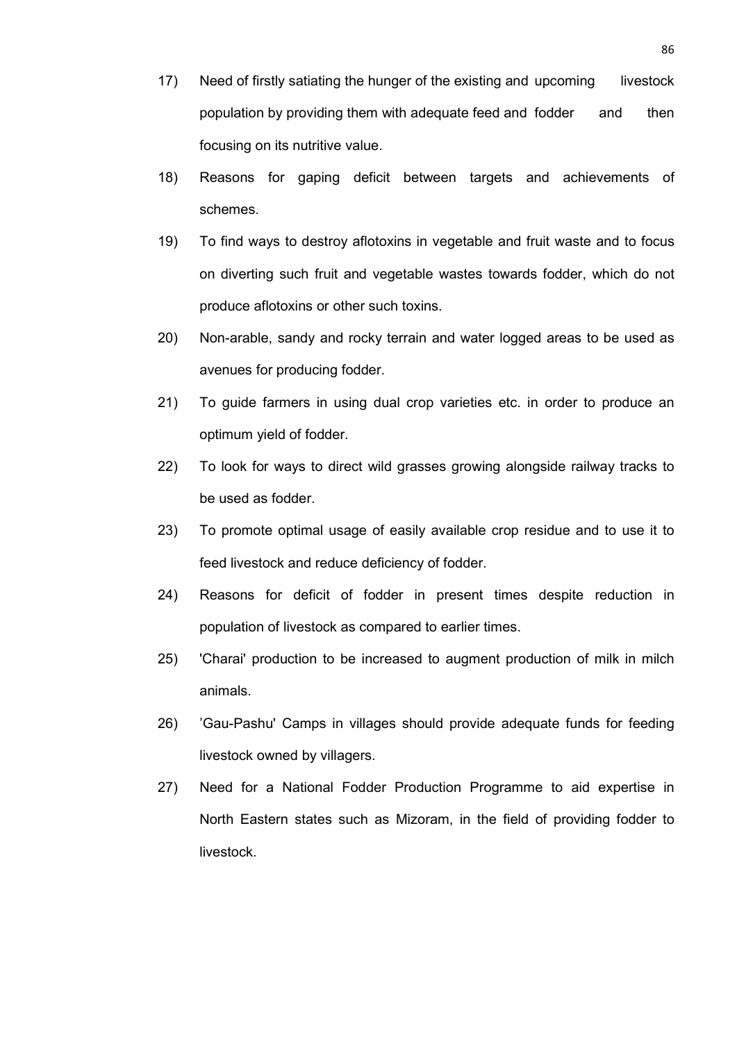17) Need of firstly satiating the hunger of the existing and upcoming livestock population by providing them with adequate feed and fodder and then focusing on its nutritive value.

18) Reasons for gaping deficit between targets and achievements of schemes.

19) To find ways to destroy aflotoxins in vegetable and fruit waste and to focus on diverting such fruit and vegetable wastes towards fodder, which do not produce aflotoxins or other such toxins.

20) Non-arable, sandy and rocky terrain and water logged areas to be used as avenues for producing fodder.

21) To guide farmers in using dual crop varieties etc. in order to produce an optimum yield of fodder.

22) To look for ways to direct wild grasses growing alongside railway tracks to be used as fodder.

23) To promote optimal usage of easily available crop residue and to use it to feed livestock and reduce deficiency of fodder.

24) Reasons for deficit of fodder in present times despite reduction in population of livestock as compared to earlier times.

25) 'Charai' production to be increased to augment production of milk in milch animals.

26) 'Gau-Pashu' Camps in villages should provide adequate funds for feeding livestock owned by villagers.

27) Need for a National Fodder Production Programme to aid expertise in North Eastern states such as Mizoram, in the field of providing fodder to livestock.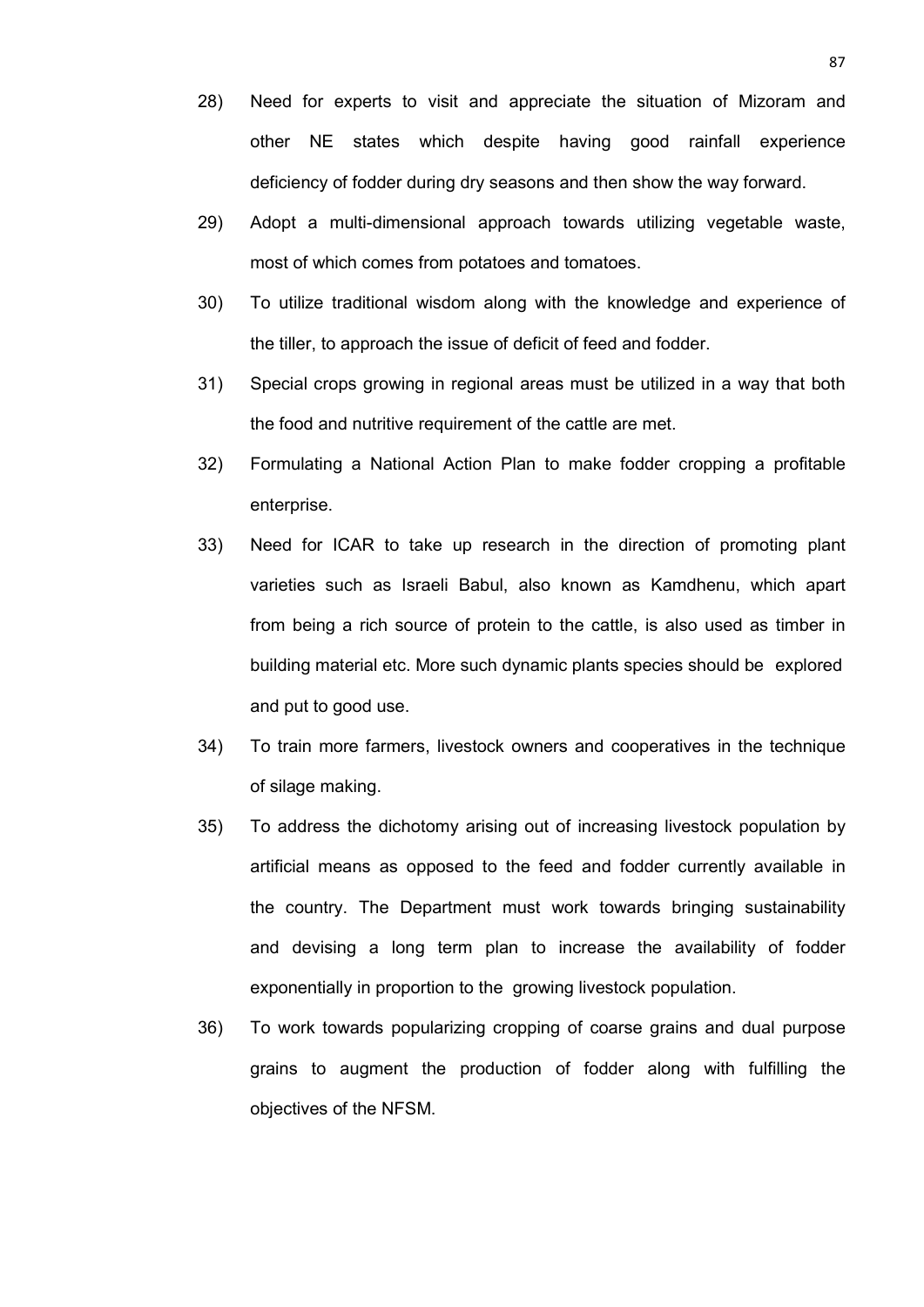28) Need for experts to visit and appreciate the situation of Mizoram and other NE states which despite having good rainfall experience deficiency of fodder during dry seasons and then show the way forward.

29) Adopt a multi-dimensional approach towards utilizing vegetable waste, most of which comes from potatoes and tomatoes.

30) To utilize traditional wisdom along with the knowledge and experience of the tiller, to approach the issue of deficit of feed and fodder.

31) Special crops growing in regional areas must be utilized in a way that both the food and nutritive requirement of the cattle are met.

32) Formulating a National Action Plan to make fodder cropping a profitable enterprise.

33) Need for ICAR to take up research in the direction of promoting plant varieties such as Israeli Babul, also known as Kamdhenu, which apart from being a rich source of protein to the cattle, is also used as timber in building material etc. More such dynamic plants species should be explored and put to good use.

34) To train more farmers, livestock owners and cooperatives in the technique of silage making.

35) To address the dichotomy arising out of increasing livestock population by artificial means as opposed to the feed and fodder currently available in the country. The Department must work towards bringing sustainability and devising a long term plan to increase the availability of fodder exponentially in proportion to the growing livestock population.

36) To work towards popularizing cropping of coarse grains and dual purpose grains to augment the production of fodder along with fulfilling the objectives of the NFSM.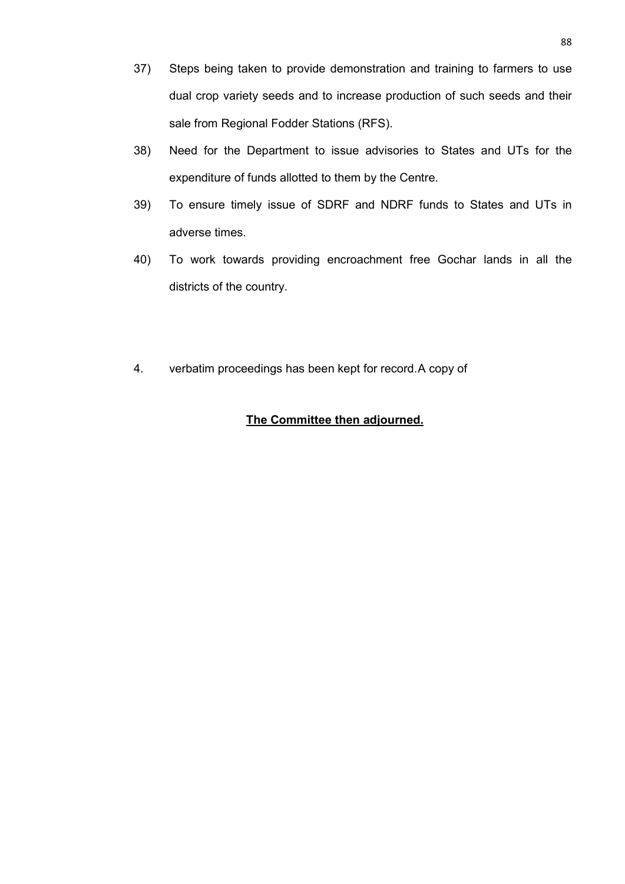37) Steps being taken to provide demonstration and training to farmers to use dual crop variety seeds and to increase production of such seeds and their sale from Regional Fodder Stations (RFS).

38) Need for the Department to issue advisories to States and UTs for the expenditure of funds allotted to them by the Centre.

39) To ensure timely issue of SDRF and NDRF funds to States and UTs in adverse times.

40) To work towards providing encroachment free Gochar lands in all the districts of the country.

4. verbatim proceedings has been kept for record.A copy of

**The Committee then adjourned.**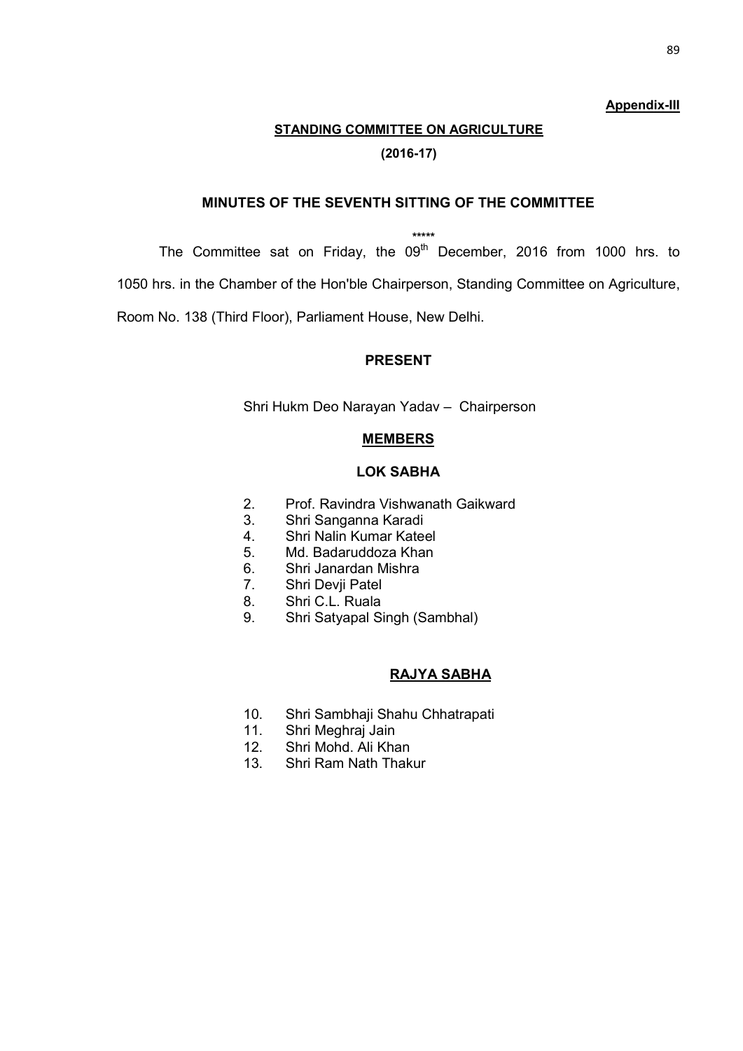**Appendix-III**

**STANDING COMMITTEE ON AGRICULTURE**

**(2016-17)**

**MINUTES OF THE SEVENTH SITTING OF THE COMMITTEE**

*****

The Committee sat on Friday, the 09th December, 2016 from 1000 hrs. to 1050 hrs. in the Chamber of the Hon'ble Chairperson, Standing Committee on Agriculture, Room No. 138 (Third Floor), Parliament House, New Delhi.

**PRESENT**

Shri Hukm Deo Narayan Yadav – Chairperson

**MEMBERS**

**LOK SABHA**

2. Prof. Ravindra Vishwanath Gaikward
3. Shri Sanganna Karadi
4. Shri Nalin Kumar Kateel
5. Md. Badaruddoza Khan
6. Shri Janardan Mishra
7. Shri Devji Patel
8. Shri C.L. Ruala
9. Shri Satyapal Singh (Sambhal)

**RAJYA SABHA**

10. Shri Sambhaji Shahu Chhatrapati
11. Shri Meghraj Jain
12. Shri Mohd. Ali Khan
13. Shri Ram Nath Thakur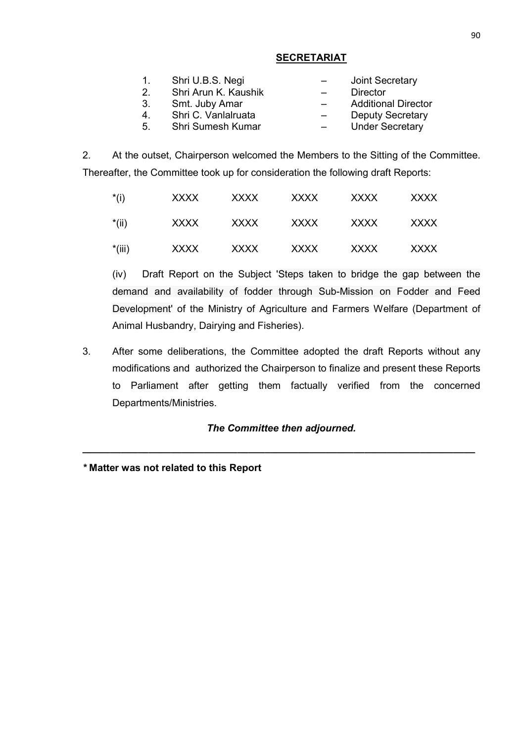## SECRETARIAT

| | | | |
|---|---|---|---|
| 1. | Shri U.B.S. Negi | – | Joint Secretary |
| 2. | Shri Arun K. Kaushik | – | Director |
| 3. | Smt. Juby Amar | – | Additional Director |
| 4. | Shri C. Vanlalruata | – | Deputy Secretary |
| 5. | Shri Sumesh Kumar | – | Under Secretary |

2. At the outset, Chairperson welcomed the Members to the Sitting of the Committee. Thereafter, the Committee took up for consideration the following draft Reports:

*(i) XXXX XXXX XXXX XXXX XXXX

*(ii) XXXX XXXX XXXX XXXX XXXX

*(iii) XXXX XXXX XXXX XXXX XXXX

(iv) Draft Report on the Subject 'Steps taken to bridge the gap between the demand and availability of fodder through Sub-Mission on Fodder and Feed Development' of the Ministry of Agriculture and Farmers Welfare (Department of Animal Husbandry, Dairying and Fisheries).

3. After some deliberations, the Committee adopted the draft Reports without any modifications and authorized the Chairperson to finalize and present these Reports to Parliament after getting them factually verified from the concerned Departments/Ministries.

***The Committee then adjourned.***

---

**\* Matter was not related to this Report**